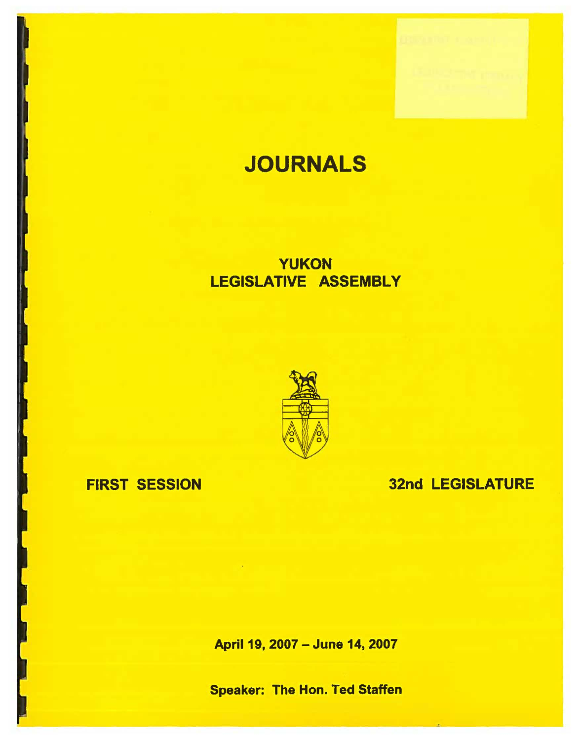# JOURNALS

## YUKON LEGISLATIVE ASSEMBLY

**FIRST SESSION** **32nd LEGISLATURE**

**April 19, 2007 – June 14, 2007**

**Speaker: The Hon. Ted Staffen**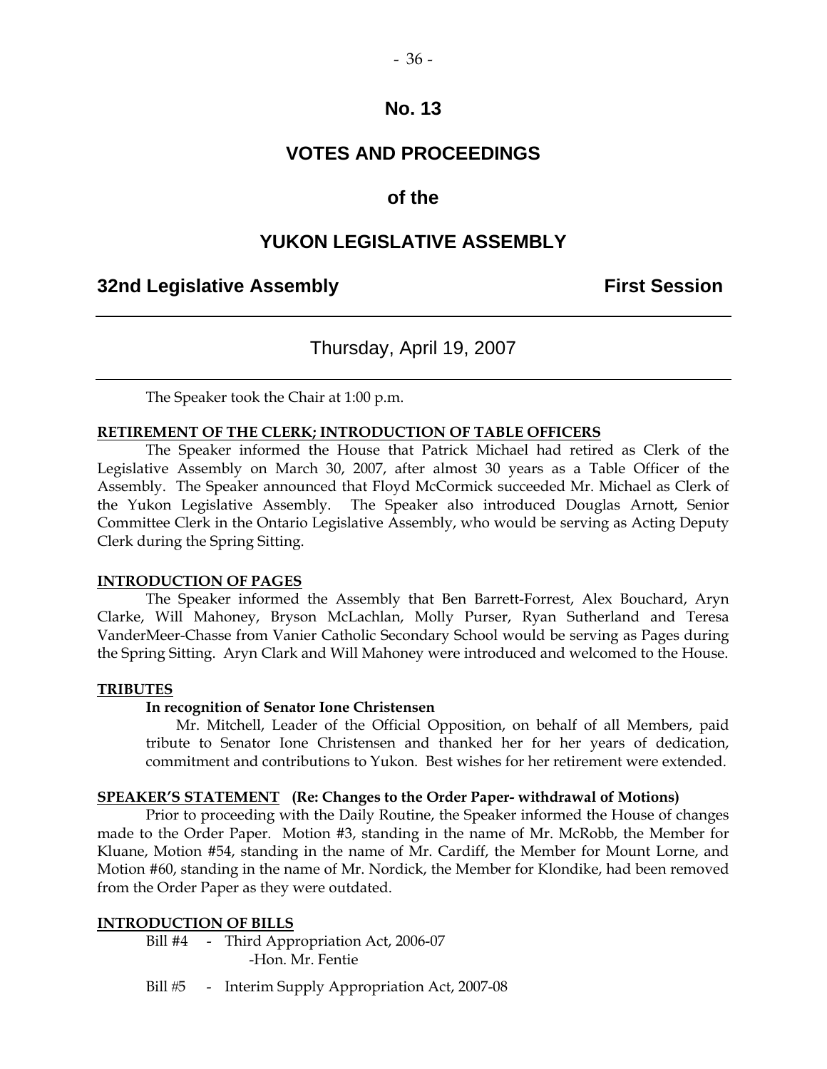# No. 13

# VOTES AND PROCEEDINGS

# of the

# YUKON LEGISLATIVE ASSEMBLY

**32nd Legislative Assembly** **First Session**

---

Thursday, April 19, 2007

---

The Speaker took the Chair at 1:00 p.m.

**RETIREMENT OF THE CLERK; INTRODUCTION OF TABLE OFFICERS**

The Speaker informed the House that Patrick Michael had retired as Clerk of the Legislative Assembly on March 30, 2007, after almost 30 years as a Table Officer of the Assembly. The Speaker announced that Floyd McCormick succeeded Mr. Michael as Clerk of the Yukon Legislative Assembly. The Speaker also introduced Douglas Arnott, Senior Committee Clerk in the Ontario Legislative Assembly, who would be serving as Acting Deputy Clerk during the Spring Sitting.

**INTRODUCTION OF PAGES**

The Speaker informed the Assembly that Ben Barrett-Forrest, Alex Bouchard, Aryn Clarke, Will Mahoney, Bryson McLachlan, Molly Purser, Ryan Sutherland and Teresa VanderMeer-Chasse from Vanier Catholic Secondary School would be serving as Pages during the Spring Sitting. Aryn Clark and Will Mahoney were introduced and welcomed to the House.

**TRIBUTES**

**In recognition of Senator Ione Christensen**

Mr. Mitchell, Leader of the Official Opposition, on behalf of all Members, paid tribute to Senator Ione Christensen and thanked her for her years of dedication, commitment and contributions to Yukon. Best wishes for her retirement were extended.

**SPEAKER'S STATEMENT (Re: Changes to the Order Paper- withdrawal of Motions)**

Prior to proceeding with the Daily Routine, the Speaker informed the House of changes made to the Order Paper. Motion #3, standing in the name of Mr. McRobb, the Member for Kluane, Motion #54, standing in the name of Mr. Cardiff, the Member for Mount Lorne, and Motion #60, standing in the name of Mr. Nordick, the Member for Klondike, had been removed from the Order Paper as they were outdated.

**INTRODUCTION OF BILLS**

Bill #4 - Third Appropriation Act, 2006-07
-Hon. Mr. Fentie

Bill #5 - Interim Supply Appropriation Act, 2007-08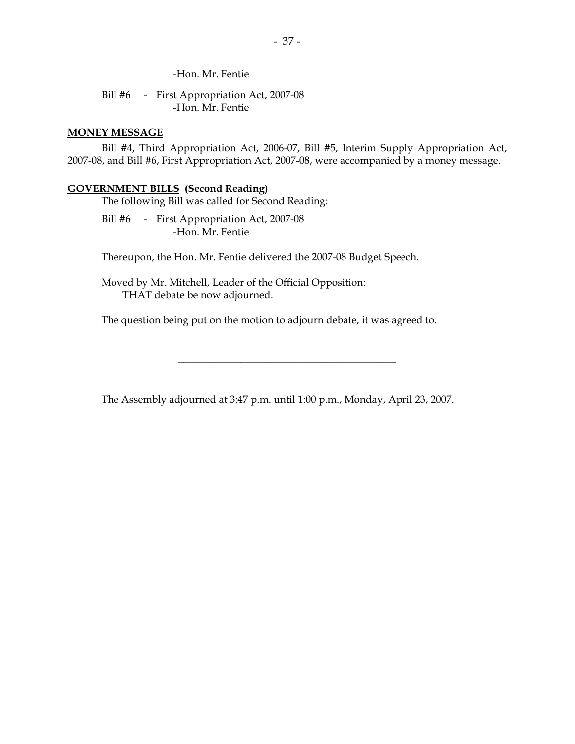-Hon. Mr. Fentie

Bill #6 - First Appropriation Act, 2007-08
-Hon. Mr. Fentie

**MONEY MESSAGE**

Bill #4, Third Appropriation Act, 2006-07, Bill #5, Interim Supply Appropriation Act, 2007-08, and Bill #6, First Appropriation Act, 2007-08, were accompanied by a money message.

**GOVERNMENT BILLS (Second Reading)**

The following Bill was called for Second Reading:

Bill #6 - First Appropriation Act, 2007-08
-Hon. Mr. Fentie

Thereupon, the Hon. Mr. Fentie delivered the 2007-08 Budget Speech.

Moved by Mr. Mitchell, Leader of the Official Opposition:
THAT debate be now adjourned.

The question being put on the motion to adjourn debate, it was agreed to.

---

The Assembly adjourned at 3:47 p.m. until 1:00 p.m., Monday, April 23, 2007.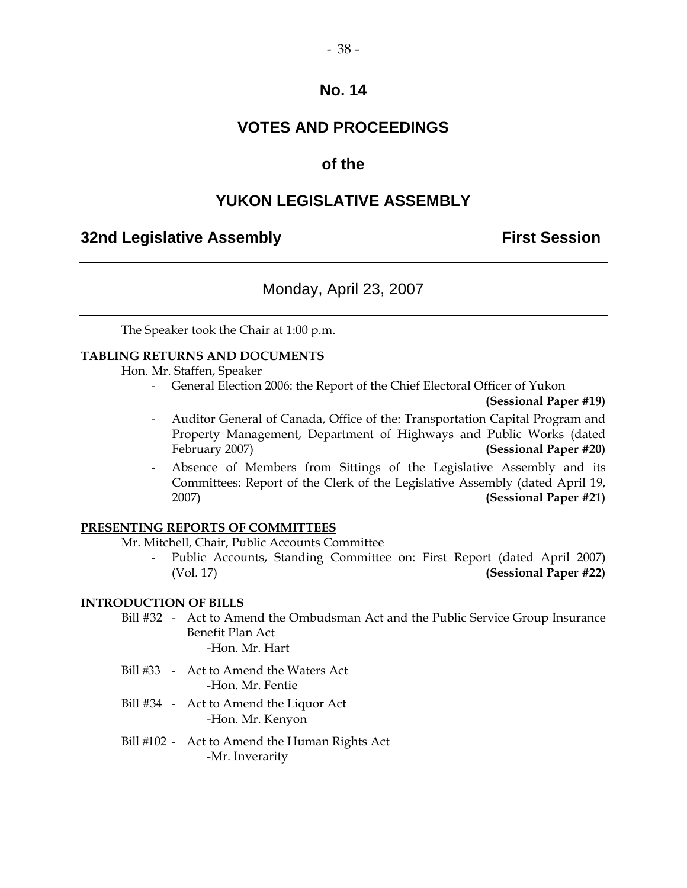# No. 14

# VOTES AND PROCEEDINGS

## of the

# YUKON LEGISLATIVE ASSEMBLY

**32nd Legislative Assembly** **First Session**

---

Monday, April 23, 2007

---

The Speaker took the Chair at 1:00 p.m.

**TABLING RETURNS AND DOCUMENTS**

Hon. Mr. Staffen, Speaker

- General Election 2006: the Report of the Chief Electoral Officer of Yukon **(Sessional Paper #19)**
- Auditor General of Canada, Office of the: Transportation Capital Program and Property Management, Department of Highways and Public Works (dated February 2007) **(Sessional Paper #20)**
- Absence of Members from Sittings of the Legislative Assembly and its Committees: Report of the Clerk of the Legislative Assembly (dated April 19, 2007) **(Sessional Paper #21)**

**PRESENTING REPORTS OF COMMITTEES**

Mr. Mitchell, Chair, Public Accounts Committee

- Public Accounts, Standing Committee on: First Report (dated April 2007) (Vol. 17) **(Sessional Paper #22)**

**INTRODUCTION OF BILLS**

Bill #32 - Act to Amend the Ombudsman Act and the Public Service Group Insurance Benefit Plan Act
-Hon. Mr. Hart

Bill #33 - Act to Amend the Waters Act
-Hon. Mr. Fentie

Bill #34 - Act to Amend the Liquor Act
-Hon. Mr. Kenyon

Bill #102 - Act to Amend the Human Rights Act
-Mr. Inverarity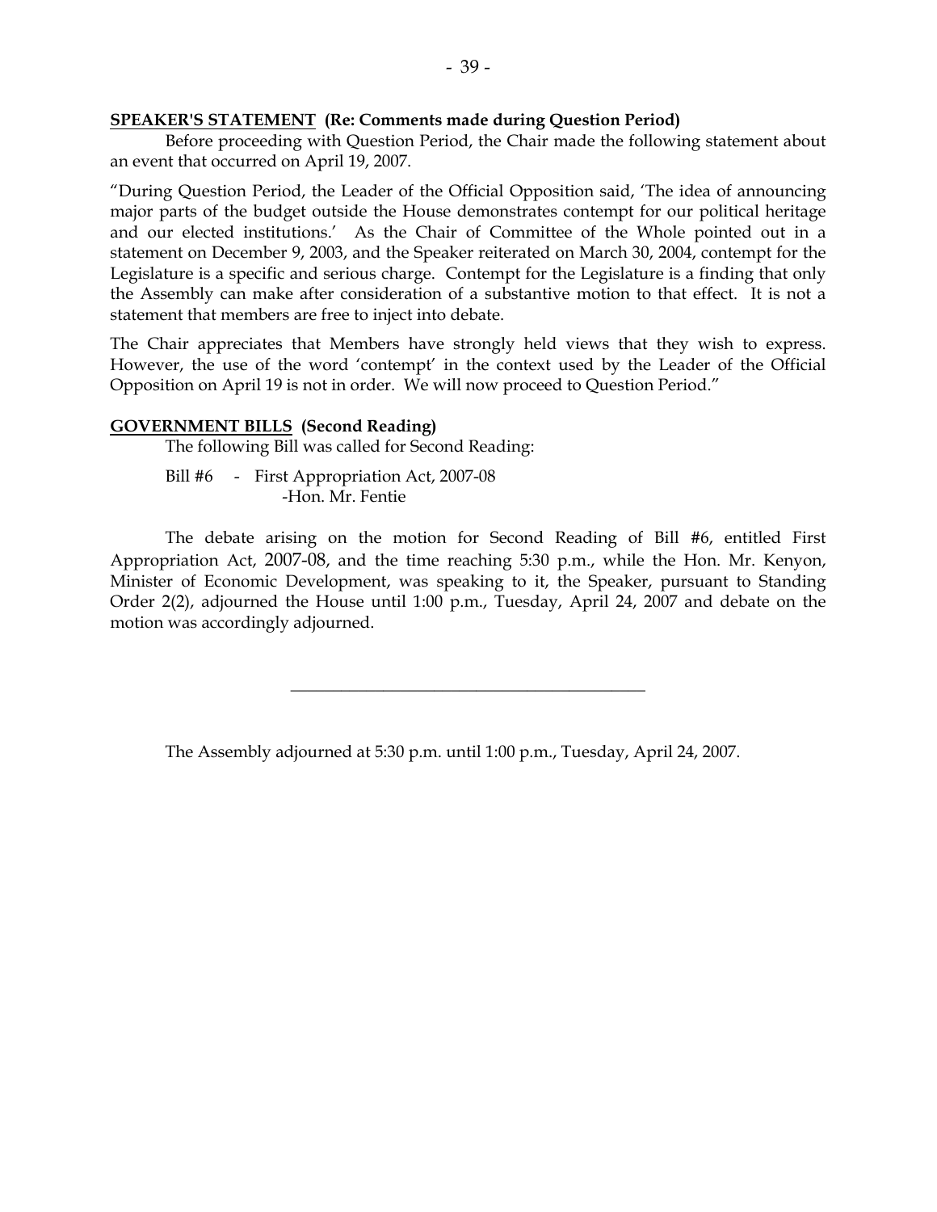**SPEAKER'S STATEMENT (Re: Comments made during Question Period)**

Before proceeding with Question Period, the Chair made the following statement about an event that occurred on April 19, 2007.

"During Question Period, the Leader of the Official Opposition said, 'The idea of announcing major parts of the budget outside the House demonstrates contempt for our political heritage and our elected institutions.' As the Chair of Committee of the Whole pointed out in a statement on December 9, 2003, and the Speaker reiterated on March 30, 2004, contempt for the Legislature is a specific and serious charge. Contempt for the Legislature is a finding that only the Assembly can make after consideration of a substantive motion to that effect. It is not a statement that members are free to inject into debate.

The Chair appreciates that Members have strongly held views that they wish to express. However, the use of the word 'contempt' in the context used by the Leader of the Official Opposition on April 19 is not in order. We will now proceed to Question Period."

**GOVERNMENT BILLS (Second Reading)**

The following Bill was called for Second Reading:

Bill #6 - First Appropriation Act, 2007-08
-Hon. Mr. Fentie

The debate arising on the motion for Second Reading of Bill #6, entitled First Appropriation Act, 2007-08, and the time reaching 5:30 p.m., while the Hon. Mr. Kenyon, Minister of Economic Development, was speaking to it, the Speaker, pursuant to Standing Order 2(2), adjourned the House until 1:00 p.m., Tuesday, April 24, 2007 and debate on the motion was accordingly adjourned.

---

The Assembly adjourned at 5:30 p.m. until 1:00 p.m., Tuesday, April 24, 2007.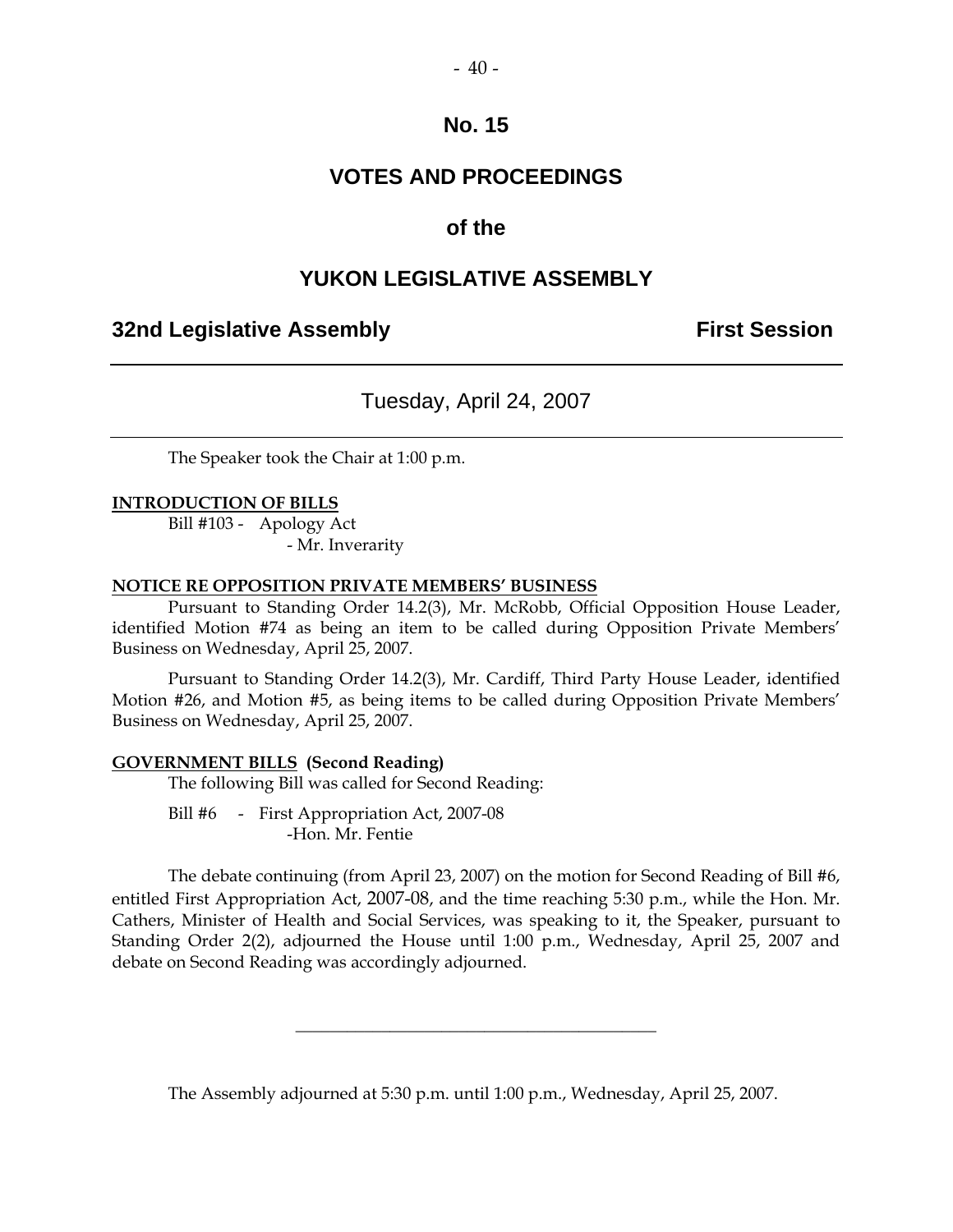# No. 15

## VOTES AND PROCEEDINGS

## of the

## YUKON LEGISLATIVE ASSEMBLY

**32nd Legislative Assembly** **First Session**

---

Tuesday, April 24, 2007

---

The Speaker took the Chair at 1:00 p.m.

**INTRODUCTION OF BILLS**

Bill #103 - Apology Act
- Mr. Inverarity

**NOTICE RE OPPOSITION PRIVATE MEMBERS' BUSINESS**

Pursuant to Standing Order 14.2(3), Mr. McRobb, Official Opposition House Leader, identified Motion #74 as being an item to be called during Opposition Private Members' Business on Wednesday, April 25, 2007.

Pursuant to Standing Order 14.2(3), Mr. Cardiff, Third Party House Leader, identified Motion #26, and Motion #5, as being items to be called during Opposition Private Members' Business on Wednesday, April 25, 2007.

**GOVERNMENT BILLS (Second Reading)**

The following Bill was called for Second Reading:

Bill #6 - First Appropriation Act, 2007-08
-Hon. Mr. Fentie

The debate continuing (from April 23, 2007) on the motion for Second Reading of Bill #6, entitled First Appropriation Act, 2007-08, and the time reaching 5:30 p.m., while the Hon. Mr. Cathers, Minister of Health and Social Services, was speaking to it, the Speaker, pursuant to Standing Order 2(2), adjourned the House until 1:00 p.m., Wednesday, April 25, 2007 and debate on Second Reading was accordingly adjourned.

---

The Assembly adjourned at 5:30 p.m. until 1:00 p.m., Wednesday, April 25, 2007.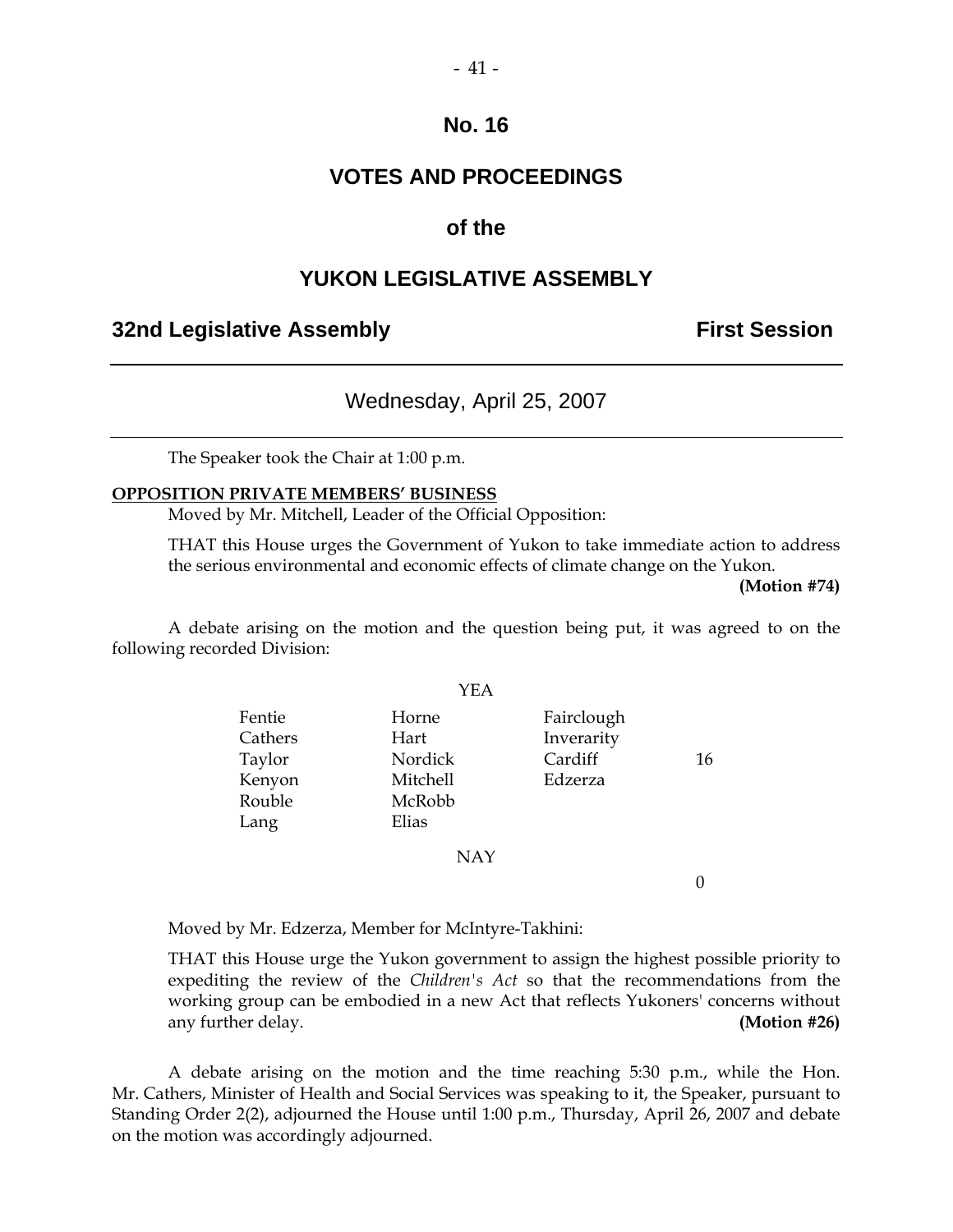# No. 16

# VOTES AND PROCEEDINGS

# of the

# YUKON LEGISLATIVE ASSEMBLY

**32nd Legislative Assembly** **First Session**

---

Wednesday, April 25, 2007

---

The Speaker took the Chair at 1:00 p.m.

**OPPOSITION PRIVATE MEMBERS' BUSINESS**

Moved by Mr. Mitchell, Leader of the Official Opposition:

THAT this House urges the Government of Yukon to take immediate action to address the serious environmental and economic effects of climate change on the Yukon.

**(Motion #74)**

A debate arising on the motion and the question being put, it was agreed to on the following recorded Division:

YEA

| | | | |
|---|---|---|---|
| Fentie | Horne | Fairclough | |
| Cathers | Hart | Inverarity | |
| Taylor | Nordick | Cardiff | 16 |
| Kenyon | Mitchell | Edzerza | |
| Rouble | McRobb | | |
| Lang | Elias | | |

NAY

0

Moved by Mr. Edzerza, Member for McIntyre-Takhini:

THAT this House urge the Yukon government to assign the highest possible priority to expediting the review of the *Children's Act* so that the recommendations from the working group can be embodied in a new Act that reflects Yukoners' concerns without any further delay. **(Motion #26)**

A debate arising on the motion and the time reaching 5:30 p.m., while the Hon. Mr. Cathers, Minister of Health and Social Services was speaking to it, the Speaker, pursuant to Standing Order 2(2), adjourned the House until 1:00 p.m., Thursday, April 26, 2007 and debate on the motion was accordingly adjourned.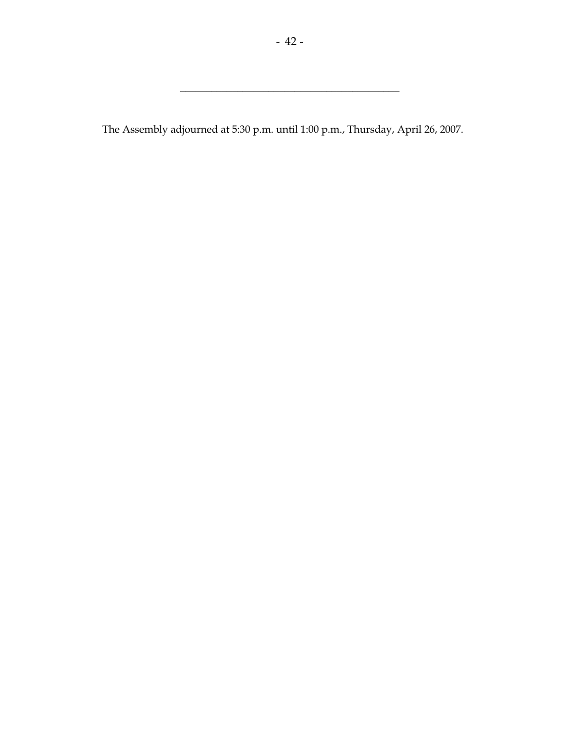---

The Assembly adjourned at 5:30 p.m. until 1:00 p.m., Thursday, April 26, 2007.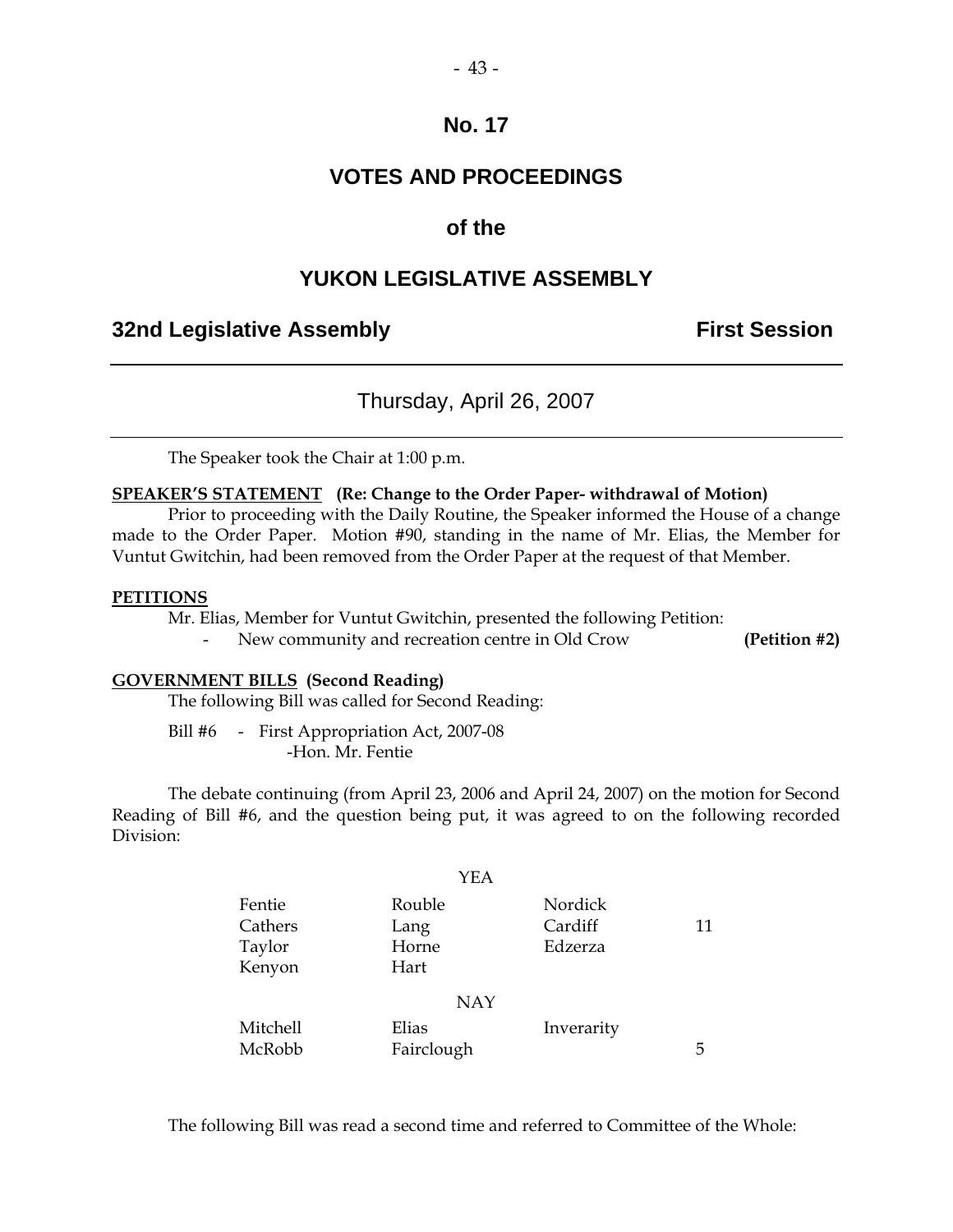# No. 17

# VOTES AND PROCEEDINGS

## of the

# YUKON LEGISLATIVE ASSEMBLY

**32nd Legislative Assembly** **First Session**

Thursday, April 26, 2007

The Speaker took the Chair at 1:00 p.m.

**SPEAKER'S STATEMENT** **(Re: Change to the Order Paper- withdrawal of Motion)**

Prior to proceeding with the Daily Routine, the Speaker informed the House of a change made to the Order Paper. Motion #90, standing in the name of Mr. Elias, the Member for Vuntut Gwitchin, had been removed from the Order Paper at the request of that Member.

**PETITIONS**

Mr. Elias, Member for Vuntut Gwitchin, presented the following Petition:

- New community and recreation centre in Old Crow **(Petition #2)**

**GOVERNMENT BILLS** **(Second Reading)**

The following Bill was called for Second Reading:

Bill #6 - First Appropriation Act, 2007-08
-Hon. Mr. Fentie

The debate continuing (from April 23, 2006 and April 24, 2007) on the motion for Second Reading of Bill #6, and the question being put, it was agreed to on the following recorded Division:

YEA

| | | | |
|---|---|---|---|
| Fentie | Rouble | Nordick | |
| Cathers | Lang | Cardiff | 11 |
| Taylor | Horne | Edzerza | |
| Kenyon | Hart | | |

NAY

| | | | |
|---|---|---|---|
| Mitchell | Elias | Inverarity | |
| McRobb | Fairclough | | 5 |

The following Bill was read a second time and referred to Committee of the Whole: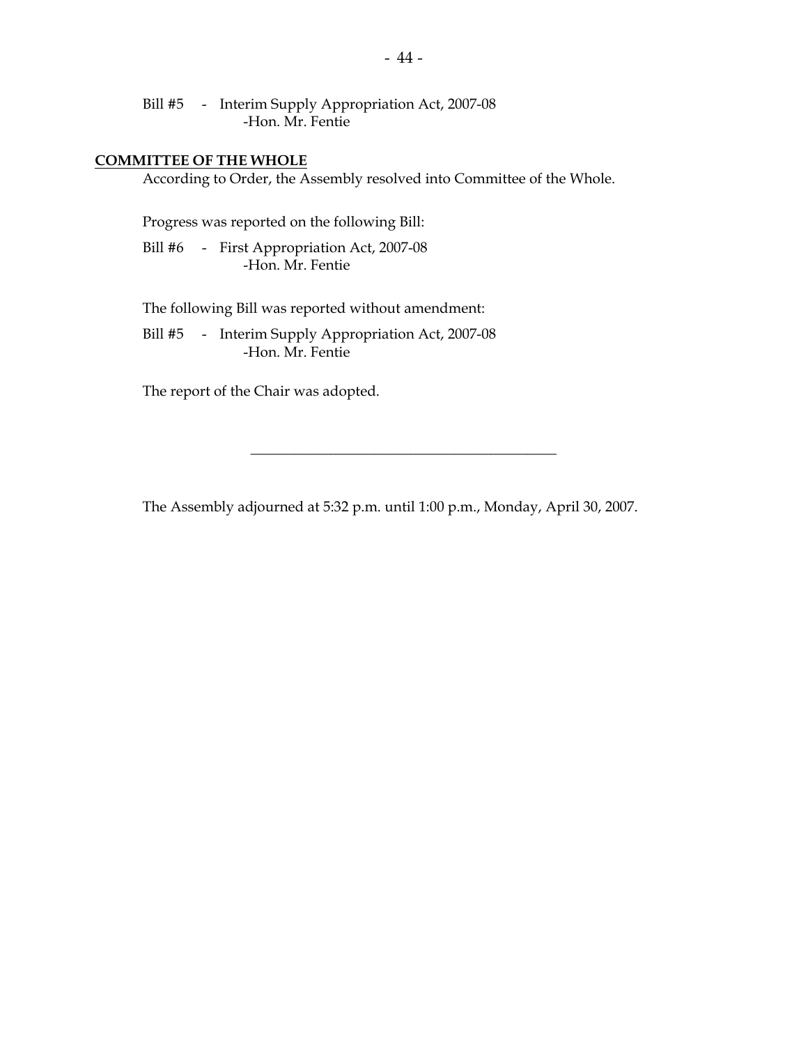Bill #5 - Interim Supply Appropriation Act, 2007-08
-Hon. Mr. Fentie

**COMMITTEE OF THE WHOLE**

According to Order, the Assembly resolved into Committee of the Whole.

Progress was reported on the following Bill:

Bill #6 - First Appropriation Act, 2007-08
-Hon. Mr. Fentie

The following Bill was reported without amendment:

Bill #5 - Interim Supply Appropriation Act, 2007-08
-Hon. Mr. Fentie

The report of the Chair was adopted.

---

The Assembly adjourned at 5:32 p.m. until 1:00 p.m., Monday, April 30, 2007.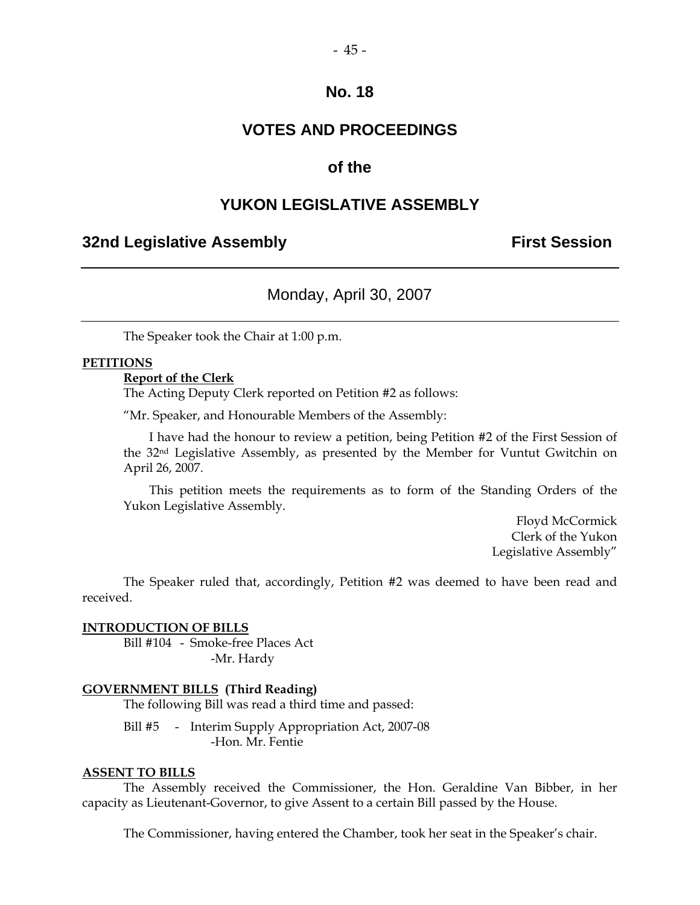# No. 18

## VOTES AND PROCEEDINGS

## of the

## YUKON LEGISLATIVE ASSEMBLY

**32nd Legislative Assembly** **First Session**

---

Monday, April 30, 2007

---

The Speaker took the Chair at 1:00 p.m.

**PETITIONS**

**Report of the Clerk**

The Acting Deputy Clerk reported on Petition #2 as follows:

"Mr. Speaker, and Honourable Members of the Assembly:

I have had the honour to review a petition, being Petition #2 of the First Session of the 32nd Legislative Assembly, as presented by the Member for Vuntut Gwitchin on April 26, 2007.

This petition meets the requirements as to form of the Standing Orders of the Yukon Legislative Assembly.

Floyd McCormick
Clerk of the Yukon
Legislative Assembly"

The Speaker ruled that, accordingly, Petition #2 was deemed to have been read and received.

**INTRODUCTION OF BILLS**

Bill #104 - Smoke-free Places Act
-Mr. Hardy

**GOVERNMENT BILLS (Third Reading)**

The following Bill was read a third time and passed:

Bill #5 - Interim Supply Appropriation Act, 2007-08
-Hon. Mr. Fentie

**ASSENT TO BILLS**

The Assembly received the Commissioner, the Hon. Geraldine Van Bibber, in her capacity as Lieutenant-Governor, to give Assent to a certain Bill passed by the House.

The Commissioner, having entered the Chamber, took her seat in the Speaker's chair.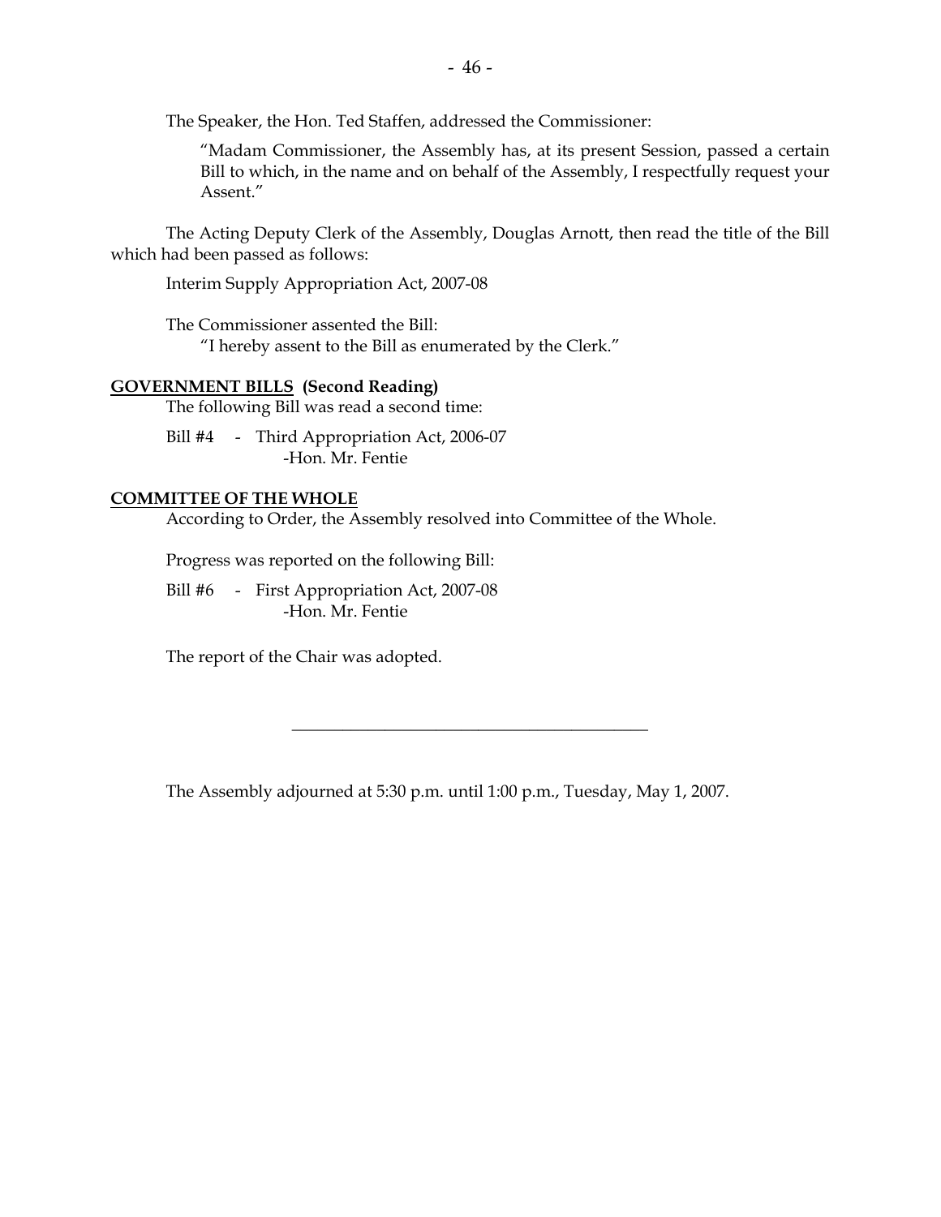The Speaker, the Hon. Ted Staffen, addressed the Commissioner:

> "Madam Commissioner, the Assembly has, at its present Session, passed a certain Bill to which, in the name and on behalf of the Assembly, I respectfully request your Assent."

The Acting Deputy Clerk of the Assembly, Douglas Arnott, then read the title of the Bill which had been passed as follows:

Interim Supply Appropriation Act, 2007-08

The Commissioner assented the Bill:

"I hereby assent to the Bill as enumerated by the Clerk."

**GOVERNMENT BILLS (Second Reading)**

The following Bill was read a second time:

Bill #4 - Third Appropriation Act, 2006-07
-Hon. Mr. Fentie

**COMMITTEE OF THE WHOLE**

According to Order, the Assembly resolved into Committee of the Whole.

Progress was reported on the following Bill:

Bill #6 - First Appropriation Act, 2007-08
-Hon. Mr. Fentie

The report of the Chair was adopted.

---

The Assembly adjourned at 5:30 p.m. until 1:00 p.m., Tuesday, May 1, 2007.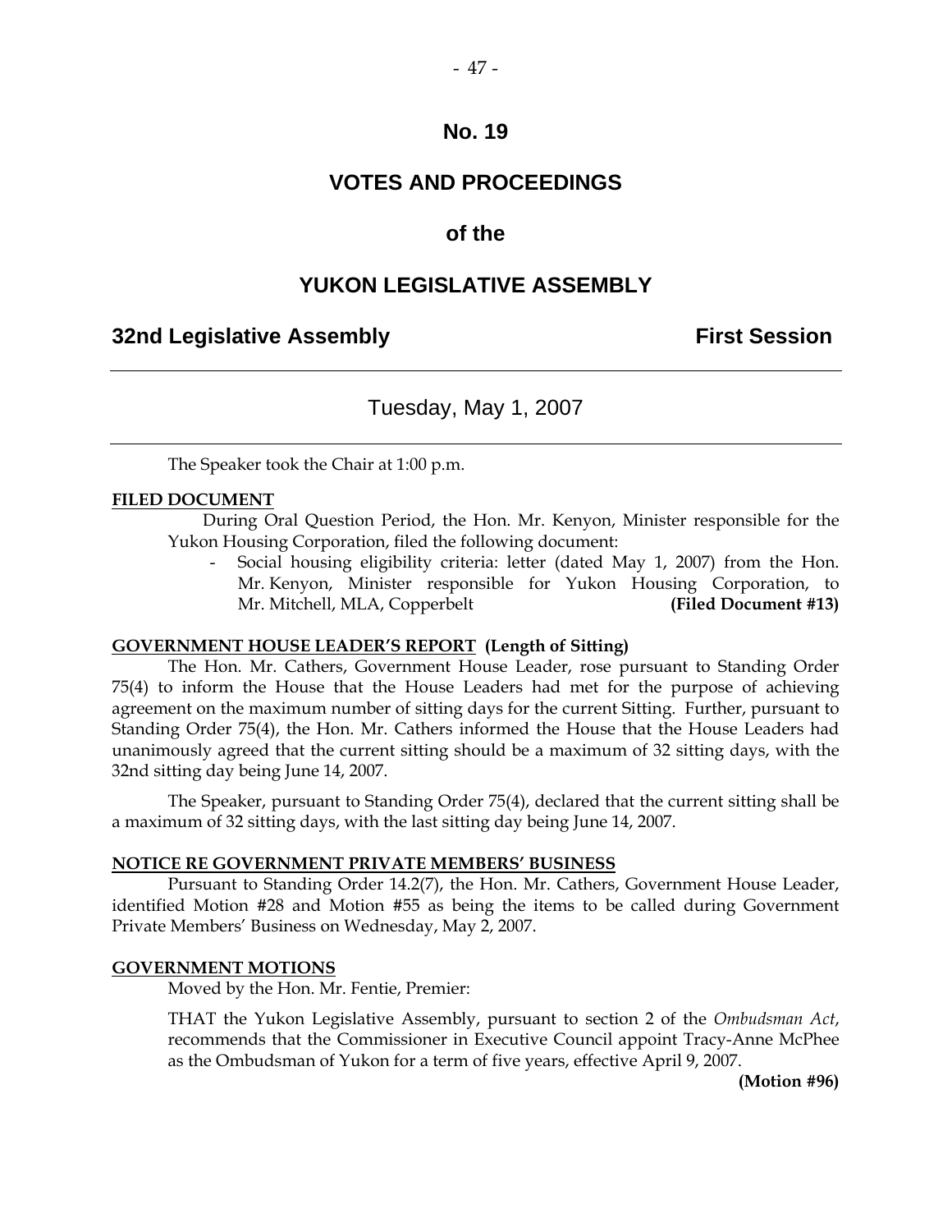# No. 19

# VOTES AND PROCEEDINGS

## of the

# YUKON LEGISLATIVE ASSEMBLY

**32nd Legislative Assembly** **First Session**

---

Tuesday, May 1, 2007

---

The Speaker took the Chair at 1:00 p.m.

**FILED DOCUMENT**

During Oral Question Period, the Hon. Mr. Kenyon, Minister responsible for the Yukon Housing Corporation, filed the following document:

- Social housing eligibility criteria: letter (dated May 1, 2007) from the Hon. Mr. Kenyon, Minister responsible for Yukon Housing Corporation, to Mr. Mitchell, MLA, Copperbelt **(Filed Document #13)**

**GOVERNMENT HOUSE LEADER'S REPORT (Length of Sitting)**

The Hon. Mr. Cathers, Government House Leader, rose pursuant to Standing Order 75(4) to inform the House that the House Leaders had met for the purpose of achieving agreement on the maximum number of sitting days for the current Sitting. Further, pursuant to Standing Order 75(4), the Hon. Mr. Cathers informed the House that the House Leaders had unanimously agreed that the current sitting should be a maximum of 32 sitting days, with the 32nd sitting day being June 14, 2007.

The Speaker, pursuant to Standing Order 75(4), declared that the current sitting shall be a maximum of 32 sitting days, with the last sitting day being June 14, 2007.

**NOTICE RE GOVERNMENT PRIVATE MEMBERS' BUSINESS**

Pursuant to Standing Order 14.2(7), the Hon. Mr. Cathers, Government House Leader, identified Motion #28 and Motion #55 as being the items to be called during Government Private Members' Business on Wednesday, May 2, 2007.

**GOVERNMENT MOTIONS**

Moved by the Hon. Mr. Fentie, Premier:

THAT the Yukon Legislative Assembly, pursuant to section 2 of the *Ombudsman Act*, recommends that the Commissioner in Executive Council appoint Tracy-Anne McPhee as the Ombudsman of Yukon for a term of five years, effective April 9, 2007.

**(Motion #96)**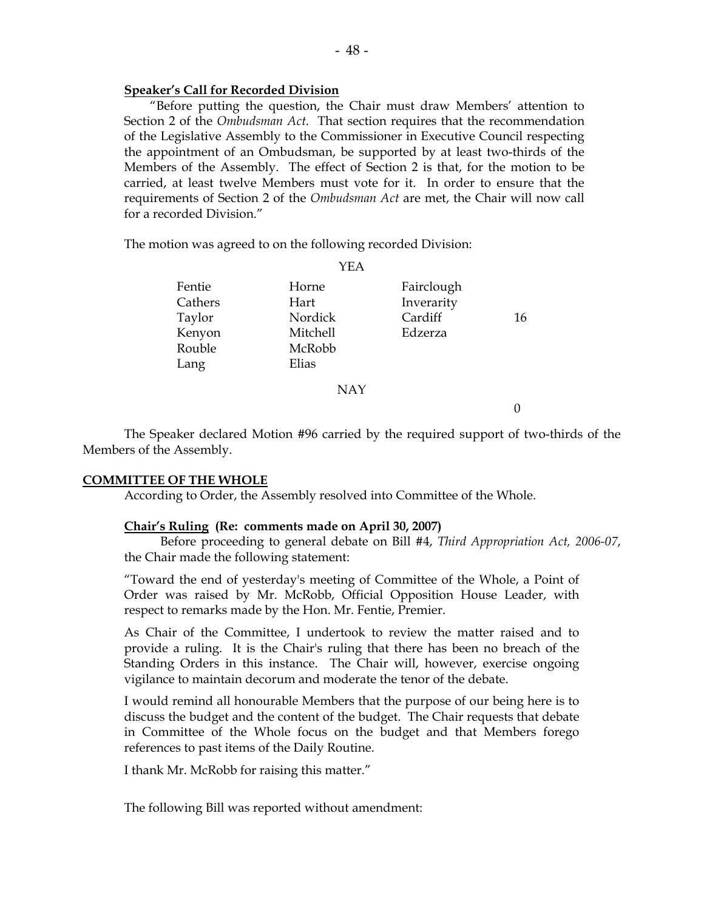**Speaker's Call for Recorded Division**

"Before putting the question, the Chair must draw Members' attention to Section 2 of the *Ombudsman Act*. That section requires that the recommendation of the Legislative Assembly to the Commissioner in Executive Council respecting the appointment of an Ombudsman, be supported by at least two-thirds of the Members of the Assembly. The effect of Section 2 is that, for the motion to be carried, at least twelve Members must vote for it. In order to ensure that the requirements of Section 2 of the *Ombudsman Act* are met, the Chair will now call for a recorded Division."

The motion was agreed to on the following recorded Division:

YEA

| | | | |
|---|---|---|---|
| Fentie | Horne | Fairclough | |
| Cathers | Hart | Inverarity | |
| Taylor | Nordick | Cardiff | 16 |
| Kenyon | Mitchell | Edzerza | |
| Rouble | McRobb | | |
| Lang | Elias | | |

NAY

0

The Speaker declared Motion #96 carried by the required support of two-thirds of the Members of the Assembly.

**COMMITTEE OF THE WHOLE**

According to Order, the Assembly resolved into Committee of the Whole.

**Chair's Ruling (Re: comments made on April 30, 2007)**

Before proceeding to general debate on Bill #4, *Third Appropriation Act, 2006-07*, the Chair made the following statement:

"Toward the end of yesterday's meeting of Committee of the Whole, a Point of Order was raised by Mr. McRobb, Official Opposition House Leader, with respect to remarks made by the Hon. Mr. Fentie, Premier.

As Chair of the Committee, I undertook to review the matter raised and to provide a ruling. It is the Chair's ruling that there has been no breach of the Standing Orders in this instance. The Chair will, however, exercise ongoing vigilance to maintain decorum and moderate the tenor of the debate.

I would remind all honourable Members that the purpose of our being here is to discuss the budget and the content of the budget. The Chair requests that debate in Committee of the Whole focus on the budget and that Members forego references to past items of the Daily Routine.

I thank Mr. McRobb for raising this matter."

The following Bill was reported without amendment: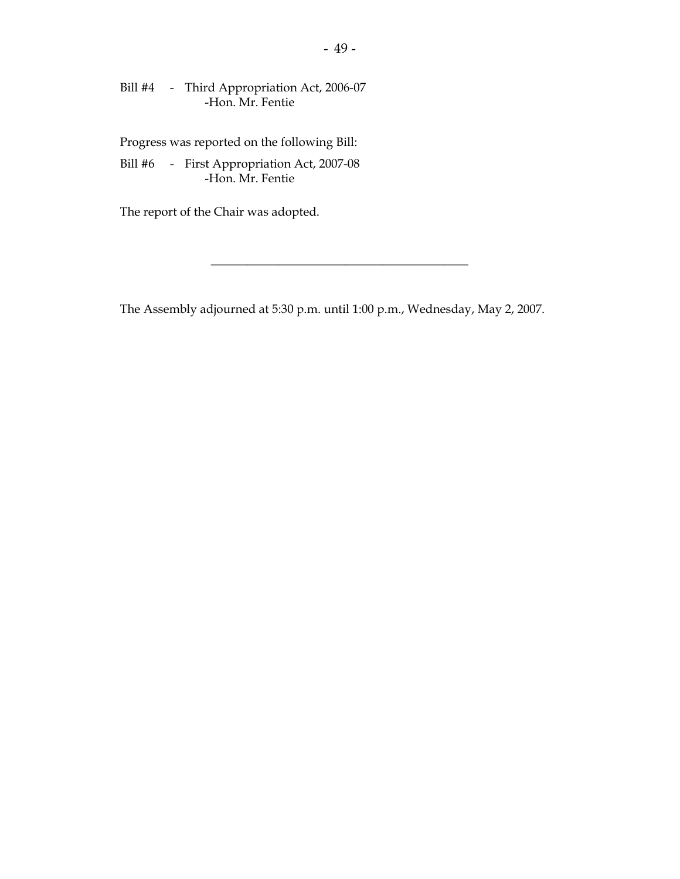Bill #4 - Third Appropriation Act, 2006-07
-Hon. Mr. Fentie

Progress was reported on the following Bill:

Bill #6 - First Appropriation Act, 2007-08
-Hon. Mr. Fentie

The report of the Chair was adopted.

---

The Assembly adjourned at 5:30 p.m. until 1:00 p.m., Wednesday, May 2, 2007.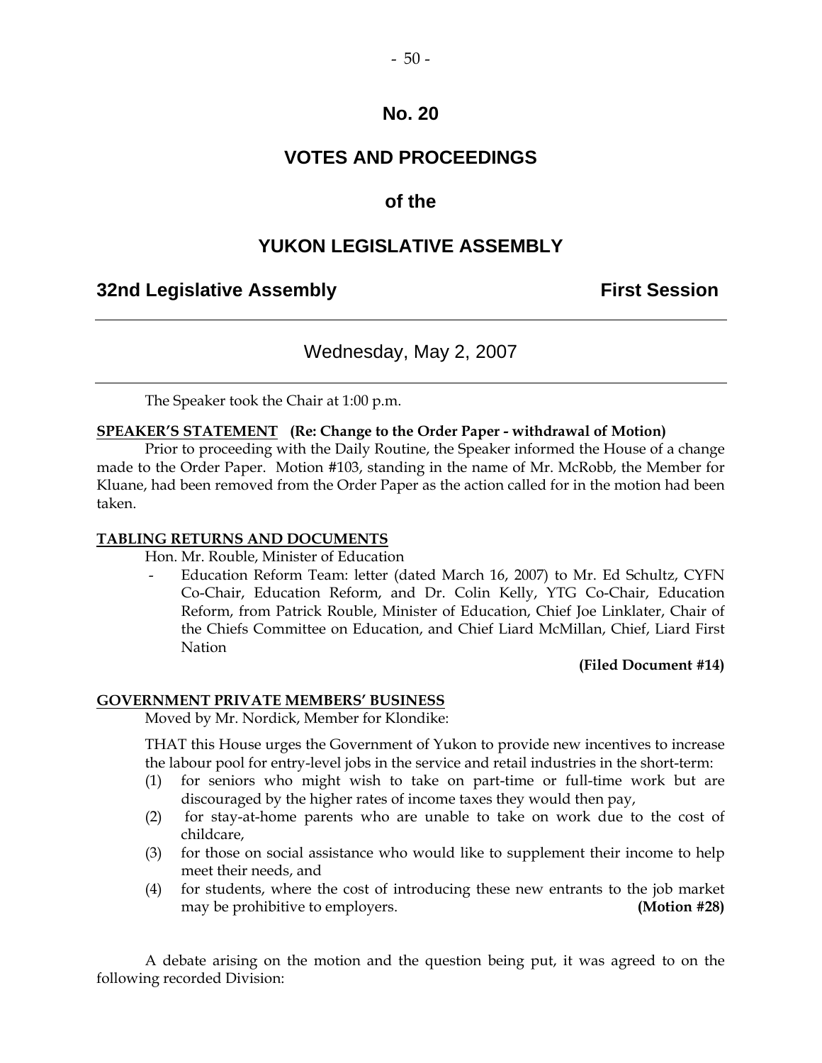# No. 20

# VOTES AND PROCEEDINGS

# of the

# YUKON LEGISLATIVE ASSEMBLY

## 32nd Legislative Assembly — First Session

### Wednesday, May 2, 2007

The Speaker took the Chair at 1:00 p.m.

**SPEAKER'S STATEMENT (Re: Change to the Order Paper - withdrawal of Motion)**

Prior to proceeding with the Daily Routine, the Speaker informed the House of a change made to the Order Paper. Motion #103, standing in the name of Mr. McRobb, the Member for Kluane, had been removed from the Order Paper as the action called for in the motion had been taken.

**TABLING RETURNS AND DOCUMENTS**

Hon. Mr. Rouble, Minister of Education

- Education Reform Team: letter (dated March 16, 2007) to Mr. Ed Schultz, CYFN Co-Chair, Education Reform, and Dr. Colin Kelly, YTG Co-Chair, Education Reform, from Patrick Rouble, Minister of Education, Chief Joe Linklater, Chair of the Chiefs Committee on Education, and Chief Liard McMillan, Chief, Liard First Nation

**(Filed Document #14)**

**GOVERNMENT PRIVATE MEMBERS' BUSINESS**

Moved by Mr. Nordick, Member for Klondike:

THAT this House urges the Government of Yukon to provide new incentives to increase the labour pool for entry-level jobs in the service and retail industries in the short-term:

(1) for seniors who might wish to take on part-time or full-time work but are discouraged by the higher rates of income taxes they would then pay,

(2) for stay-at-home parents who are unable to take on work due to the cost of childcare,

(3) for those on social assistance who would like to supplement their income to help meet their needs, and

(4) for students, where the cost of introducing these new entrants to the job market may be prohibitive to employers. **(Motion #28)**

A debate arising on the motion and the question being put, it was agreed to on the following recorded Division: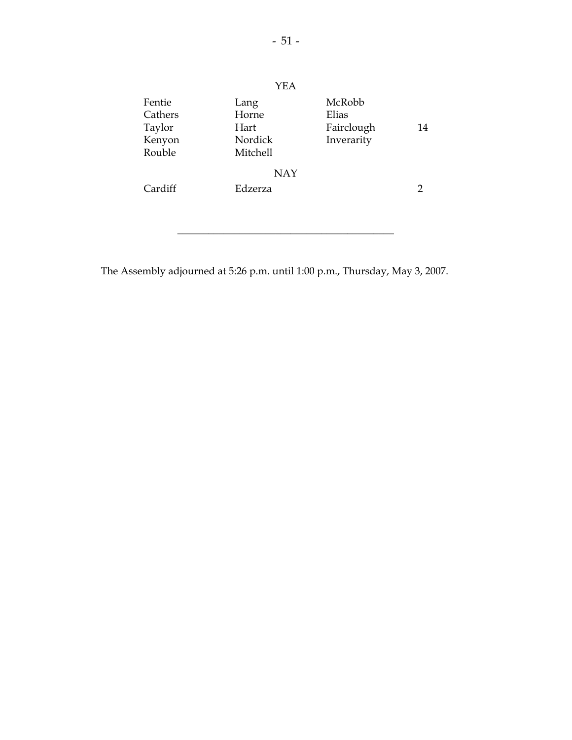YEA

| | | | |
|---|---|---|---|
| Fentie | Lang | McRobb | |
| Cathers | Horne | Elias | |
| Taylor | Hart | Fairclough | 14 |
| Kenyon | Nordick | Inverarity | |
| Rouble | Mitchell | | |

NAY

| | | | |
|---|---|---|---|
| Cardiff | Edzerza | | 2 |

---

The Assembly adjourned at 5:26 p.m. until 1:00 p.m., Thursday, May 3, 2007.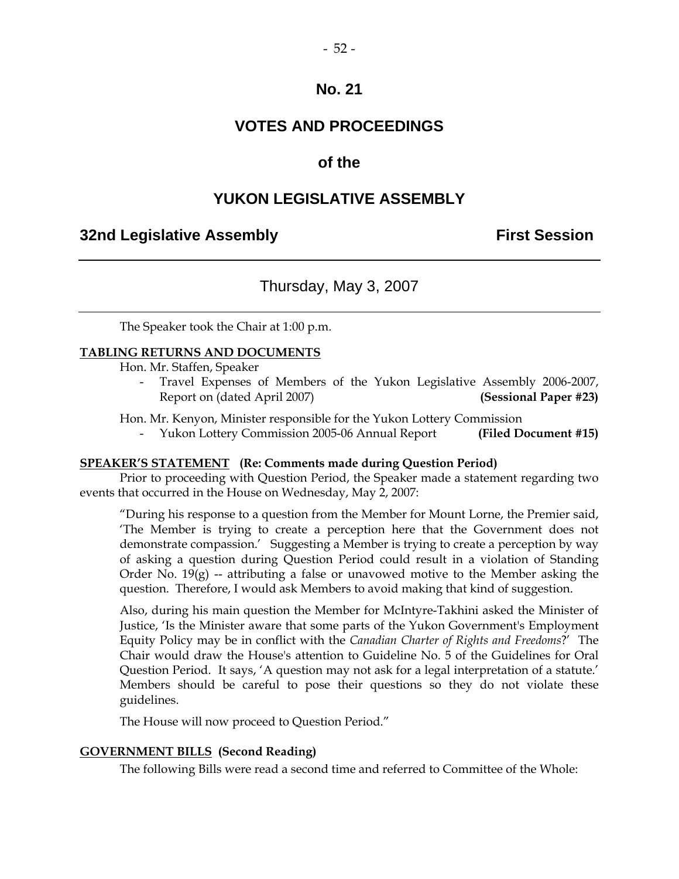# No. 21

# VOTES AND PROCEEDINGS

# of the

# YUKON LEGISLATIVE ASSEMBLY

**32nd Legislative Assembly** **First Session**

---

Thursday, May 3, 2007

---

The Speaker took the Chair at 1:00 p.m.

**TABLING RETURNS AND DOCUMENTS**

Hon. Mr. Staffen, Speaker

- Travel Expenses of Members of the Yukon Legislative Assembly 2006-2007, Report on (dated April 2007) **(Sessional Paper #23)**

Hon. Mr. Kenyon, Minister responsible for the Yukon Lottery Commission

- Yukon Lottery Commission 2005-06 Annual Report **(Filed Document #15)**

**SPEAKER'S STATEMENT (Re: Comments made during Question Period)**

Prior to proceeding with Question Period, the Speaker made a statement regarding two events that occurred in the House on Wednesday, May 2, 2007:

"During his response to a question from the Member for Mount Lorne, the Premier said, 'The Member is trying to create a perception here that the Government does not demonstrate compassion.' Suggesting a Member is trying to create a perception by way of asking a question during Question Period could result in a violation of Standing Order No. 19(g) -- attributing a false or unavowed motive to the Member asking the question. Therefore, I would ask Members to avoid making that kind of suggestion.

Also, during his main question the Member for McIntyre-Takhini asked the Minister of Justice, 'Is the Minister aware that some parts of the Yukon Government's Employment Equity Policy may be in conflict with the *Canadian Charter of Rights and Freedoms*?' The Chair would draw the House's attention to Guideline No. 5 of the Guidelines for Oral Question Period. It says, 'A question may not ask for a legal interpretation of a statute.' Members should be careful to pose their questions so they do not violate these guidelines.

The House will now proceed to Question Period."

**GOVERNMENT BILLS (Second Reading)**

The following Bills were read a second time and referred to Committee of the Whole: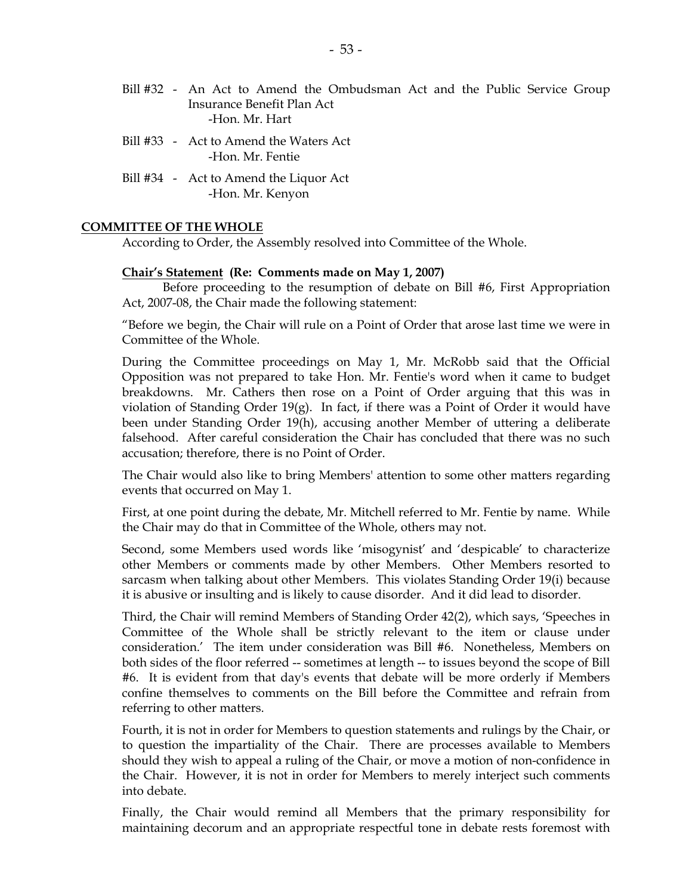Bill #32 - An Act to Amend the Ombudsman Act and the Public Service Group Insurance Benefit Plan Act
-Hon. Mr. Hart

Bill #33 - Act to Amend the Waters Act
-Hon. Mr. Fentie

Bill #34 - Act to Amend the Liquor Act
-Hon. Mr. Kenyon

## COMMITTEE OF THE WHOLE

According to Order, the Assembly resolved into Committee of the Whole.

### Chair's Statement (Re: Comments made on May 1, 2007)

Before proceeding to the resumption of debate on Bill #6, First Appropriation Act, 2007-08, the Chair made the following statement:

"Before we begin, the Chair will rule on a Point of Order that arose last time we were in Committee of the Whole.

During the Committee proceedings on May 1, Mr. McRobb said that the Official Opposition was not prepared to take Hon. Mr. Fentie's word when it came to budget breakdowns. Mr. Cathers then rose on a Point of Order arguing that this was in violation of Standing Order 19(g). In fact, if there was a Point of Order it would have been under Standing Order 19(h), accusing another Member of uttering a deliberate falsehood. After careful consideration the Chair has concluded that there was no such accusation; therefore, there is no Point of Order.

The Chair would also like to bring Members' attention to some other matters regarding events that occurred on May 1.

First, at one point during the debate, Mr. Mitchell referred to Mr. Fentie by name. While the Chair may do that in Committee of the Whole, others may not.

Second, some Members used words like 'misogynist' and 'despicable' to characterize other Members or comments made by other Members. Other Members resorted to sarcasm when talking about other Members. This violates Standing Order 19(i) because it is abusive or insulting and is likely to cause disorder. And it did lead to disorder.

Third, the Chair will remind Members of Standing Order 42(2), which says, 'Speeches in Committee of the Whole shall be strictly relevant to the item or clause under consideration.' The item under consideration was Bill #6. Nonetheless, Members on both sides of the floor referred -- sometimes at length -- to issues beyond the scope of Bill #6. It is evident from that day's events that debate will be more orderly if Members confine themselves to comments on the Bill before the Committee and refrain from referring to other matters.

Fourth, it is not in order for Members to question statements and rulings by the Chair, or to question the impartiality of the Chair. There are processes available to Members should they wish to appeal a ruling of the Chair, or move a motion of non-confidence in the Chair. However, it is not in order for Members to merely interject such comments into debate.

Finally, the Chair would remind all Members that the primary responsibility for maintaining decorum and an appropriate respectful tone in debate rests foremost with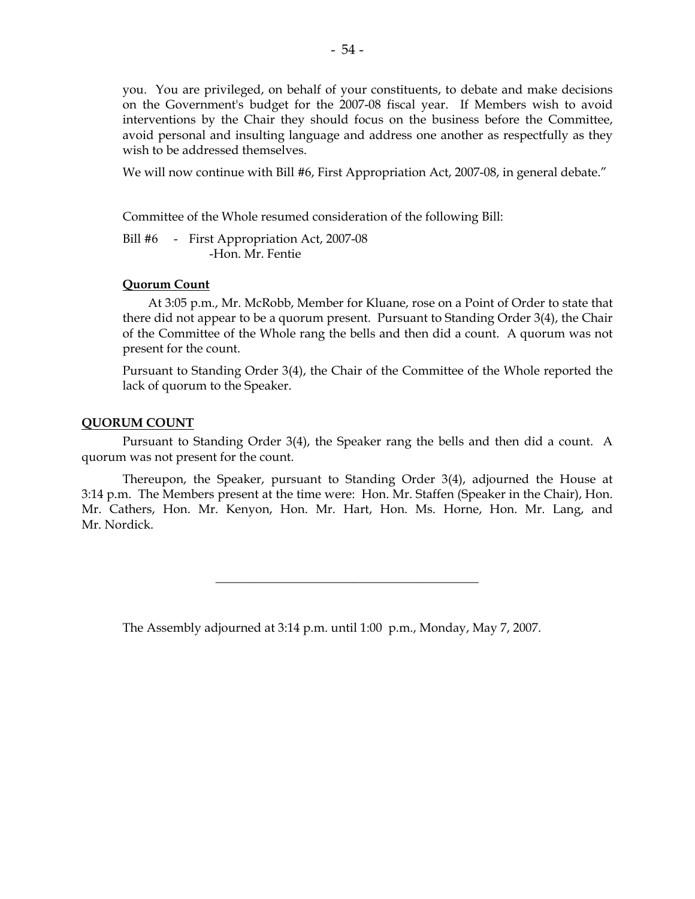you. You are privileged, on behalf of your constituents, to debate and make decisions on the Government's budget for the 2007-08 fiscal year. If Members wish to avoid interventions by the Chair they should focus on the business before the Committee, avoid personal and insulting language and address one another as respectfully as they wish to be addressed themselves.

We will now continue with Bill #6, First Appropriation Act, 2007-08, in general debate."

Committee of the Whole resumed consideration of the following Bill:

Bill #6 - First Appropriation Act, 2007-08
-Hon. Mr. Fentie

**Quorum Count**

At 3:05 p.m., Mr. McRobb, Member for Kluane, rose on a Point of Order to state that there did not appear to be a quorum present. Pursuant to Standing Order 3(4), the Chair of the Committee of the Whole rang the bells and then did a count. A quorum was not present for the count.

Pursuant to Standing Order 3(4), the Chair of the Committee of the Whole reported the lack of quorum to the Speaker.

**QUORUM COUNT**

Pursuant to Standing Order 3(4), the Speaker rang the bells and then did a count. A quorum was not present for the count.

Thereupon, the Speaker, pursuant to Standing Order 3(4), adjourned the House at 3:14 p.m. The Members present at the time were: Hon. Mr. Staffen (Speaker in the Chair), Hon. Mr. Cathers, Hon. Mr. Kenyon, Hon. Mr. Hart, Hon. Ms. Horne, Hon. Mr. Lang, and Mr. Nordick.

---

The Assembly adjourned at 3:14 p.m. until 1:00 p.m., Monday, May 7, 2007.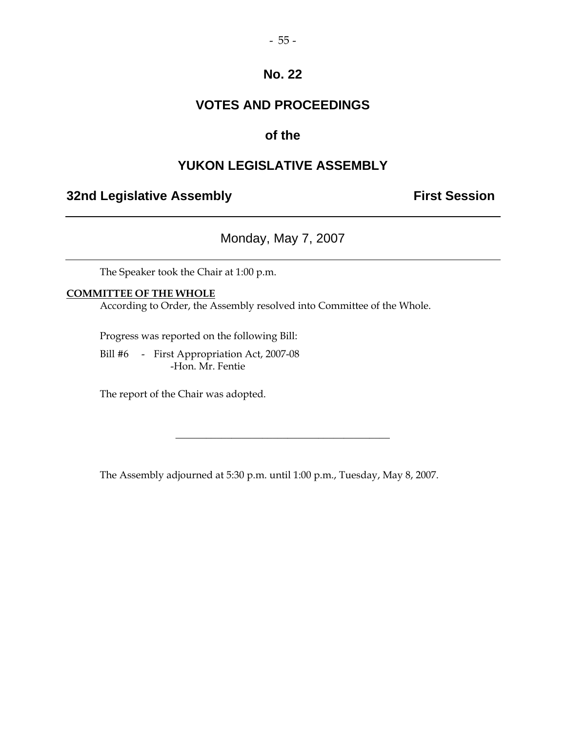# No. 22

# VOTES AND PROCEEDINGS

# of the

# YUKON LEGISLATIVE ASSEMBLY

**32nd Legislative Assembly** **First Session**

---

Monday, May 7, 2007

---

The Speaker took the Chair at 1:00 p.m.

**COMMITTEE OF THE WHOLE**

According to Order, the Assembly resolved into Committee of the Whole.

Progress was reported on the following Bill:

Bill #6 - First Appropriation Act, 2007-08
-Hon. Mr. Fentie

The report of the Chair was adopted.

---

The Assembly adjourned at 5:30 p.m. until 1:00 p.m., Tuesday, May 8, 2007.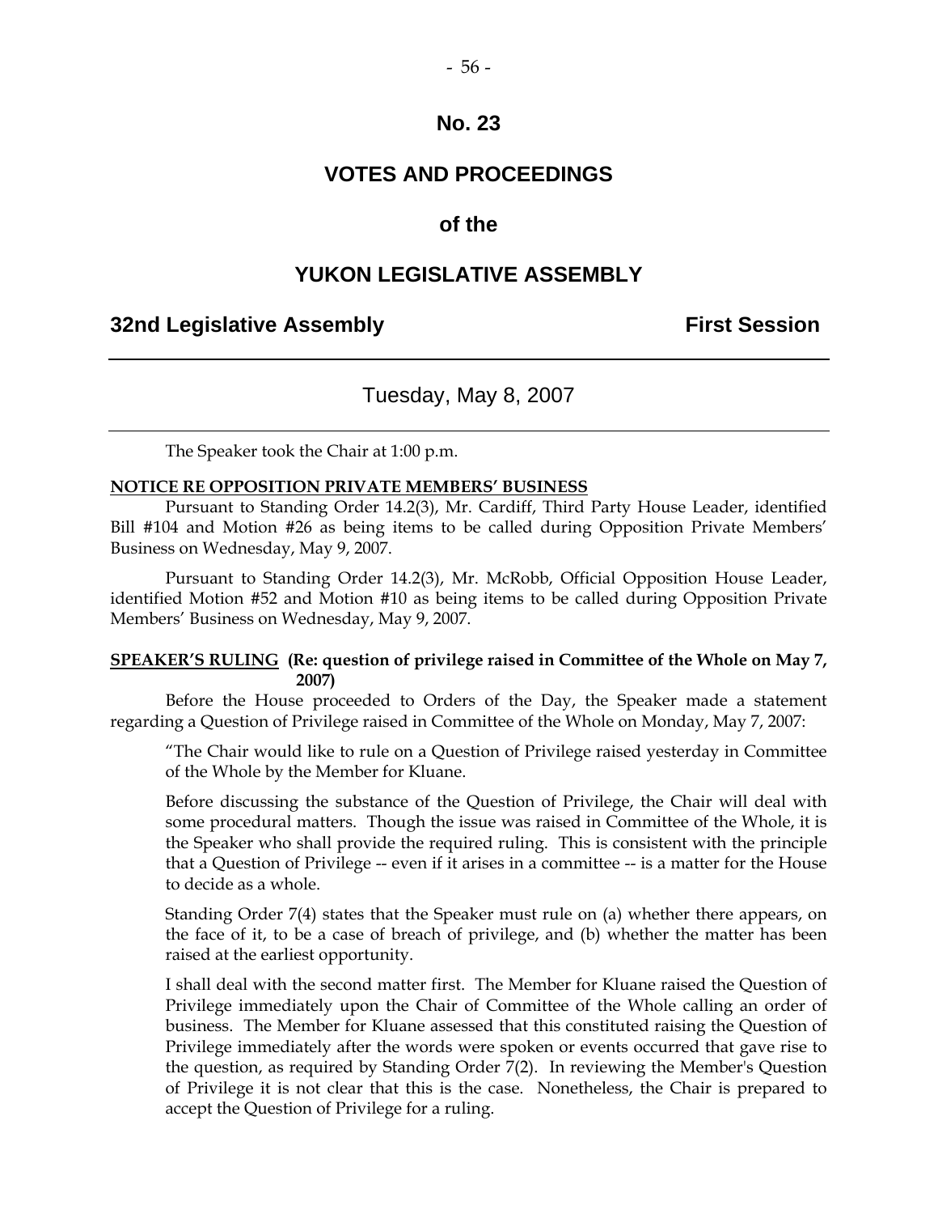# No. 23

# VOTES AND PROCEEDINGS

## of the

# YUKON LEGISLATIVE ASSEMBLY

**32nd Legislative Assembly** **First Session**

---

Tuesday, May 8, 2007

---

The Speaker took the Chair at 1:00 p.m.

**NOTICE RE OPPOSITION PRIVATE MEMBERS' BUSINESS**

Pursuant to Standing Order 14.2(3), Mr. Cardiff, Third Party House Leader, identified Bill #104 and Motion #26 as being items to be called during Opposition Private Members' Business on Wednesday, May 9, 2007.

Pursuant to Standing Order 14.2(3), Mr. McRobb, Official Opposition House Leader, identified Motion #52 and Motion #10 as being items to be called during Opposition Private Members' Business on Wednesday, May 9, 2007.

**SPEAKER'S RULING (Re: question of privilege raised in Committee of the Whole on May 7, 2007)**

Before the House proceeded to Orders of the Day, the Speaker made a statement regarding a Question of Privilege raised in Committee of the Whole on Monday, May 7, 2007:

> "The Chair would like to rule on a Question of Privilege raised yesterday in Committee of the Whole by the Member for Kluane.
>
> Before discussing the substance of the Question of Privilege, the Chair will deal with some procedural matters. Though the issue was raised in Committee of the Whole, it is the Speaker who shall provide the required ruling. This is consistent with the principle that a Question of Privilege -- even if it arises in a committee -- is a matter for the House to decide as a whole.
>
> Standing Order 7(4) states that the Speaker must rule on (a) whether there appears, on the face of it, to be a case of breach of privilege, and (b) whether the matter has been raised at the earliest opportunity.
>
> I shall deal with the second matter first. The Member for Kluane raised the Question of Privilege immediately upon the Chair of Committee of the Whole calling an order of business. The Member for Kluane assessed that this constituted raising the Question of Privilege immediately after the words were spoken or events occurred that gave rise to the question, as required by Standing Order 7(2). In reviewing the Member's Question of Privilege it is not clear that this is the case. Nonetheless, the Chair is prepared to accept the Question of Privilege for a ruling.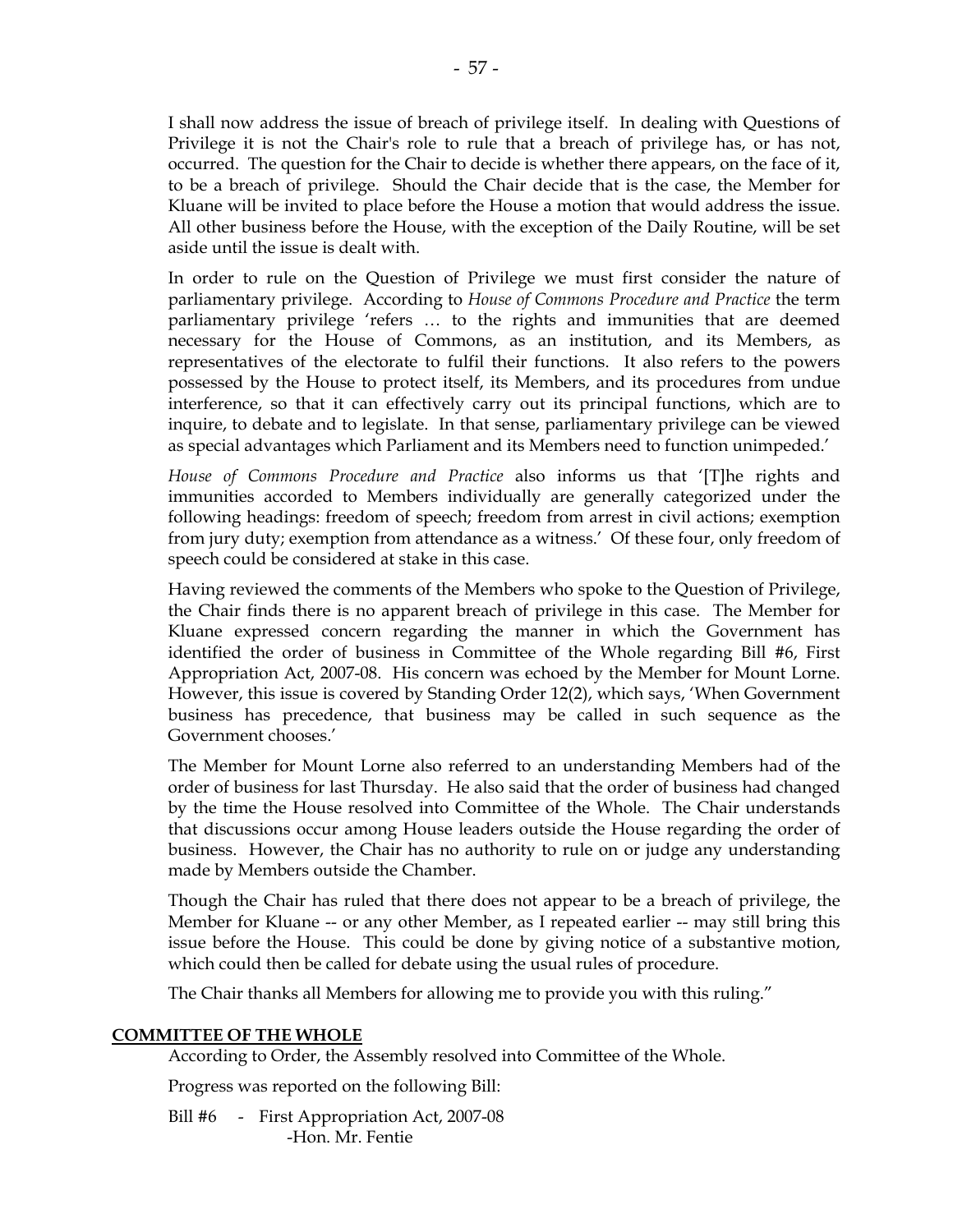I shall now address the issue of breach of privilege itself. In dealing with Questions of Privilege it is not the Chair's role to rule that a breach of privilege has, or has not, occurred. The question for the Chair to decide is whether there appears, on the face of it, to be a breach of privilege. Should the Chair decide that is the case, the Member for Kluane will be invited to place before the House a motion that would address the issue. All other business before the House, with the exception of the Daily Routine, will be set aside until the issue is dealt with.

In order to rule on the Question of Privilege we must first consider the nature of parliamentary privilege. According to *House of Commons Procedure and Practice* the term parliamentary privilege 'refers … to the rights and immunities that are deemed necessary for the House of Commons, as an institution, and its Members, as representatives of the electorate to fulfil their functions. It also refers to the powers possessed by the House to protect itself, its Members, and its procedures from undue interference, so that it can effectively carry out its principal functions, which are to inquire, to debate and to legislate. In that sense, parliamentary privilege can be viewed as special advantages which Parliament and its Members need to function unimpeded.'

*House of Commons Procedure and Practice* also informs us that '[T]he rights and immunities accorded to Members individually are generally categorized under the following headings: freedom of speech; freedom from arrest in civil actions; exemption from jury duty; exemption from attendance as a witness.' Of these four, only freedom of speech could be considered at stake in this case.

Having reviewed the comments of the Members who spoke to the Question of Privilege, the Chair finds there is no apparent breach of privilege in this case. The Member for Kluane expressed concern regarding the manner in which the Government has identified the order of business in Committee of the Whole regarding Bill #6, First Appropriation Act, 2007-08. His concern was echoed by the Member for Mount Lorne. However, this issue is covered by Standing Order 12(2), which says, 'When Government business has precedence, that business may be called in such sequence as the Government chooses.'

The Member for Mount Lorne also referred to an understanding Members had of the order of business for last Thursday. He also said that the order of business had changed by the time the House resolved into Committee of the Whole. The Chair understands that discussions occur among House leaders outside the House regarding the order of business. However, the Chair has no authority to rule on or judge any understanding made by Members outside the Chamber.

Though the Chair has ruled that there does not appear to be a breach of privilege, the Member for Kluane -- or any other Member, as I repeated earlier -- may still bring this issue before the House. This could be done by giving notice of a substantive motion, which could then be called for debate using the usual rules of procedure.

The Chair thanks all Members for allowing me to provide you with this ruling."

## COMMITTEE OF THE WHOLE

According to Order, the Assembly resolved into Committee of the Whole.

Progress was reported on the following Bill:

Bill #6 - First Appropriation Act, 2007-08
-Hon. Mr. Fentie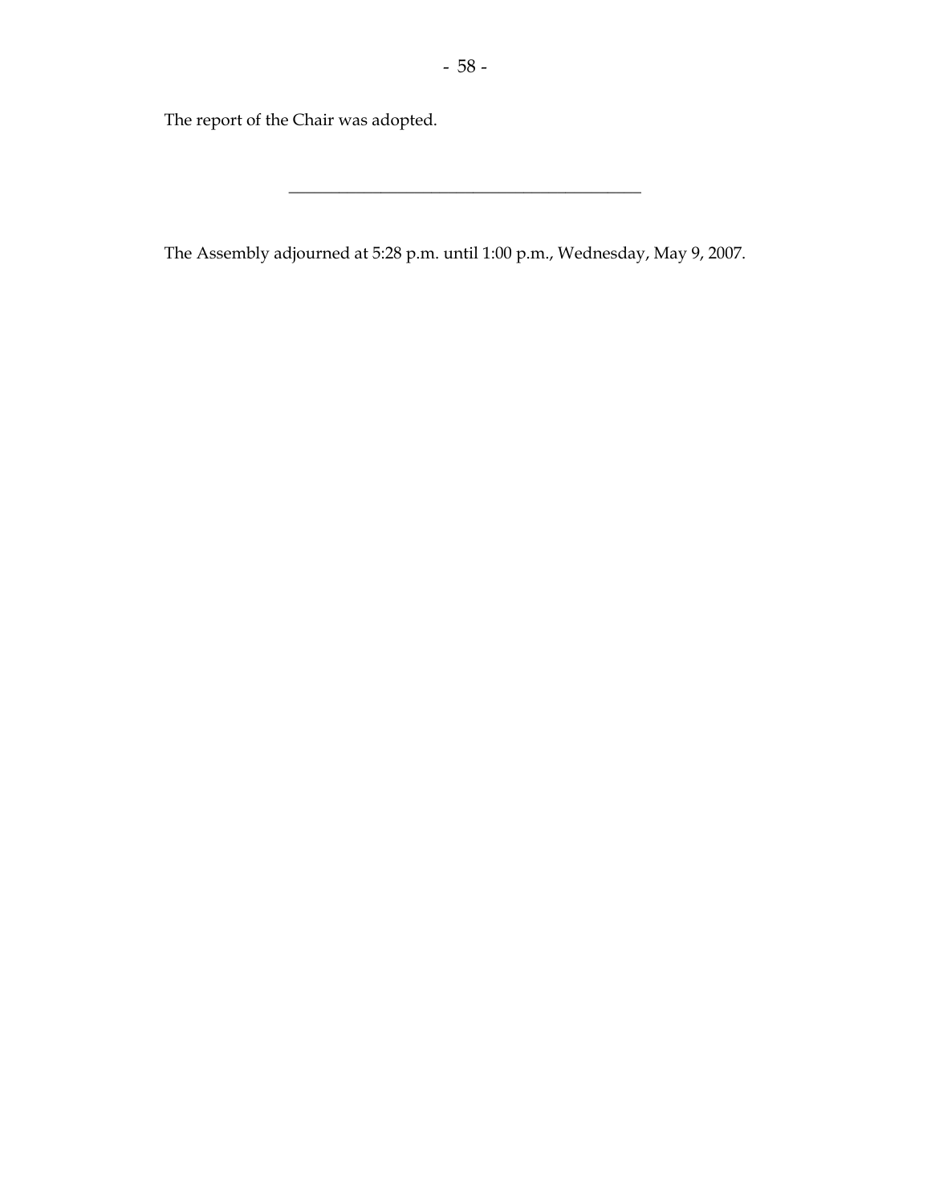The report of the Chair was adopted.

---

The Assembly adjourned at 5:28 p.m. until 1:00 p.m., Wednesday, May 9, 2007.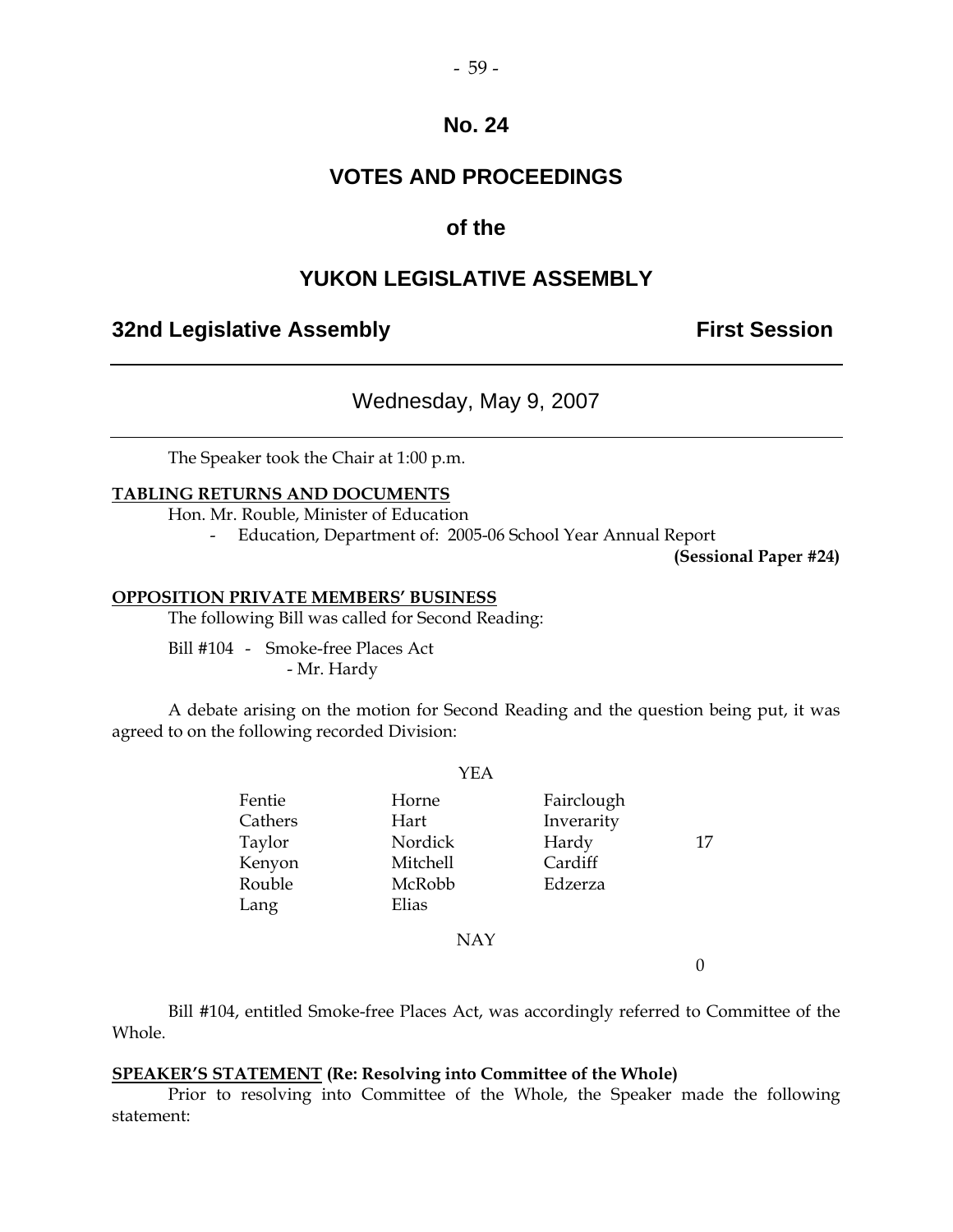# No. 24

## VOTES AND PROCEEDINGS

## of the

## YUKON LEGISLATIVE ASSEMBLY

**32nd Legislative Assembly** | **First Session**

---

Wednesday, May 9, 2007

---

The Speaker took the Chair at 1:00 p.m.

**TABLING RETURNS AND DOCUMENTS**

Hon. Mr. Rouble, Minister of Education

- Education, Department of: 2005-06 School Year Annual Report

**(Sessional Paper #24)**

**OPPOSITION PRIVATE MEMBERS' BUSINESS**

The following Bill was called for Second Reading:

Bill #104 - Smoke-free Places Act
- Mr. Hardy

A debate arising on the motion for Second Reading and the question being put, it was agreed to on the following recorded Division:

YEA

| | | | |
|---|---|---|---|
| Fentie | Horne | Fairclough | |
| Cathers | Hart | Inverarity | |
| Taylor | Nordick | Hardy | 17 |
| Kenyon | Mitchell | Cardiff | |
| Rouble | McRobb | Edzerza | |
| Lang | Elias | | |

NAY

0

Bill #104, entitled Smoke-free Places Act, was accordingly referred to Committee of the Whole.

**SPEAKER'S STATEMENT (Re: Resolving into Committee of the Whole)**

Prior to resolving into Committee of the Whole, the Speaker made the following statement: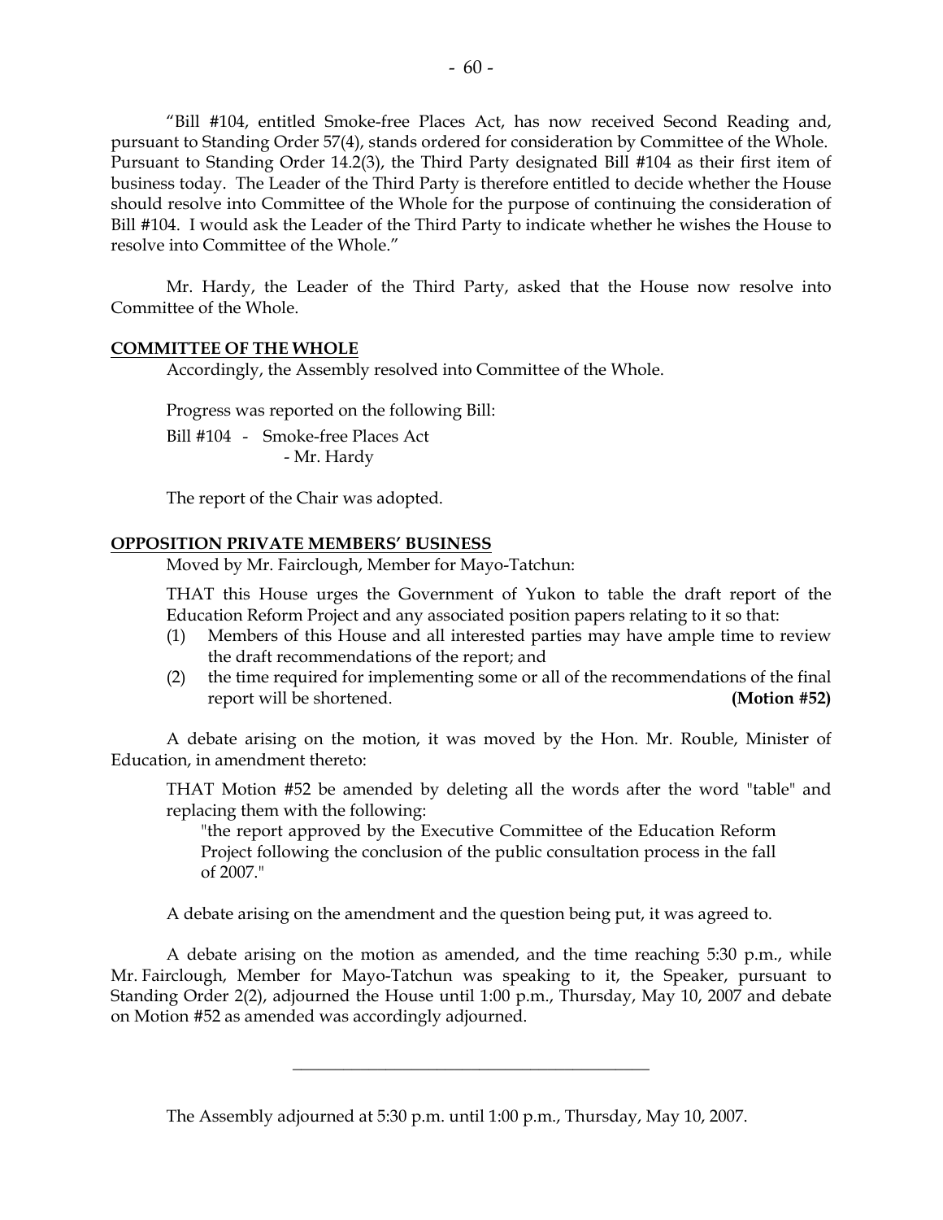"Bill #104, entitled Smoke-free Places Act, has now received Second Reading and, pursuant to Standing Order 57(4), stands ordered for consideration by Committee of the Whole. Pursuant to Standing Order 14.2(3), the Third Party designated Bill #104 as their first item of business today. The Leader of the Third Party is therefore entitled to decide whether the House should resolve into Committee of the Whole for the purpose of continuing the consideration of Bill #104. I would ask the Leader of the Third Party to indicate whether he wishes the House to resolve into Committee of the Whole."

Mr. Hardy, the Leader of the Third Party, asked that the House now resolve into Committee of the Whole.

## COMMITTEE OF THE WHOLE

Accordingly, the Assembly resolved into Committee of the Whole.

Progress was reported on the following Bill:

Bill #104 - Smoke-free Places Act
- Mr. Hardy

The report of the Chair was adopted.

## OPPOSITION PRIVATE MEMBERS' BUSINESS

Moved by Mr. Fairclough, Member for Mayo-Tatchun:

THAT this House urges the Government of Yukon to table the draft report of the Education Reform Project and any associated position papers relating to it so that:

(1) Members of this House and all interested parties may have ample time to review the draft recommendations of the report; and
(2) the time required for implementing some or all of the recommendations of the final report will be shortened. **(Motion #52)**

A debate arising on the motion, it was moved by the Hon. Mr. Rouble, Minister of Education, in amendment thereto:

THAT Motion #52 be amended by deleting all the words after the word "table" and replacing them with the following:

"the report approved by the Executive Committee of the Education Reform Project following the conclusion of the public consultation process in the fall of 2007."

A debate arising on the amendment and the question being put, it was agreed to.

A debate arising on the motion as amended, and the time reaching 5:30 p.m., while Mr. Fairclough, Member for Mayo-Tatchun was speaking to it, the Speaker, pursuant to Standing Order 2(2), adjourned the House until 1:00 p.m., Thursday, May 10, 2007 and debate on Motion #52 as amended was accordingly adjourned.

---

The Assembly adjourned at 5:30 p.m. until 1:00 p.m., Thursday, May 10, 2007.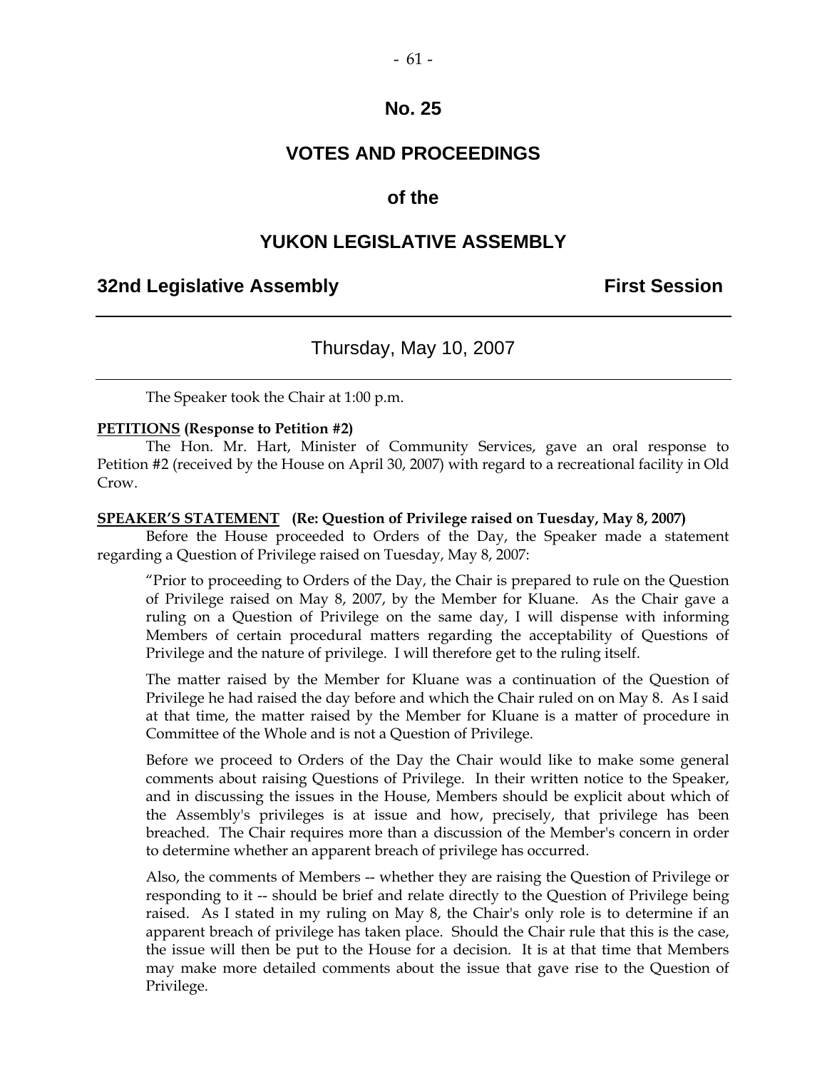# No. 25

## VOTES AND PROCEEDINGS

## of the

## YUKON LEGISLATIVE ASSEMBLY

**32nd Legislative Assembly** **First Session**

---

Thursday, May 10, 2007

---

The Speaker took the Chair at 1:00 p.m.

**PETITIONS (Response to Petition #2)**

The Hon. Mr. Hart, Minister of Community Services, gave an oral response to Petition #2 (received by the House on April 30, 2007) with regard to a recreational facility in Old Crow.

**SPEAKER'S STATEMENT (Re: Question of Privilege raised on Tuesday, May 8, 2007)**

Before the House proceeded to Orders of the Day, the Speaker made a statement regarding a Question of Privilege raised on Tuesday, May 8, 2007:

> "Prior to proceeding to Orders of the Day, the Chair is prepared to rule on the Question of Privilege raised on May 8, 2007, by the Member for Kluane. As the Chair gave a ruling on a Question of Privilege on the same day, I will dispense with informing Members of certain procedural matters regarding the acceptability of Questions of Privilege and the nature of privilege. I will therefore get to the ruling itself.
>
> The matter raised by the Member for Kluane was a continuation of the Question of Privilege he had raised the day before and which the Chair ruled on on May 8. As I said at that time, the matter raised by the Member for Kluane is a matter of procedure in Committee of the Whole and is not a Question of Privilege.
>
> Before we proceed to Orders of the Day the Chair would like to make some general comments about raising Questions of Privilege. In their written notice to the Speaker, and in discussing the issues in the House, Members should be explicit about which of the Assembly's privileges is at issue and how, precisely, that privilege has been breached. The Chair requires more than a discussion of the Member's concern in order to determine whether an apparent breach of privilege has occurred.
>
> Also, the comments of Members -- whether they are raising the Question of Privilege or responding to it -- should be brief and relate directly to the Question of Privilege being raised. As I stated in my ruling on May 8, the Chair's only role is to determine if an apparent breach of privilege has taken place. Should the Chair rule that this is the case, the issue will then be put to the House for a decision. It is at that time that Members may make more detailed comments about the issue that gave rise to the Question of Privilege.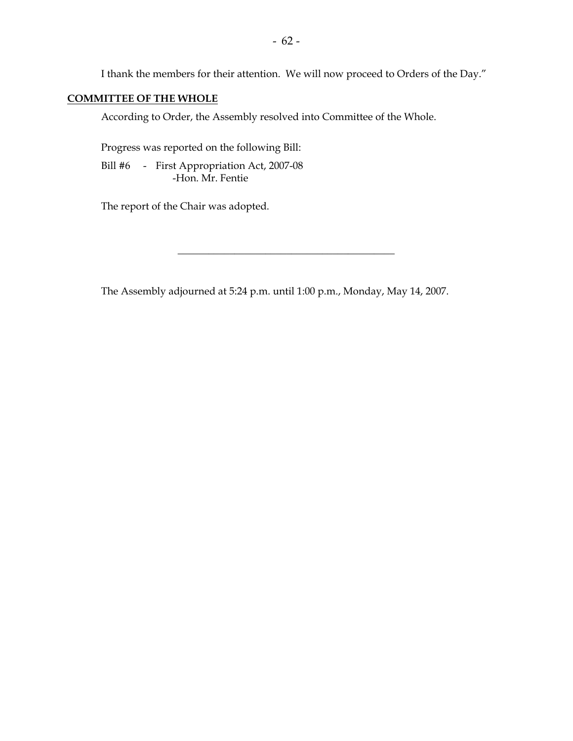I thank the members for their attention. We will now proceed to Orders of the Day."

**COMMITTEE OF THE WHOLE**

According to Order, the Assembly resolved into Committee of the Whole.

Progress was reported on the following Bill:

Bill #6 - First Appropriation Act, 2007-08
-Hon. Mr. Fentie

The report of the Chair was adopted.

---

The Assembly adjourned at 5:24 p.m. until 1:00 p.m., Monday, May 14, 2007.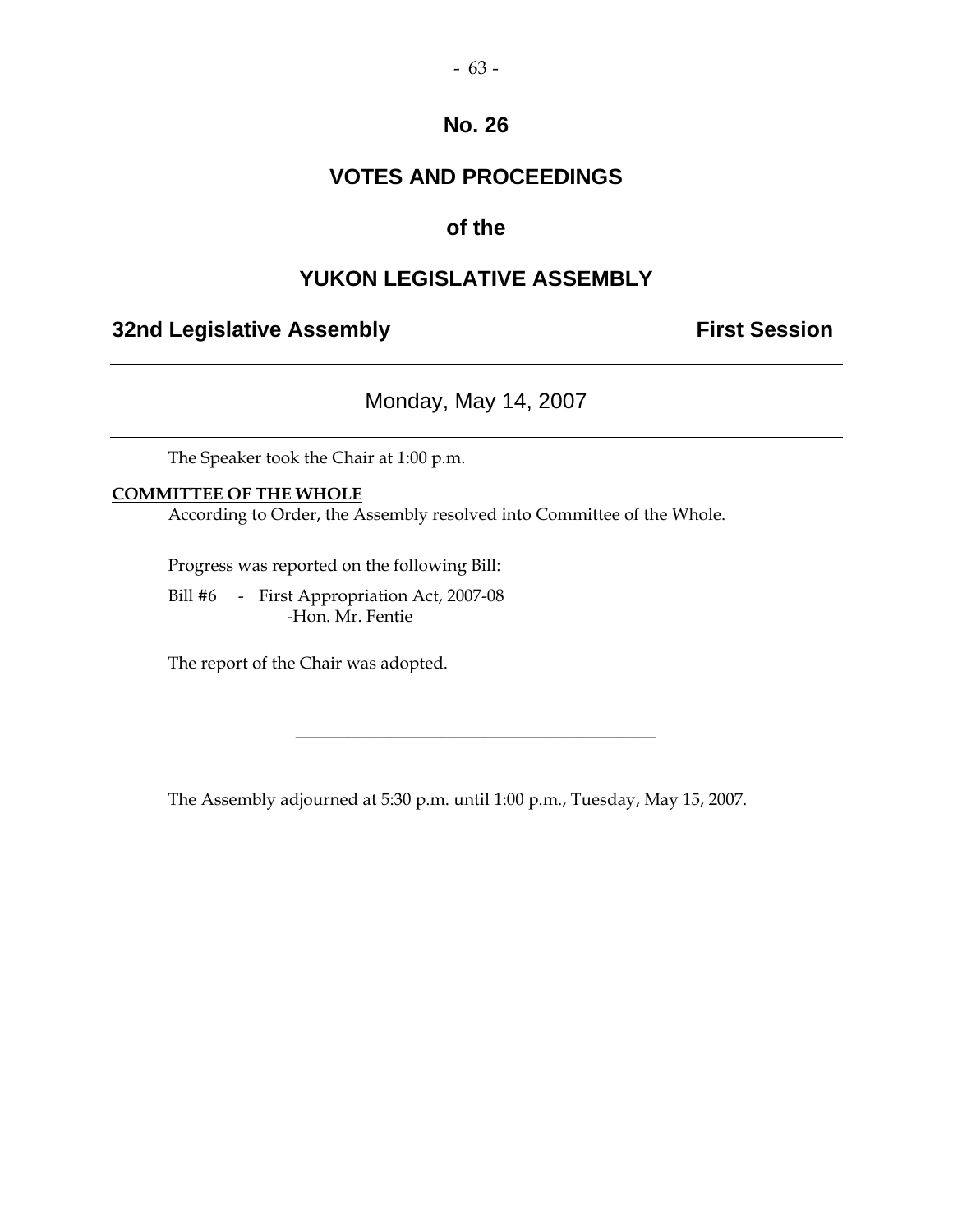# No. 26

# VOTES AND PROCEEDINGS

# of the

# YUKON LEGISLATIVE ASSEMBLY

**32nd Legislative Assembly** **First Session**

---

Monday, May 14, 2007

---

The Speaker took the Chair at 1:00 p.m.

**COMMITTEE OF THE WHOLE**

According to Order, the Assembly resolved into Committee of the Whole.

Progress was reported on the following Bill:

Bill #6 - First Appropriation Act, 2007-08
-Hon. Mr. Fentie

The report of the Chair was adopted.

---

The Assembly adjourned at 5:30 p.m. until 1:00 p.m., Tuesday, May 15, 2007.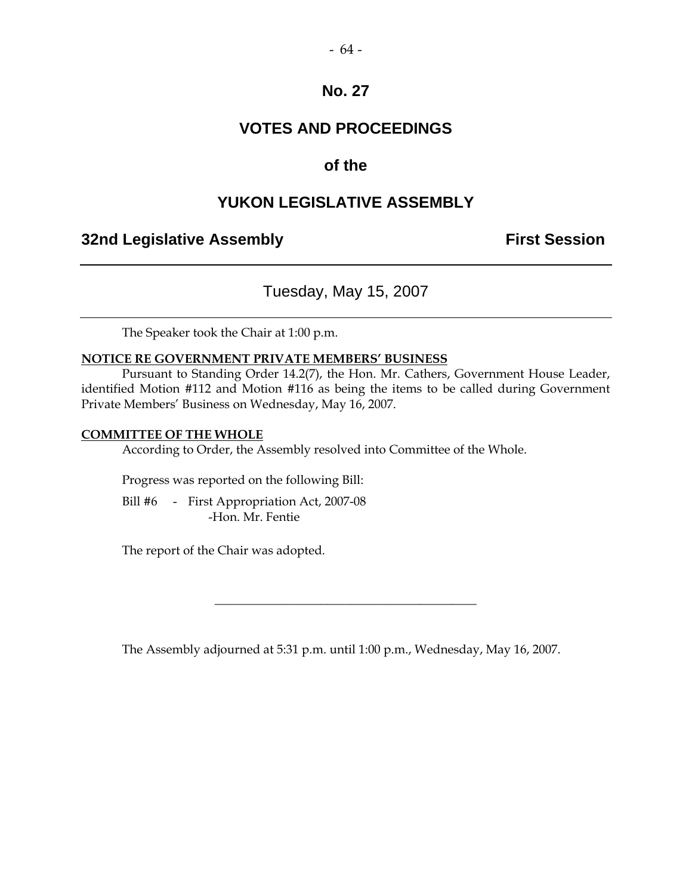# No. 27

# VOTES AND PROCEEDINGS

# of the

# YUKON LEGISLATIVE ASSEMBLY

**32nd Legislative Assembly** **First Session**

---

Tuesday, May 15, 2007

---

The Speaker took the Chair at 1:00 p.m.

**NOTICE RE GOVERNMENT PRIVATE MEMBERS' BUSINESS**

Pursuant to Standing Order 14.2(7), the Hon. Mr. Cathers, Government House Leader, identified Motion #112 and Motion #116 as being the items to be called during Government Private Members' Business on Wednesday, May 16, 2007.

**COMMITTEE OF THE WHOLE**

According to Order, the Assembly resolved into Committee of the Whole.

Progress was reported on the following Bill:

Bill #6 - First Appropriation Act, 2007-08
-Hon. Mr. Fentie

The report of the Chair was adopted.

---

The Assembly adjourned at 5:31 p.m. until 1:00 p.m., Wednesday, May 16, 2007.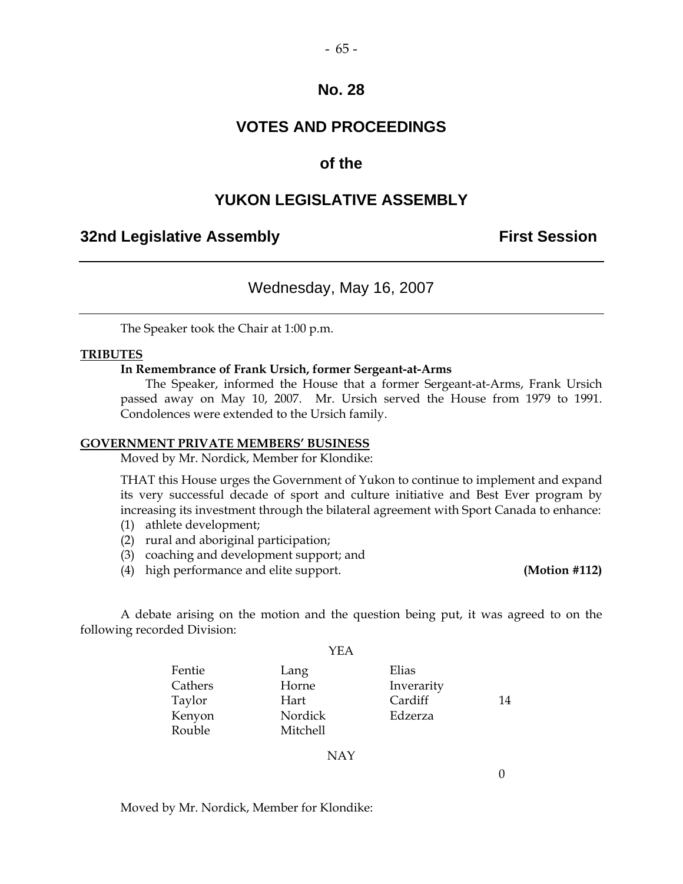# No. 28

# VOTES AND PROCEEDINGS

# of the

# YUKON LEGISLATIVE ASSEMBLY

## 32nd Legislative Assembly — First Session

---

### Wednesday, May 16, 2007

---

The Speaker took the Chair at 1:00 p.m.

**TRIBUTES**

**In Remembrance of Frank Ursich, former Sergeant-at-Arms**

The Speaker, informed the House that a former Sergeant-at-Arms, Frank Ursich passed away on May 10, 2007. Mr. Ursich served the House from 1979 to 1991. Condolences were extended to the Ursich family.

**GOVERNMENT PRIVATE MEMBERS' BUSINESS**

Moved by Mr. Nordick, Member for Klondike:

THAT this House urges the Government of Yukon to continue to implement and expand its very successful decade of sport and culture initiative and Best Ever program by increasing its investment through the bilateral agreement with Sport Canada to enhance:

(1) athlete development;
(2) rural and aboriginal participation;
(3) coaching and development support; and
(4) high performance and elite support. **(Motion #112)**

A debate arising on the motion and the question being put, it was agreed to on the following recorded Division:

YEA

| | | | |
|---|---|---|---|
| Fentie | Lang | Elias | |
| Cathers | Horne | Inverarity | |
| Taylor | Hart | Cardiff | 14 |
| Kenyon | Nordick | Edzerza | |
| Rouble | Mitchell | | |

NAY

0

Moved by Mr. Nordick, Member for Klondike: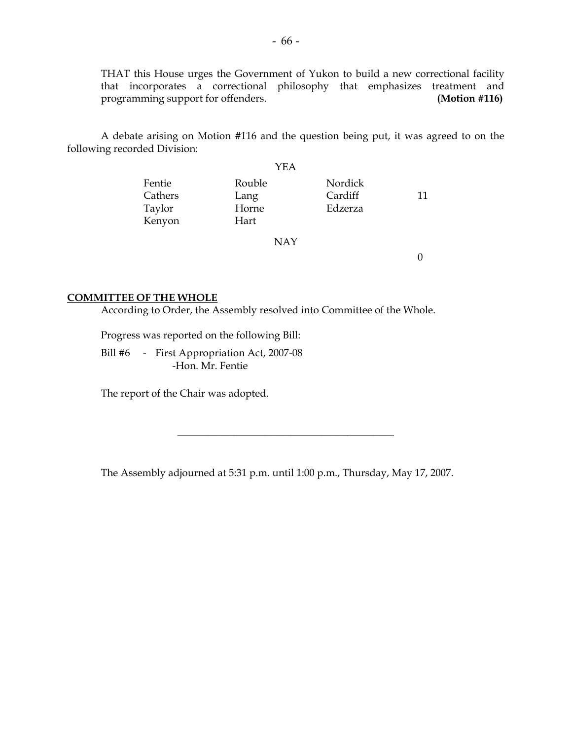THAT this House urges the Government of Yukon to build a new correctional facility that incorporates a correctional philosophy that emphasizes treatment and programming support for offenders. **(Motion #116)**

A debate arising on Motion #116 and the question being put, it was agreed to on the following recorded Division:

YEA

| | | | |
|---|---|---|---|
| Fentie | Rouble | Nordick | |
| Cathers | Lang | Cardiff | 11 |
| Taylor | Horne | Edzerza | |
| Kenyon | Hart | | |

NAY

0

**COMMITTEE OF THE WHOLE**

According to Order, the Assembly resolved into Committee of the Whole.

Progress was reported on the following Bill:

Bill #6 - First Appropriation Act, 2007-08
-Hon. Mr. Fentie

The report of the Chair was adopted.

---

The Assembly adjourned at 5:31 p.m. until 1:00 p.m., Thursday, May 17, 2007.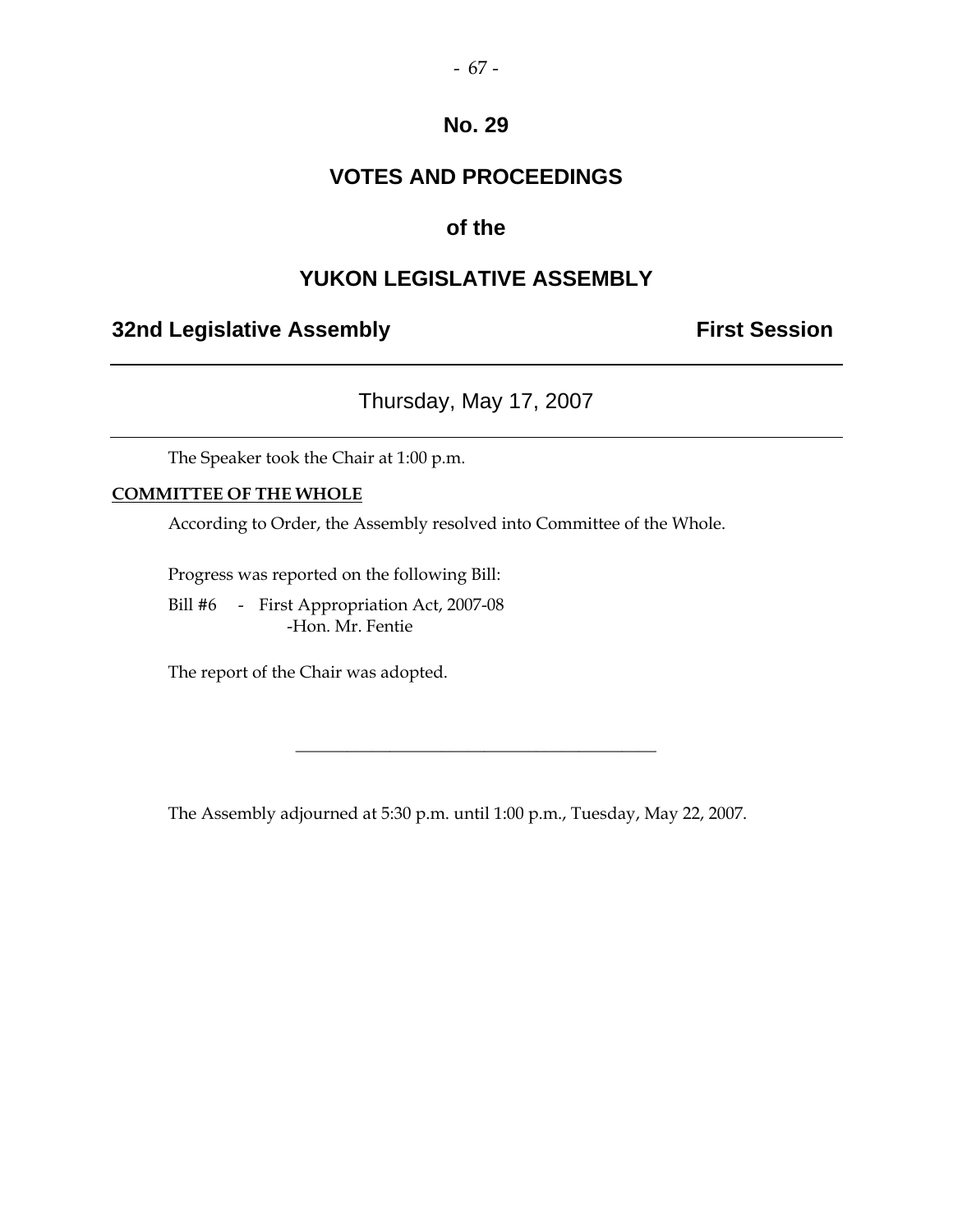# No. 29

# VOTES AND PROCEEDINGS

# of the

# YUKON LEGISLATIVE ASSEMBLY

**32nd Legislative Assembly** **First Session**

---

Thursday, May 17, 2007

---

The Speaker took the Chair at 1:00 p.m.

**COMMITTEE OF THE WHOLE**

According to Order, the Assembly resolved into Committee of the Whole.

Progress was reported on the following Bill:

Bill #6 - First Appropriation Act, 2007-08
-Hon. Mr. Fentie

The report of the Chair was adopted.

---

The Assembly adjourned at 5:30 p.m. until 1:00 p.m., Tuesday, May 22, 2007.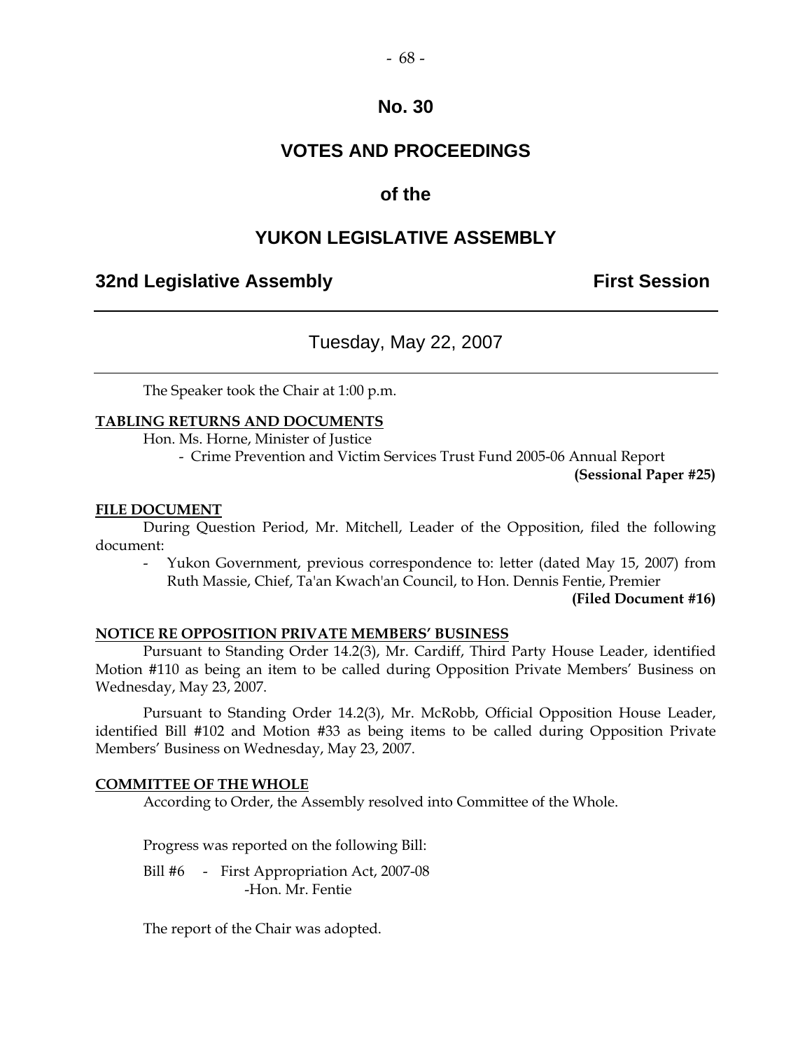# No. 30

# VOTES AND PROCEEDINGS

## of the

# YUKON LEGISLATIVE ASSEMBLY

**32nd Legislative Assembly** **First Session**

---

Tuesday, May 22, 2007

---

The Speaker took the Chair at 1:00 p.m.

**TABLING RETURNS AND DOCUMENTS**

Hon. Ms. Horne, Minister of Justice

- Crime Prevention and Victim Services Trust Fund 2005-06 Annual Report

**(Sessional Paper #25)**

**FILE DOCUMENT**

During Question Period, Mr. Mitchell, Leader of the Opposition, filed the following document:

- Yukon Government, previous correspondence to: letter (dated May 15, 2007) from Ruth Massie, Chief, Ta'an Kwach'an Council, to Hon. Dennis Fentie, Premier

**(Filed Document #16)**

**NOTICE RE OPPOSITION PRIVATE MEMBERS' BUSINESS**

Pursuant to Standing Order 14.2(3), Mr. Cardiff, Third Party House Leader, identified Motion #110 as being an item to be called during Opposition Private Members' Business on Wednesday, May 23, 2007.

Pursuant to Standing Order 14.2(3), Mr. McRobb, Official Opposition House Leader, identified Bill #102 and Motion #33 as being items to be called during Opposition Private Members' Business on Wednesday, May 23, 2007.

**COMMITTEE OF THE WHOLE**

According to Order, the Assembly resolved into Committee of the Whole.

Progress was reported on the following Bill:

Bill #6 - First Appropriation Act, 2007-08
-Hon. Mr. Fentie

The report of the Chair was adopted.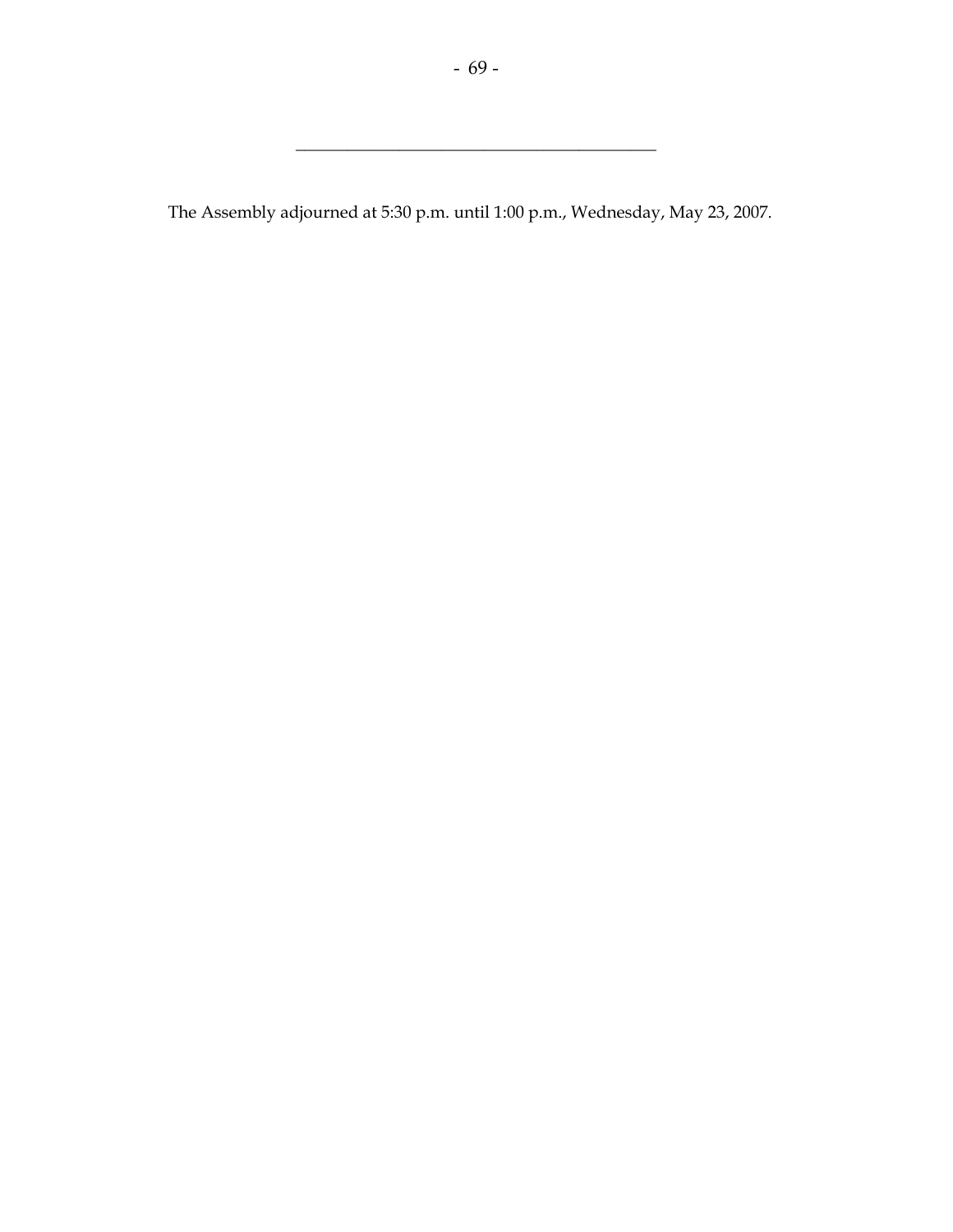---

The Assembly adjourned at 5:30 p.m. until 1:00 p.m., Wednesday, May 23, 2007.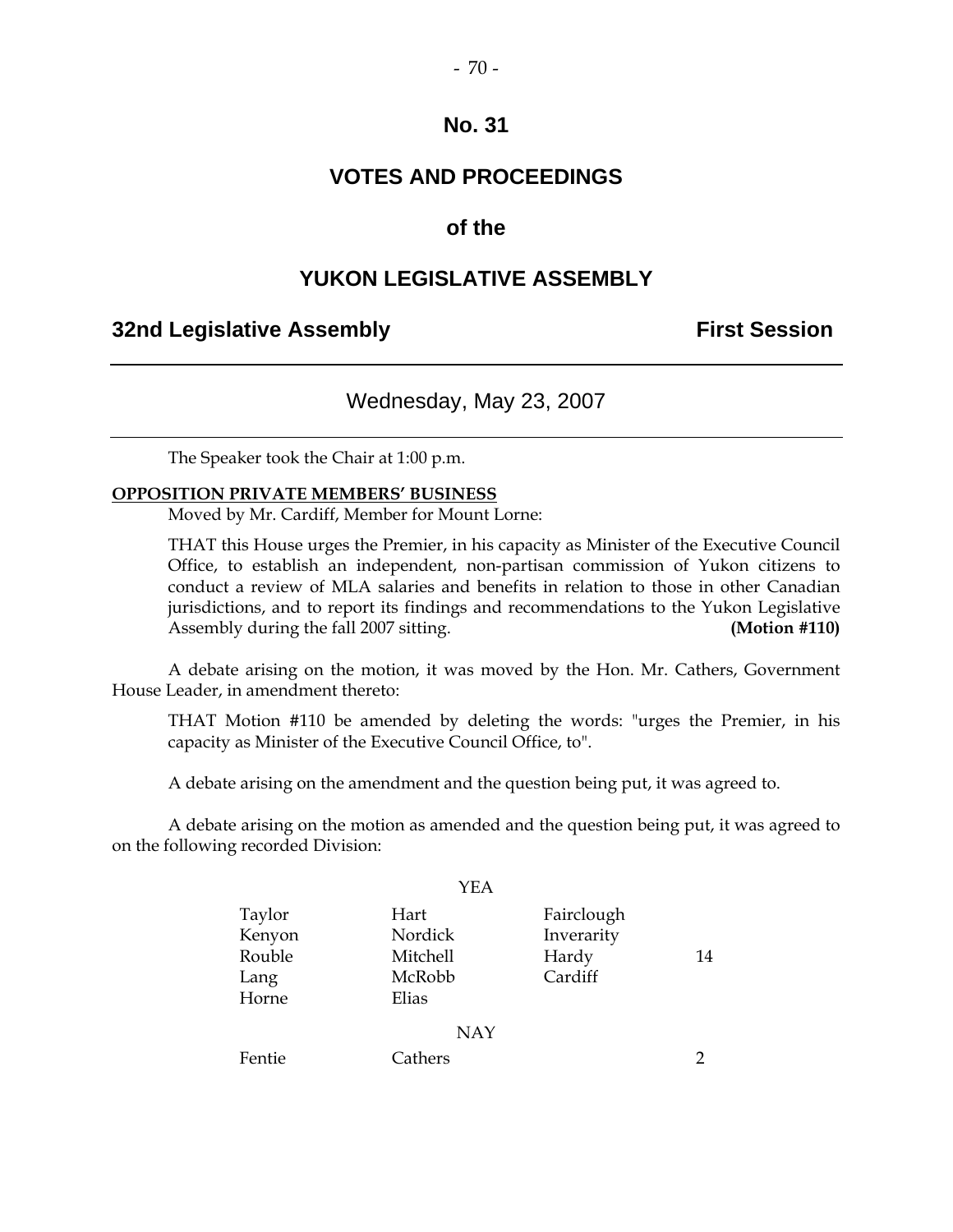# No. 31

## VOTES AND PROCEEDINGS

## of the

## YUKON LEGISLATIVE ASSEMBLY

**32nd Legislative Assembly** **First Session**

---

Wednesday, May 23, 2007

---

The Speaker took the Chair at 1:00 p.m.

**OPPOSITION PRIVATE MEMBERS' BUSINESS**

Moved by Mr. Cardiff, Member for Mount Lorne:

THAT this House urges the Premier, in his capacity as Minister of the Executive Council Office, to establish an independent, non-partisan commission of Yukon citizens to conduct a review of MLA salaries and benefits in relation to those in other Canadian jurisdictions, and to report its findings and recommendations to the Yukon Legislative Assembly during the fall 2007 sitting. **(Motion #110)**

A debate arising on the motion, it was moved by the Hon. Mr. Cathers, Government House Leader, in amendment thereto:

THAT Motion #110 be amended by deleting the words: "urges the Premier, in his capacity as Minister of the Executive Council Office, to".

A debate arising on the amendment and the question being put, it was agreed to.

A debate arising on the motion as amended and the question being put, it was agreed to on the following recorded Division:

YEA

| | | | |
|---|---|---|---|
| Taylor | Hart | Fairclough | |
| Kenyon | Nordick | Inverarity | |
| Rouble | Mitchell | Hardy | 14 |
| Lang | McRobb | Cardiff | |
| Horne | Elias | | |

NAY

| | | | |
|---|---|---|---|
| Fentie | Cathers | | 2 |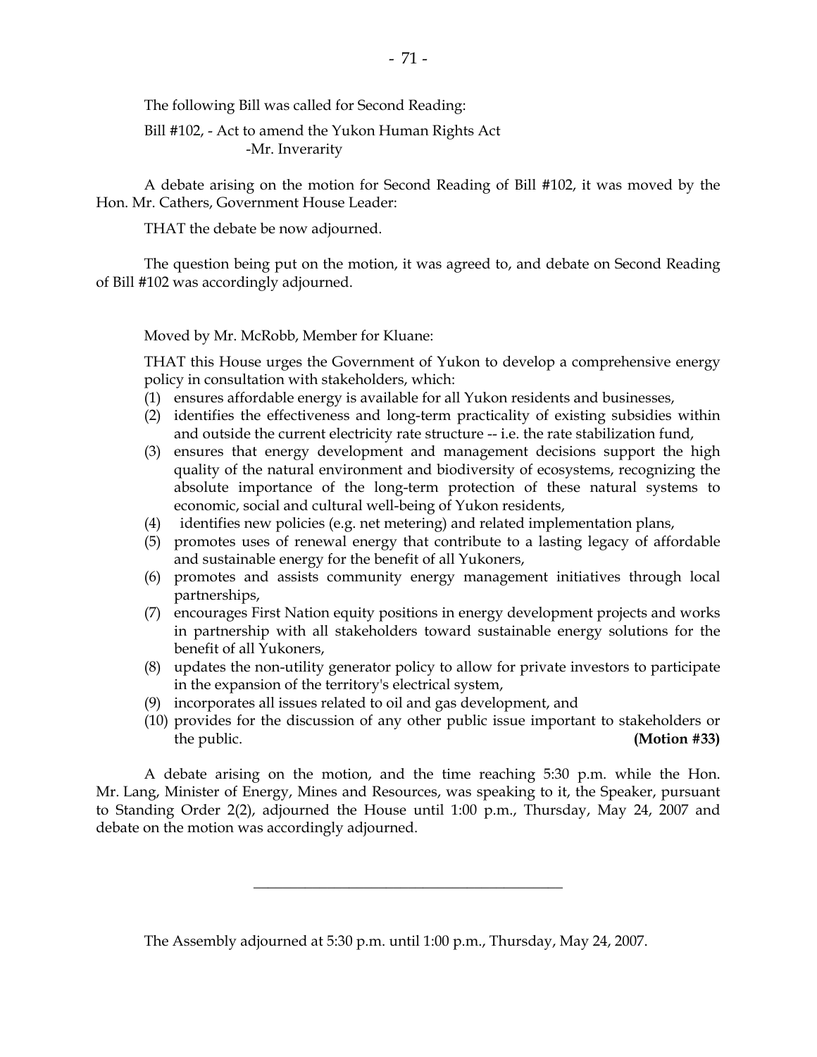The following Bill was called for Second Reading:

Bill #102, - Act to amend the Yukon Human Rights Act
-Mr. Inverarity

A debate arising on the motion for Second Reading of Bill #102, it was moved by the Hon. Mr. Cathers, Government House Leader:

THAT the debate be now adjourned.

The question being put on the motion, it was agreed to, and debate on Second Reading of Bill #102 was accordingly adjourned.

Moved by Mr. McRobb, Member for Kluane:

THAT this House urges the Government of Yukon to develop a comprehensive energy policy in consultation with stakeholders, which:

(1) ensures affordable energy is available for all Yukon residents and businesses,
(2) identifies the effectiveness and long-term practicality of existing subsidies within and outside the current electricity rate structure -- i.e. the rate stabilization fund,
(3) ensures that energy development and management decisions support the high quality of the natural environment and biodiversity of ecosystems, recognizing the absolute importance of the long-term protection of these natural systems to economic, social and cultural well-being of Yukon residents,
(4) identifies new policies (e.g. net metering) and related implementation plans,
(5) promotes uses of renewal energy that contribute to a lasting legacy of affordable and sustainable energy for the benefit of all Yukoners,
(6) promotes and assists community energy management initiatives through local partnerships,
(7) encourages First Nation equity positions in energy development projects and works in partnership with all stakeholders toward sustainable energy solutions for the benefit of all Yukoners,
(8) updates the non-utility generator policy to allow for private investors to participate in the expansion of the territory's electrical system,
(9) incorporates all issues related to oil and gas development, and
(10) provides for the discussion of any other public issue important to stakeholders or the public. **(Motion #33)**

A debate arising on the motion, and the time reaching 5:30 p.m. while the Hon. Mr. Lang, Minister of Energy, Mines and Resources, was speaking to it, the Speaker, pursuant to Standing Order 2(2), adjourned the House until 1:00 p.m., Thursday, May 24, 2007 and debate on the motion was accordingly adjourned.

---

The Assembly adjourned at 5:30 p.m. until 1:00 p.m., Thursday, May 24, 2007.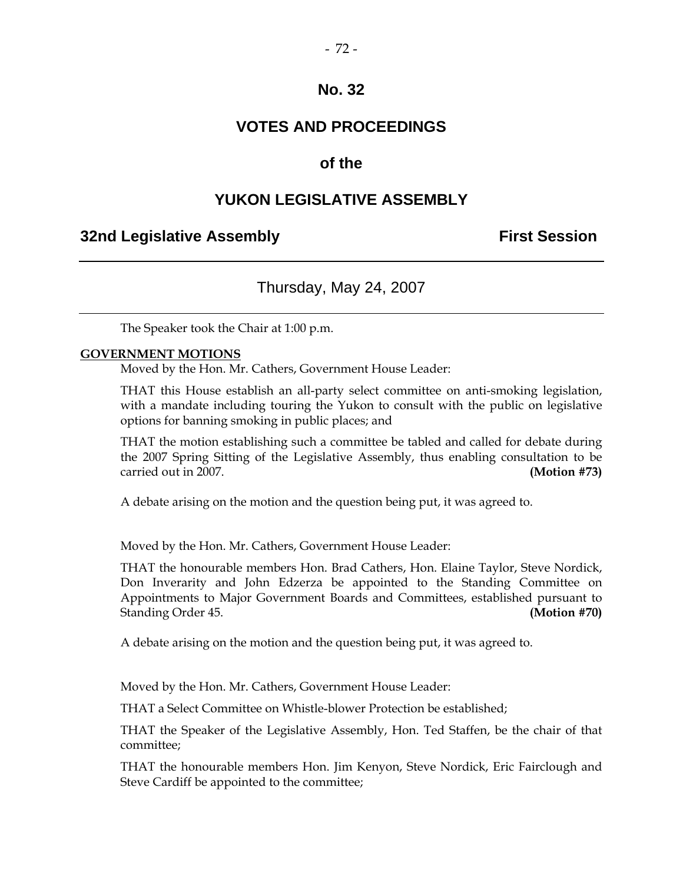# No. 32

## VOTES AND PROCEEDINGS

## of the

## YUKON LEGISLATIVE ASSEMBLY

**32nd Legislative Assembly** **First Session**

---

Thursday, May 24, 2007

---

The Speaker took the Chair at 1:00 p.m.

**GOVERNMENT MOTIONS**

Moved by the Hon. Mr. Cathers, Government House Leader:

THAT this House establish an all-party select committee on anti-smoking legislation, with a mandate including touring the Yukon to consult with the public on legislative options for banning smoking in public places; and

THAT the motion establishing such a committee be tabled and called for debate during the 2007 Spring Sitting of the Legislative Assembly, thus enabling consultation to be carried out in 2007. **(Motion #73)**

A debate arising on the motion and the question being put, it was agreed to.

Moved by the Hon. Mr. Cathers, Government House Leader:

THAT the honourable members Hon. Brad Cathers, Hon. Elaine Taylor, Steve Nordick, Don Inverarity and John Edzerza be appointed to the Standing Committee on Appointments to Major Government Boards and Committees, established pursuant to Standing Order 45. **(Motion #70)**

A debate arising on the motion and the question being put, it was agreed to.

Moved by the Hon. Mr. Cathers, Government House Leader:

THAT a Select Committee on Whistle-blower Protection be established;

THAT the Speaker of the Legislative Assembly, Hon. Ted Staffen, be the chair of that committee;

THAT the honourable members Hon. Jim Kenyon, Steve Nordick, Eric Fairclough and Steve Cardiff be appointed to the committee;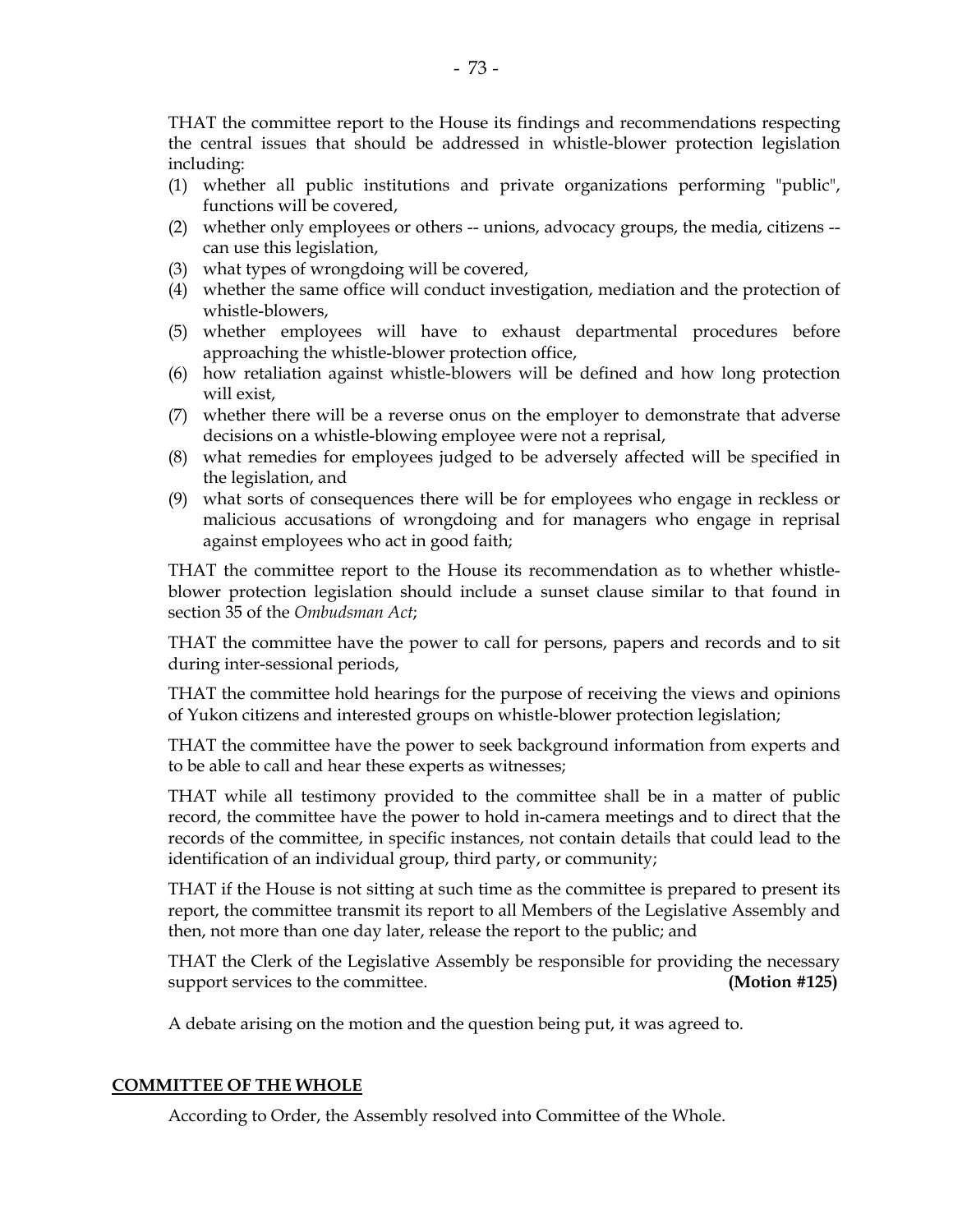THAT the committee report to the House its findings and recommendations respecting the central issues that should be addressed in whistle-blower protection legislation including:

(1) whether all public institutions and private organizations performing "public", functions will be covered,
(2) whether only employees or others -- unions, advocacy groups, the media, citizens -- can use this legislation,
(3) what types of wrongdoing will be covered,
(4) whether the same office will conduct investigation, mediation and the protection of whistle-blowers,
(5) whether employees will have to exhaust departmental procedures before approaching the whistle-blower protection office,
(6) how retaliation against whistle-blowers will be defined and how long protection will exist,
(7) whether there will be a reverse onus on the employer to demonstrate that adverse decisions on a whistle-blowing employee were not a reprisal,
(8) what remedies for employees judged to be adversely affected will be specified in the legislation, and
(9) what sorts of consequences there will be for employees who engage in reckless or malicious accusations of wrongdoing and for managers who engage in reprisal against employees who act in good faith;

THAT the committee report to the House its recommendation as to whether whistle-blower protection legislation should include a sunset clause similar to that found in section 35 of the *Ombudsman Act*;

THAT the committee have the power to call for persons, papers and records and to sit during inter-sessional periods,

THAT the committee hold hearings for the purpose of receiving the views and opinions of Yukon citizens and interested groups on whistle-blower protection legislation;

THAT the committee have the power to seek background information from experts and to be able to call and hear these experts as witnesses;

THAT while all testimony provided to the committee shall be in a matter of public record, the committee have the power to hold in-camera meetings and to direct that the records of the committee, in specific instances, not contain details that could lead to the identification of an individual group, third party, or community;

THAT if the House is not sitting at such time as the committee is prepared to present its report, the committee transmit its report to all Members of the Legislative Assembly and then, not more than one day later, release the report to the public; and

THAT the Clerk of the Legislative Assembly be responsible for providing the necessary support services to the committee. **(Motion #125)**

A debate arising on the motion and the question being put, it was agreed to.

## COMMITTEE OF THE WHOLE

According to Order, the Assembly resolved into Committee of the Whole.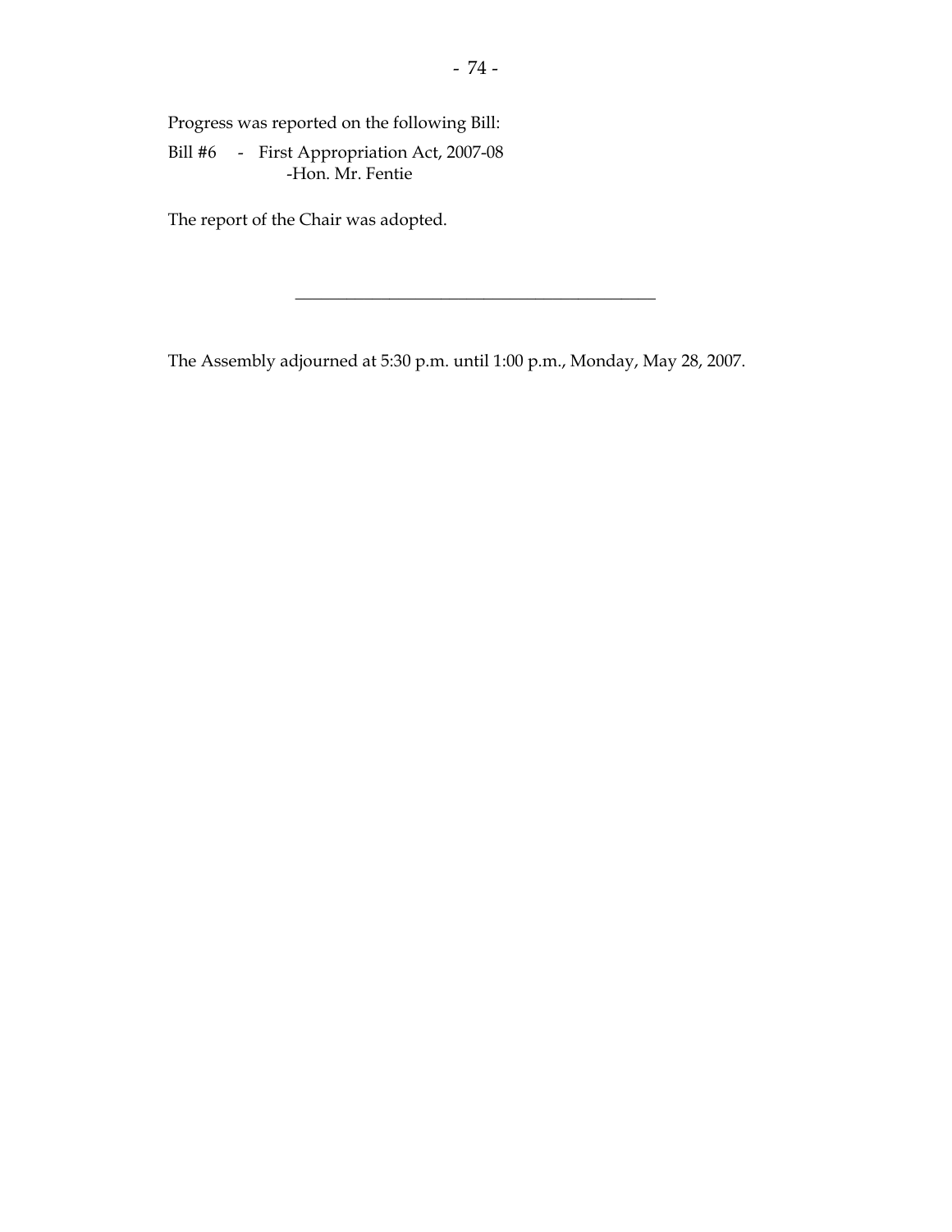Progress was reported on the following Bill:

Bill #6 - First Appropriation Act, 2007-08
-Hon. Mr. Fentie

The report of the Chair was adopted.

---

The Assembly adjourned at 5:30 p.m. until 1:00 p.m., Monday, May 28, 2007.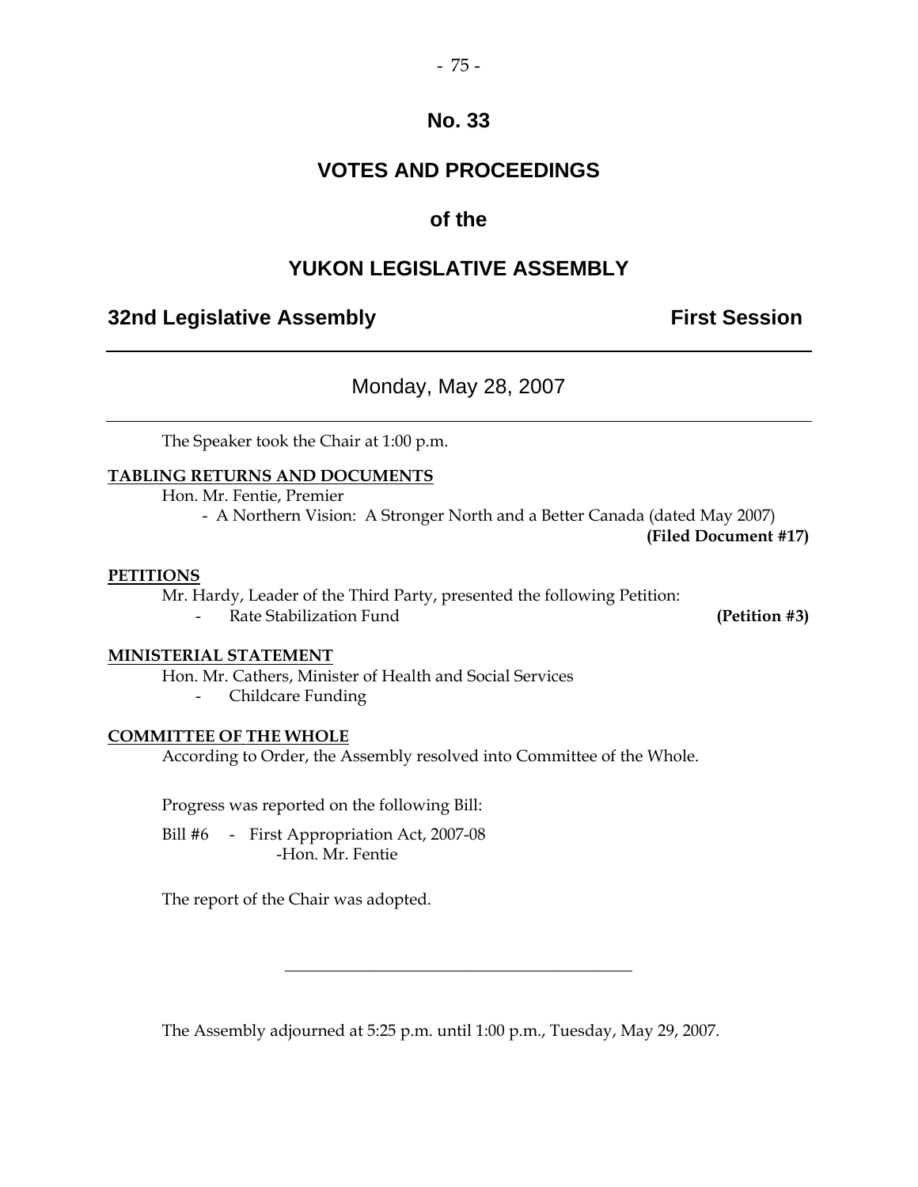# No. 33

# VOTES AND PROCEEDINGS

## of the

# YUKON LEGISLATIVE ASSEMBLY

**32nd Legislative Assembly** **First Session**

---

Monday, May 28, 2007

---

The Speaker took the Chair at 1:00 p.m.

**TABLING RETURNS AND DOCUMENTS**

Hon. Mr. Fentie, Premier

- A Northern Vision: A Stronger North and a Better Canada (dated May 2007) **(Filed Document #17)**

**PETITIONS**

Mr. Hardy, Leader of the Third Party, presented the following Petition:

- Rate Stabilization Fund **(Petition #3)**

**MINISTERIAL STATEMENT**

Hon. Mr. Cathers, Minister of Health and Social Services

- Childcare Funding

**COMMITTEE OF THE WHOLE**

According to Order, the Assembly resolved into Committee of the Whole.

Progress was reported on the following Bill:

Bill #6 - First Appropriation Act, 2007-08
-Hon. Mr. Fentie

The report of the Chair was adopted.

---

The Assembly adjourned at 5:25 p.m. until 1:00 p.m., Tuesday, May 29, 2007.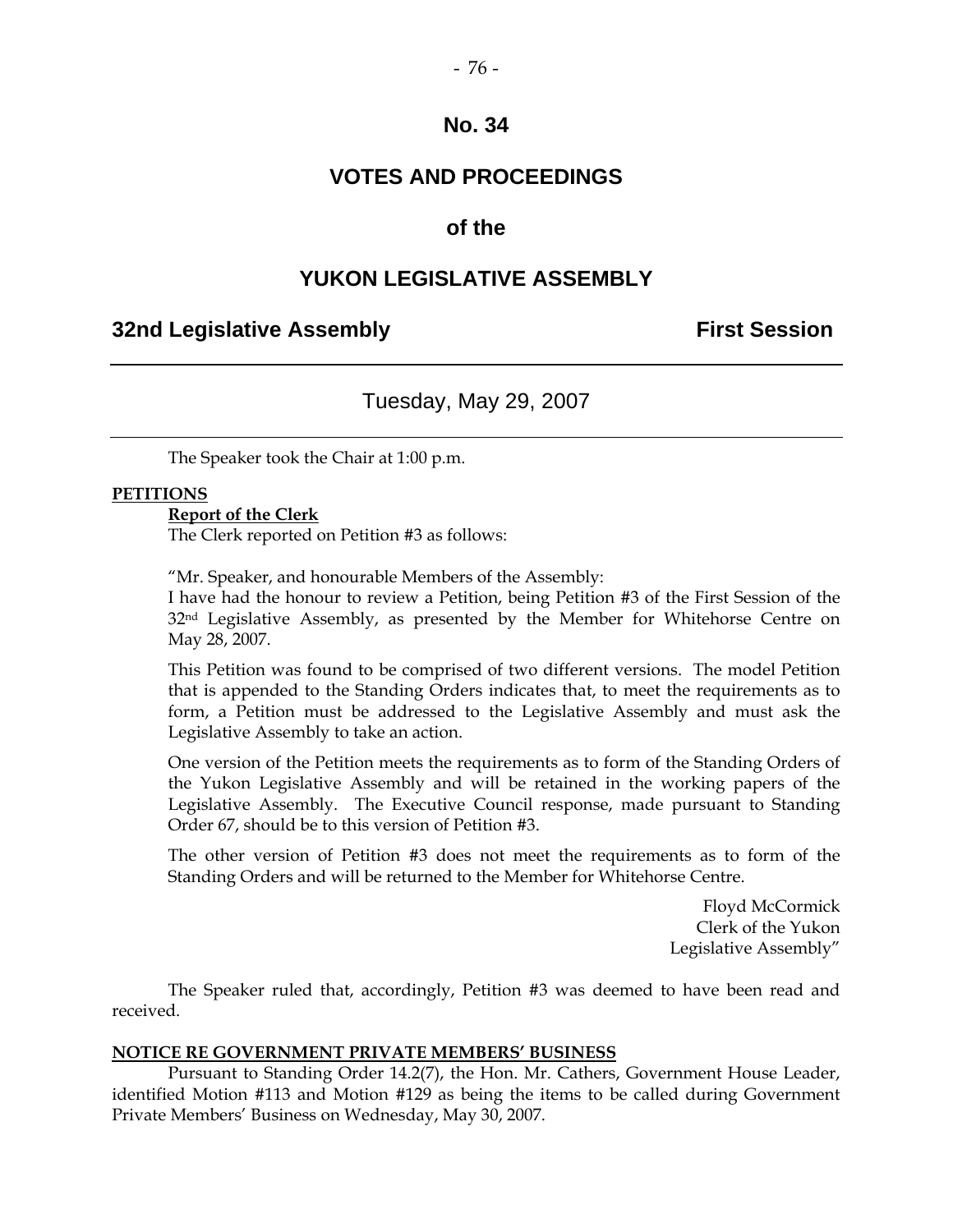# No. 34

## VOTES AND PROCEEDINGS

## of the

## YUKON LEGISLATIVE ASSEMBLY

**32nd Legislative Assembly** **First Session**

---

Tuesday, May 29, 2007

---

The Speaker took the Chair at 1:00 p.m.

**PETITIONS**

**Report of the Clerk**

The Clerk reported on Petition #3 as follows:

"Mr. Speaker, and honourable Members of the Assembly:

I have had the honour to review a Petition, being Petition #3 of the First Session of the 32nd Legislative Assembly, as presented by the Member for Whitehorse Centre on May 28, 2007.

This Petition was found to be comprised of two different versions. The model Petition that is appended to the Standing Orders indicates that, to meet the requirements as to form, a Petition must be addressed to the Legislative Assembly and must ask the Legislative Assembly to take an action.

One version of the Petition meets the requirements as to form of the Standing Orders of the Yukon Legislative Assembly and will be retained in the working papers of the Legislative Assembly. The Executive Council response, made pursuant to Standing Order 67, should be to this version of Petition #3.

The other version of Petition #3 does not meet the requirements as to form of the Standing Orders and will be returned to the Member for Whitehorse Centre.

Floyd McCormick
Clerk of the Yukon
Legislative Assembly"

The Speaker ruled that, accordingly, Petition #3 was deemed to have been read and received.

**NOTICE RE GOVERNMENT PRIVATE MEMBERS' BUSINESS**

Pursuant to Standing Order 14.2(7), the Hon. Mr. Cathers, Government House Leader, identified Motion #113 and Motion #129 as being the items to be called during Government Private Members' Business on Wednesday, May 30, 2007.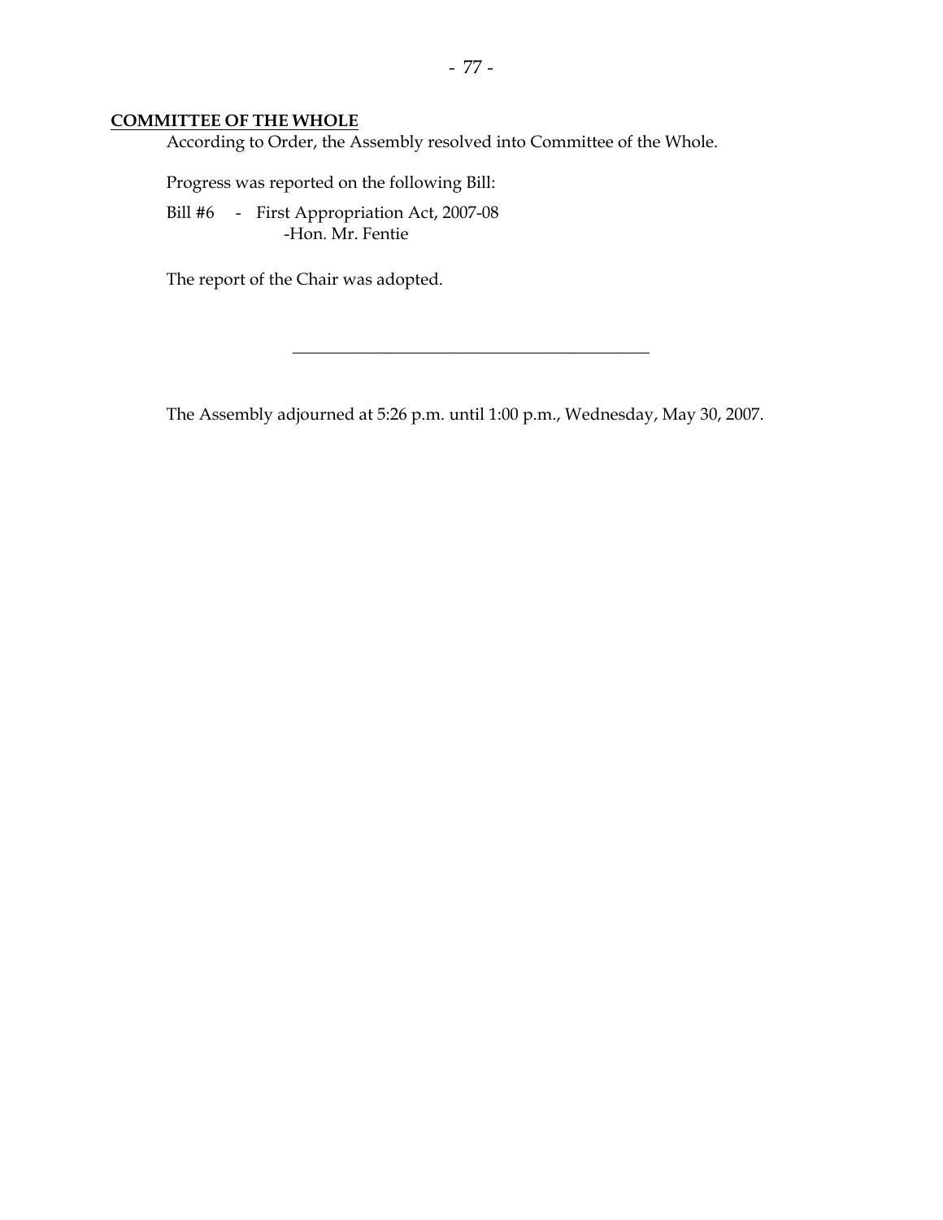**COMMITTEE OF THE WHOLE**

According to Order, the Assembly resolved into Committee of the Whole.

Progress was reported on the following Bill:

Bill #6 - First Appropriation Act, 2007-08
-Hon. Mr. Fentie

The report of the Chair was adopted.

---

The Assembly adjourned at 5:26 p.m. until 1:00 p.m., Wednesday, May 30, 2007.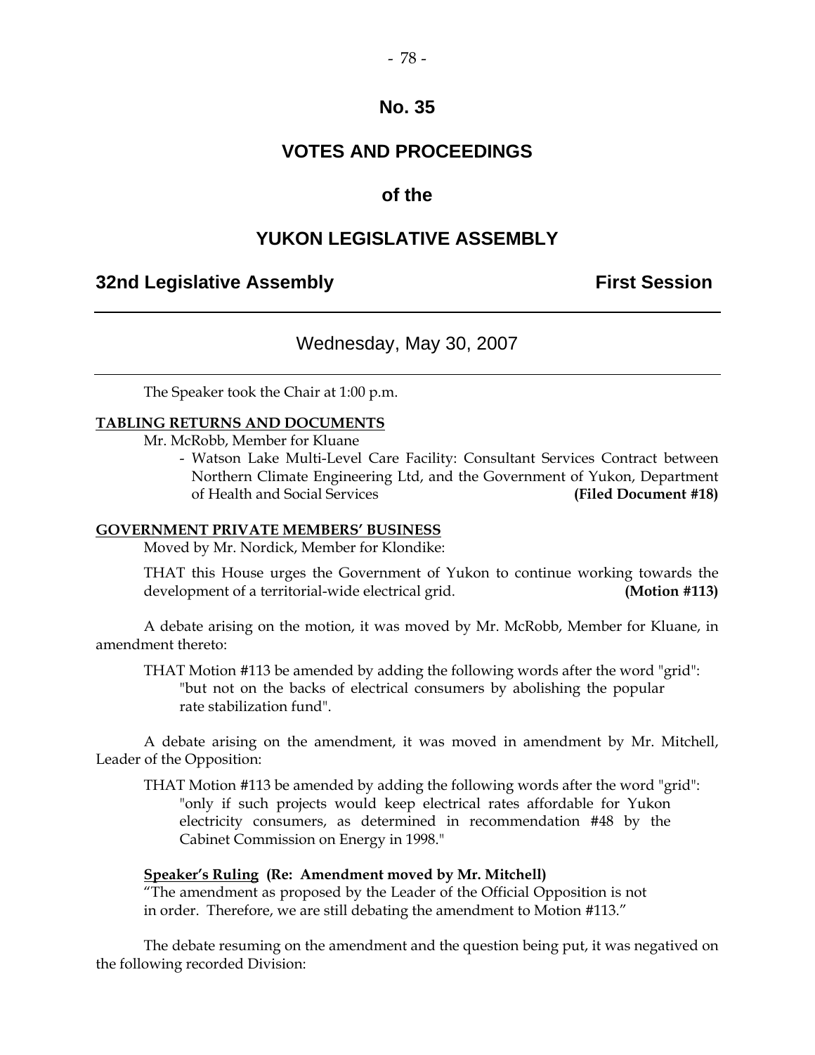# No. 35

# VOTES AND PROCEEDINGS

## of the

# YUKON LEGISLATIVE ASSEMBLY

**32nd Legislative Assembly** **First Session**

---

Wednesday, May 30, 2007

---

The Speaker took the Chair at 1:00 p.m.

**TABLING RETURNS AND DOCUMENTS**

Mr. McRobb, Member for Kluane

- Watson Lake Multi-Level Care Facility: Consultant Services Contract between Northern Climate Engineering Ltd, and the Government of Yukon, Department of Health and Social Services **(Filed Document #18)**

**GOVERNMENT PRIVATE MEMBERS' BUSINESS**

Moved by Mr. Nordick, Member for Klondike:

THAT this House urges the Government of Yukon to continue working towards the development of a territorial-wide electrical grid. **(Motion #113)**

A debate arising on the motion, it was moved by Mr. McRobb, Member for Kluane, in amendment thereto:

THAT Motion #113 be amended by adding the following words after the word "grid": "but not on the backs of electrical consumers by abolishing the popular rate stabilization fund".

A debate arising on the amendment, it was moved in amendment by Mr. Mitchell, Leader of the Opposition:

THAT Motion #113 be amended by adding the following words after the word "grid": "only if such projects would keep electrical rates affordable for Yukon electricity consumers, as determined in recommendation #48 by the Cabinet Commission on Energy in 1998."

**Speaker's Ruling (Re: Amendment moved by Mr. Mitchell)**

"The amendment as proposed by the Leader of the Official Opposition is not in order. Therefore, we are still debating the amendment to Motion #113."

The debate resuming on the amendment and the question being put, it was negatived on the following recorded Division: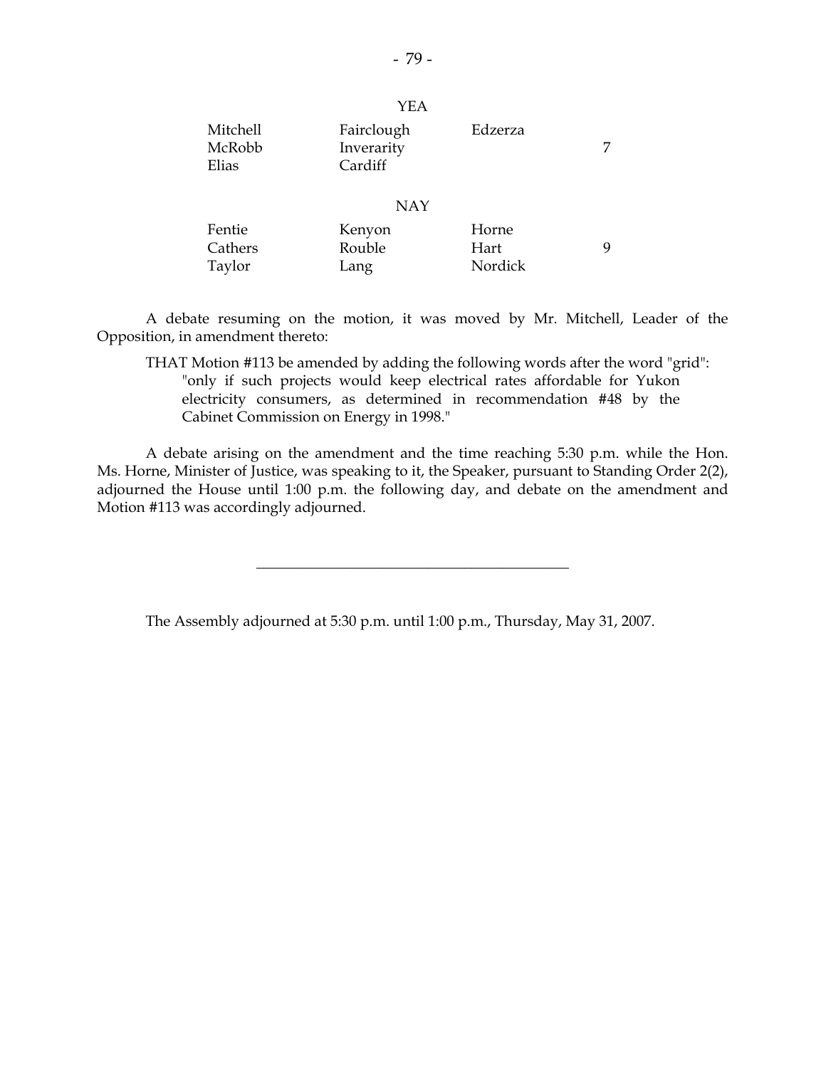YEA

| | | | |
|---|---|---|---|
| Mitchell | Fairclough | Edzerza | |
| McRobb | Inverarity | | 7 |
| Elias | Cardiff | | |

NAY

| | | | |
|---|---|---|---|
| Fentie | Kenyon | Horne | |
| Cathers | Rouble | Hart | 9 |
| Taylor | Lang | Nordick | |

A debate resuming on the motion, it was moved by Mr. Mitchell, Leader of the Opposition, in amendment thereto:

> THAT Motion #113 be amended by adding the following words after the word "grid": "only if such projects would keep electrical rates affordable for Yukon electricity consumers, as determined in recommendation #48 by the Cabinet Commission on Energy in 1998."

A debate arising on the amendment and the time reaching 5:30 p.m. while the Hon. Ms. Horne, Minister of Justice, was speaking to it, the Speaker, pursuant to Standing Order 2(2), adjourned the House until 1:00 p.m. the following day, and debate on the amendment and Motion #113 was accordingly adjourned.

---

The Assembly adjourned at 5:30 p.m. until 1:00 p.m., Thursday, May 31, 2007.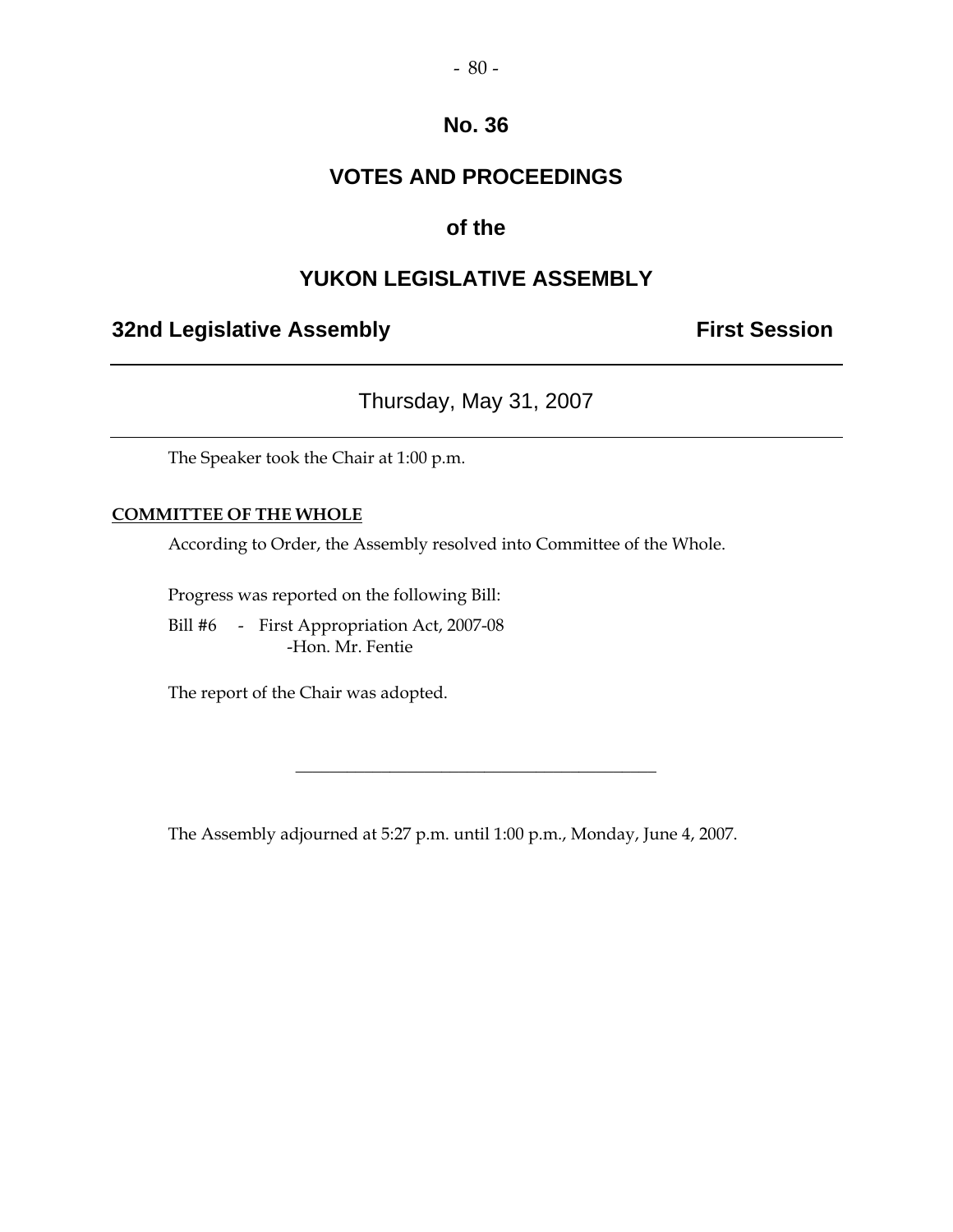# No. 36

## VOTES AND PROCEEDINGS

## of the

## YUKON LEGISLATIVE ASSEMBLY

**32nd Legislative Assembly** **First Session**

---

Thursday, May 31, 2007

---

The Speaker took the Chair at 1:00 p.m.

**COMMITTEE OF THE WHOLE**

According to Order, the Assembly resolved into Committee of the Whole.

Progress was reported on the following Bill:

Bill #6 - First Appropriation Act, 2007-08
-Hon. Mr. Fentie

The report of the Chair was adopted.

---

The Assembly adjourned at 5:27 p.m. until 1:00 p.m., Monday, June 4, 2007.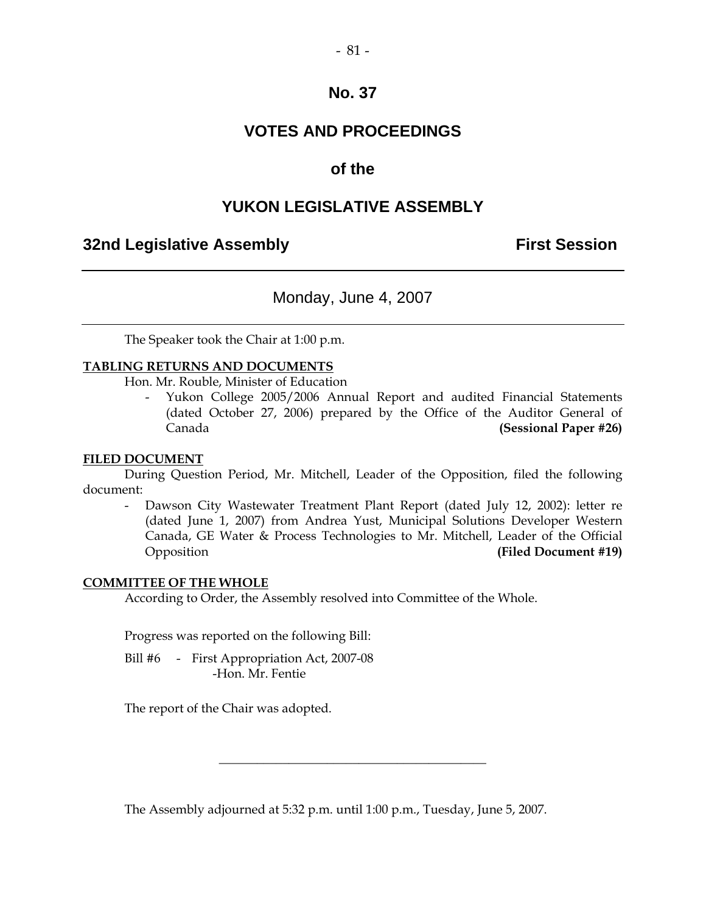# No. 37

# VOTES AND PROCEEDINGS

# of the

# YUKON LEGISLATIVE ASSEMBLY

## 32nd Legislative Assembly — First Session

---

Monday, June 4, 2007

---

The Speaker took the Chair at 1:00 p.m.

**TABLING RETURNS AND DOCUMENTS**

Hon. Mr. Rouble, Minister of Education

- Yukon College 2005/2006 Annual Report and audited Financial Statements (dated October 27, 2006) prepared by the Office of the Auditor General of Canada **(Sessional Paper #26)**

**FILED DOCUMENT**

During Question Period, Mr. Mitchell, Leader of the Opposition, filed the following document:

- Dawson City Wastewater Treatment Plant Report (dated July 12, 2002): letter re (dated June 1, 2007) from Andrea Yust, Municipal Solutions Developer Western Canada, GE Water & Process Technologies to Mr. Mitchell, Leader of the Official Opposition **(Filed Document #19)**

**COMMITTEE OF THE WHOLE**

According to Order, the Assembly resolved into Committee of the Whole.

Progress was reported on the following Bill:

Bill #6 - First Appropriation Act, 2007-08
-Hon. Mr. Fentie

The report of the Chair was adopted.

---

The Assembly adjourned at 5:32 p.m. until 1:00 p.m., Tuesday, June 5, 2007.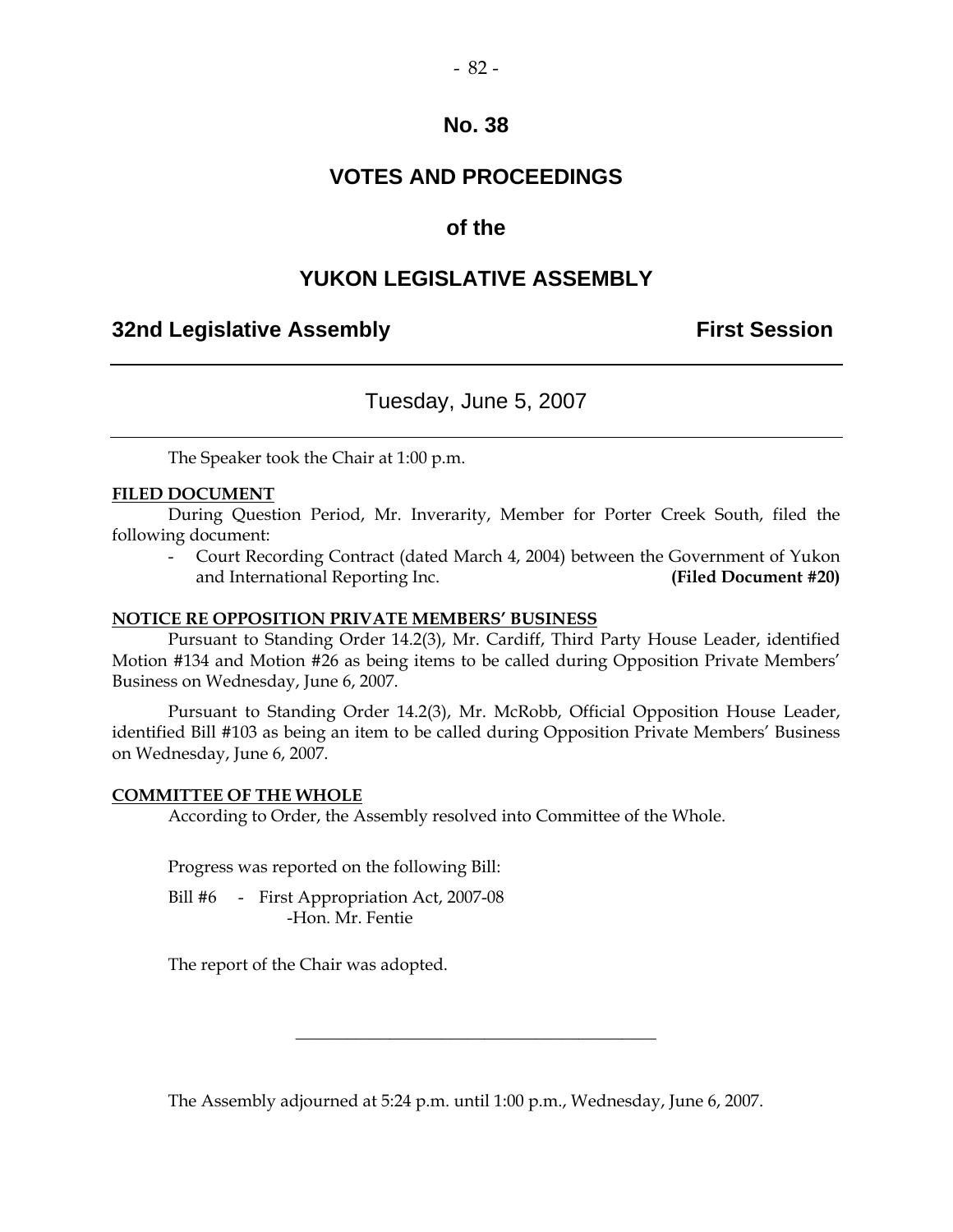# No. 38

# VOTES AND PROCEEDINGS

# of the

# YUKON LEGISLATIVE ASSEMBLY

## 32nd Legislative Assembly — First Session

---

### Tuesday, June 5, 2007

---

The Speaker took the Chair at 1:00 p.m.

**FILED DOCUMENT**

During Question Period, Mr. Inverarity, Member for Porter Creek South, filed the following document:

- Court Recording Contract (dated March 4, 2004) between the Government of Yukon and International Reporting Inc. **(Filed Document #20)**

**NOTICE RE OPPOSITION PRIVATE MEMBERS' BUSINESS**

Pursuant to Standing Order 14.2(3), Mr. Cardiff, Third Party House Leader, identified Motion #134 and Motion #26 as being items to be called during Opposition Private Members' Business on Wednesday, June 6, 2007.

Pursuant to Standing Order 14.2(3), Mr. McRobb, Official Opposition House Leader, identified Bill #103 as being an item to be called during Opposition Private Members' Business on Wednesday, June 6, 2007.

**COMMITTEE OF THE WHOLE**

According to Order, the Assembly resolved into Committee of the Whole.

Progress was reported on the following Bill:

Bill #6 - First Appropriation Act, 2007-08
-Hon. Mr. Fentie

The report of the Chair was adopted.

---

The Assembly adjourned at 5:24 p.m. until 1:00 p.m., Wednesday, June 6, 2007.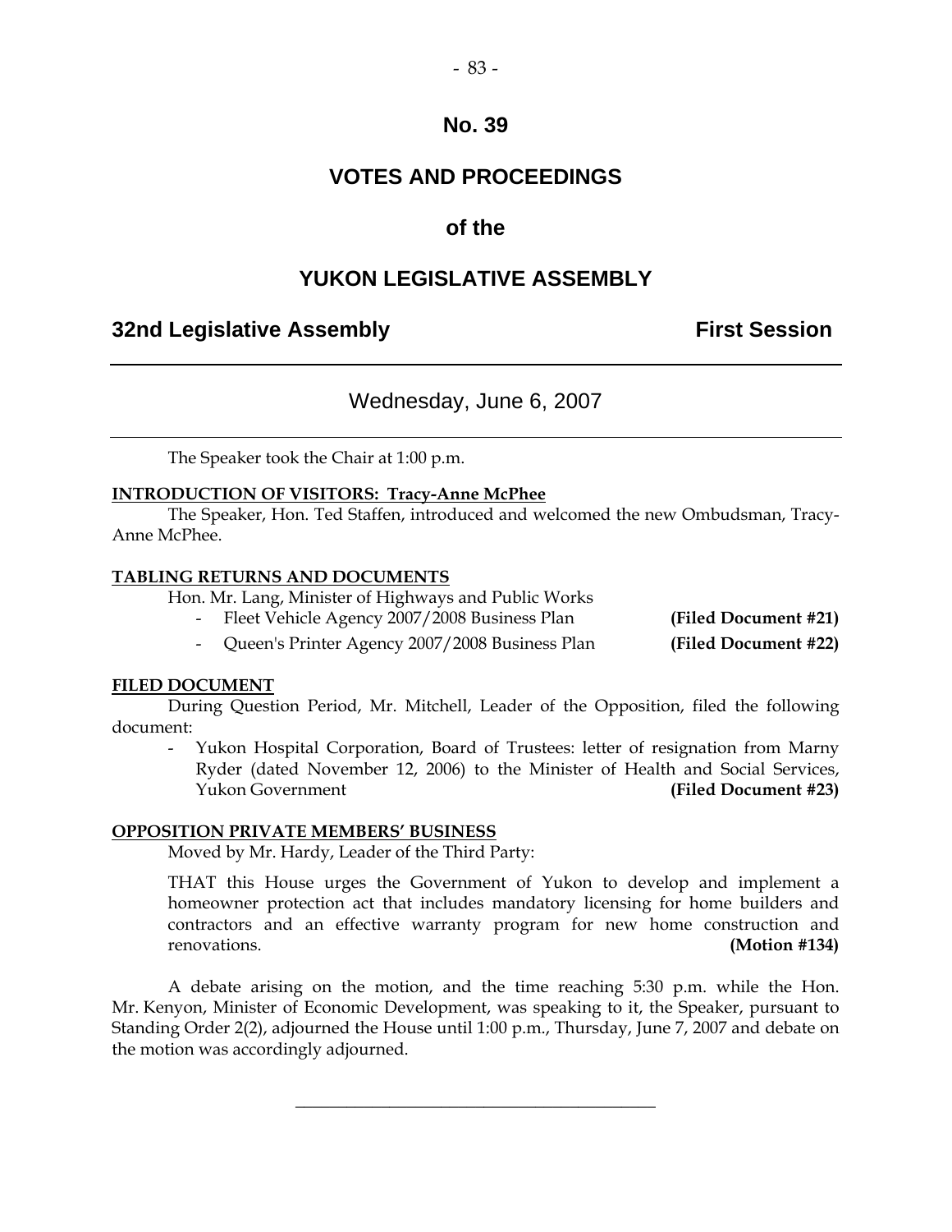# No. 39

# VOTES AND PROCEEDINGS

# of the

# YUKON LEGISLATIVE ASSEMBLY

**32nd Legislative Assembly** **First Session**

---

Wednesday, June 6, 2007

---

The Speaker took the Chair at 1:00 p.m.

**INTRODUCTION OF VISITORS: Tracy-Anne McPhee**

The Speaker, Hon. Ted Staffen, introduced and welcomed the new Ombudsman, Tracy-Anne McPhee.

**TABLING RETURNS AND DOCUMENTS**

Hon. Mr. Lang, Minister of Highways and Public Works

- Fleet Vehicle Agency 2007/2008 Business Plan **(Filed Document #21)**
- Queen's Printer Agency 2007/2008 Business Plan **(Filed Document #22)**

**FILED DOCUMENT**

During Question Period, Mr. Mitchell, Leader of the Opposition, filed the following document:

- Yukon Hospital Corporation, Board of Trustees: letter of resignation from Marny Ryder (dated November 12, 2006) to the Minister of Health and Social Services, Yukon Government **(Filed Document #23)**

**OPPOSITION PRIVATE MEMBERS' BUSINESS**

Moved by Mr. Hardy, Leader of the Third Party:

THAT this House urges the Government of Yukon to develop and implement a homeowner protection act that includes mandatory licensing for home builders and contractors and an effective warranty program for new home construction and renovations. **(Motion #134)**

A debate arising on the motion, and the time reaching 5:30 p.m. while the Hon. Mr. Kenyon, Minister of Economic Development, was speaking to it, the Speaker, pursuant to Standing Order 2(2), adjourned the House until 1:00 p.m., Thursday, June 7, 2007 and debate on the motion was accordingly adjourned.

---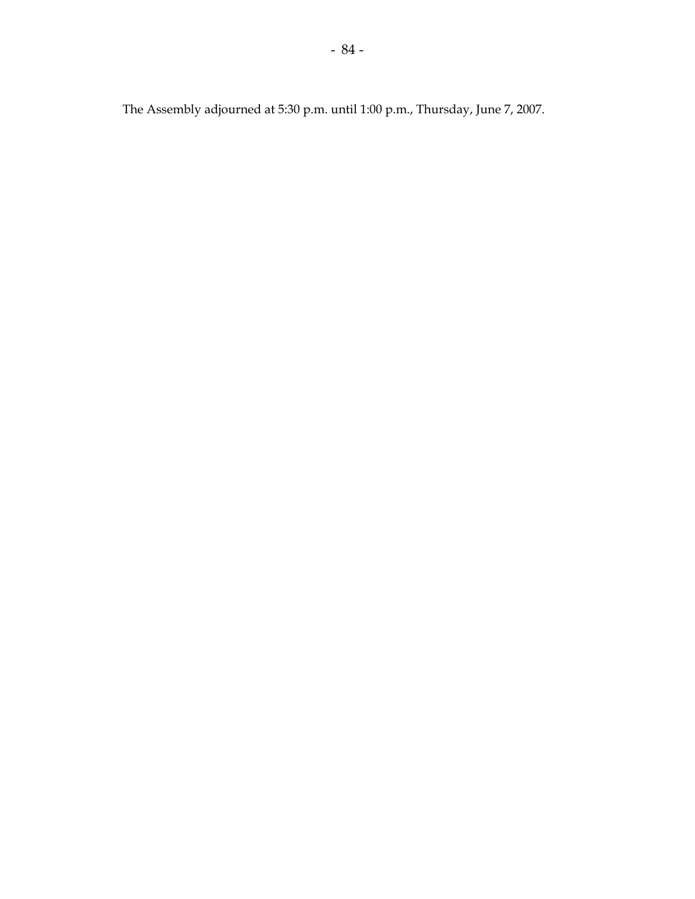The Assembly adjourned at 5:30 p.m. until 1:00 p.m., Thursday, June 7, 2007.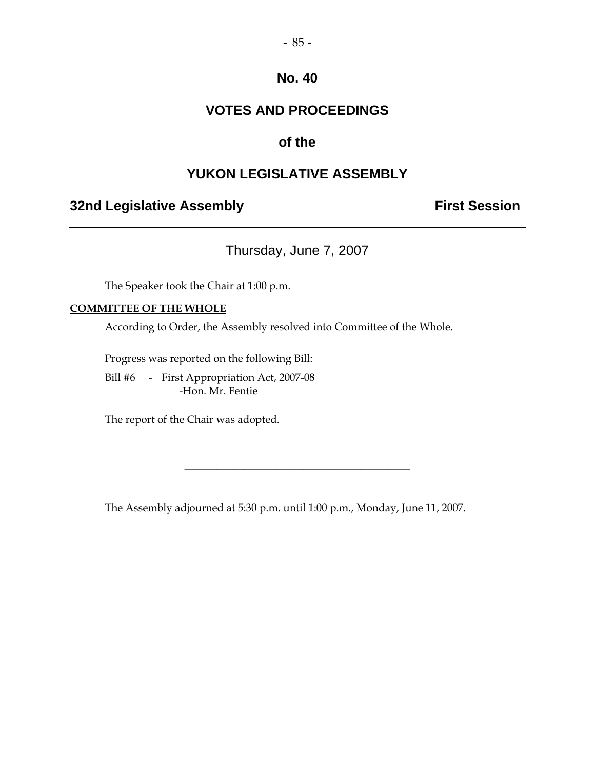# No. 40

# VOTES AND PROCEEDINGS

# of the

# YUKON LEGISLATIVE ASSEMBLY

**32nd Legislative Assembly** **First Session**

---

Thursday, June 7, 2007

---

The Speaker took the Chair at 1:00 p.m.

**COMMITTEE OF THE WHOLE**

According to Order, the Assembly resolved into Committee of the Whole.

Progress was reported on the following Bill:

Bill #6 - First Appropriation Act, 2007-08
-Hon. Mr. Fentie

The report of the Chair was adopted.

---

The Assembly adjourned at 5:30 p.m. until 1:00 p.m., Monday, June 11, 2007.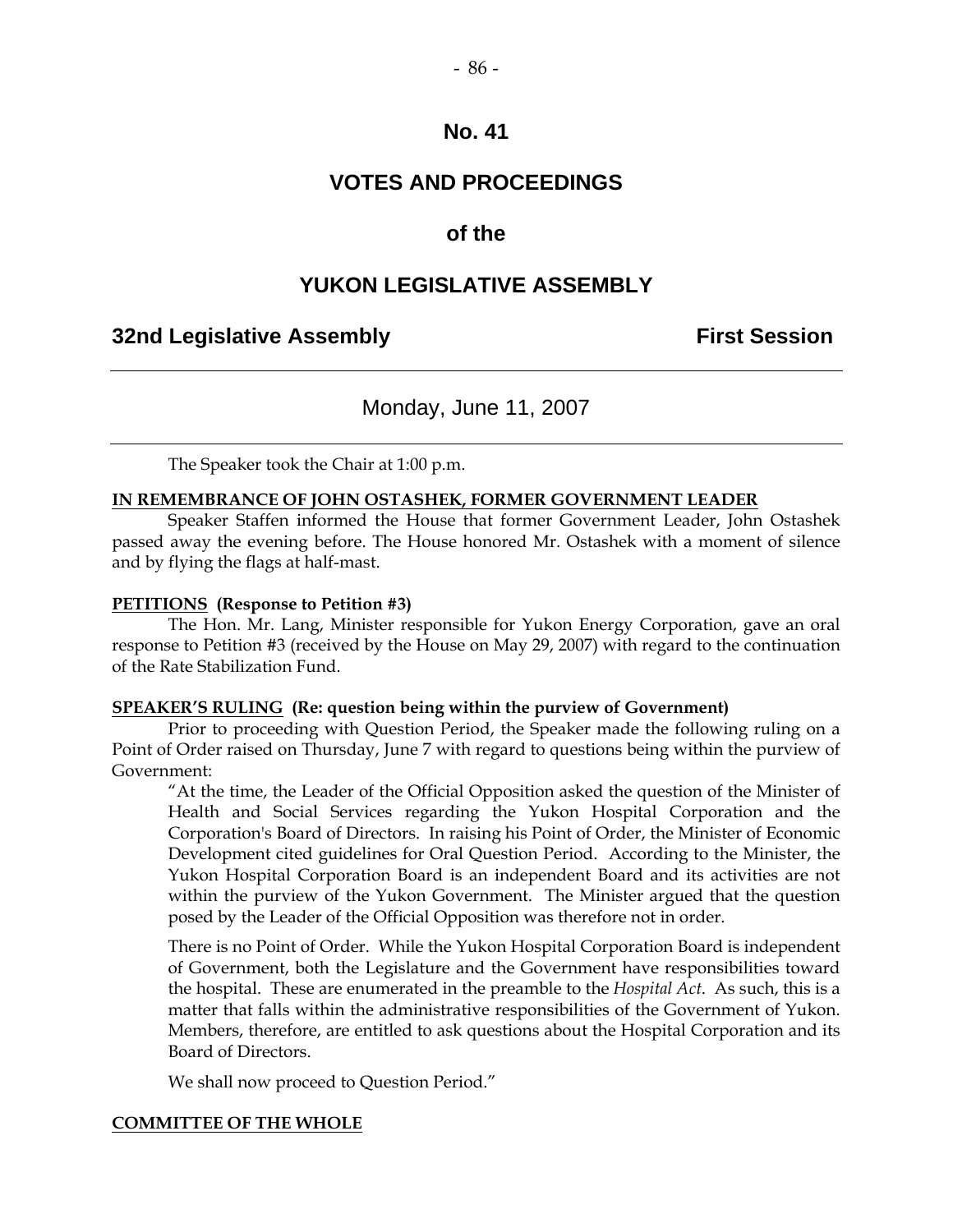# No. 41

# VOTES AND PROCEEDINGS

## of the

# YUKON LEGISLATIVE ASSEMBLY

**32nd Legislative Assembly** **First Session**

---

Monday, June 11, 2007

---

The Speaker took the Chair at 1:00 p.m.

**IN REMEMBRANCE OF JOHN OSTASHEK, FORMER GOVERNMENT LEADER**

Speaker Staffen informed the House that former Government Leader, John Ostashek passed away the evening before. The House honored Mr. Ostashek with a moment of silence and by flying the flags at half-mast.

**PETITIONS (Response to Petition #3)**

The Hon. Mr. Lang, Minister responsible for Yukon Energy Corporation, gave an oral response to Petition #3 (received by the House on May 29, 2007) with regard to the continuation of the Rate Stabilization Fund.

**SPEAKER'S RULING (Re: question being within the purview of Government)**

Prior to proceeding with Question Period, the Speaker made the following ruling on a Point of Order raised on Thursday, June 7 with regard to questions being within the purview of Government:

> "At the time, the Leader of the Official Opposition asked the question of the Minister of Health and Social Services regarding the Yukon Hospital Corporation and the Corporation's Board of Directors. In raising his Point of Order, the Minister of Economic Development cited guidelines for Oral Question Period. According to the Minister, the Yukon Hospital Corporation Board is an independent Board and its activities are not within the purview of the Yukon Government. The Minister argued that the question posed by the Leader of the Official Opposition was therefore not in order.
>
> There is no Point of Order. While the Yukon Hospital Corporation Board is independent of Government, both the Legislature and the Government have responsibilities toward the hospital. These are enumerated in the preamble to the *Hospital Act*. As such, this is a matter that falls within the administrative responsibilities of the Government of Yukon. Members, therefore, are entitled to ask questions about the Hospital Corporation and its Board of Directors.
>
> We shall now proceed to Question Period."

**COMMITTEE OF THE WHOLE**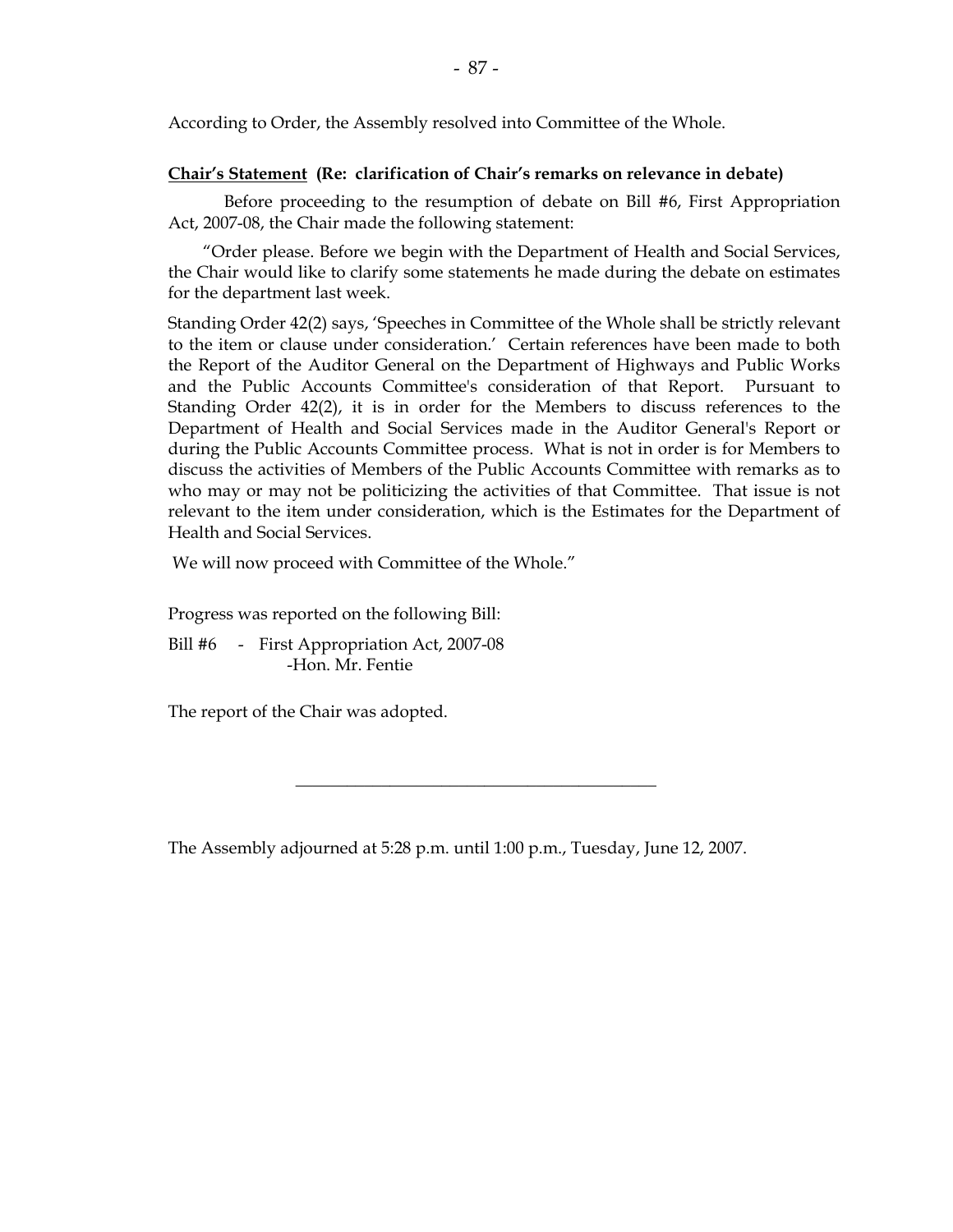According to Order, the Assembly resolved into Committee of the Whole.

**Chair's Statement (Re: clarification of Chair's remarks on relevance in debate)**

Before proceeding to the resumption of debate on Bill #6, First Appropriation Act, 2007-08, the Chair made the following statement:

"Order please. Before we begin with the Department of Health and Social Services, the Chair would like to clarify some statements he made during the debate on estimates for the department last week.

Standing Order 42(2) says, 'Speeches in Committee of the Whole shall be strictly relevant to the item or clause under consideration.' Certain references have been made to both the Report of the Auditor General on the Department of Highways and Public Works and the Public Accounts Committee's consideration of that Report. Pursuant to Standing Order 42(2), it is in order for the Members to discuss references to the Department of Health and Social Services made in the Auditor General's Report or during the Public Accounts Committee process. What is not in order is for Members to discuss the activities of Members of the Public Accounts Committee with remarks as to who may or may not be politicizing the activities of that Committee. That issue is not relevant to the item under consideration, which is the Estimates for the Department of Health and Social Services.

We will now proceed with Committee of the Whole."

Progress was reported on the following Bill:

Bill #6 - First Appropriation Act, 2007-08
-Hon. Mr. Fentie

The report of the Chair was adopted.

---

The Assembly adjourned at 5:28 p.m. until 1:00 p.m., Tuesday, June 12, 2007.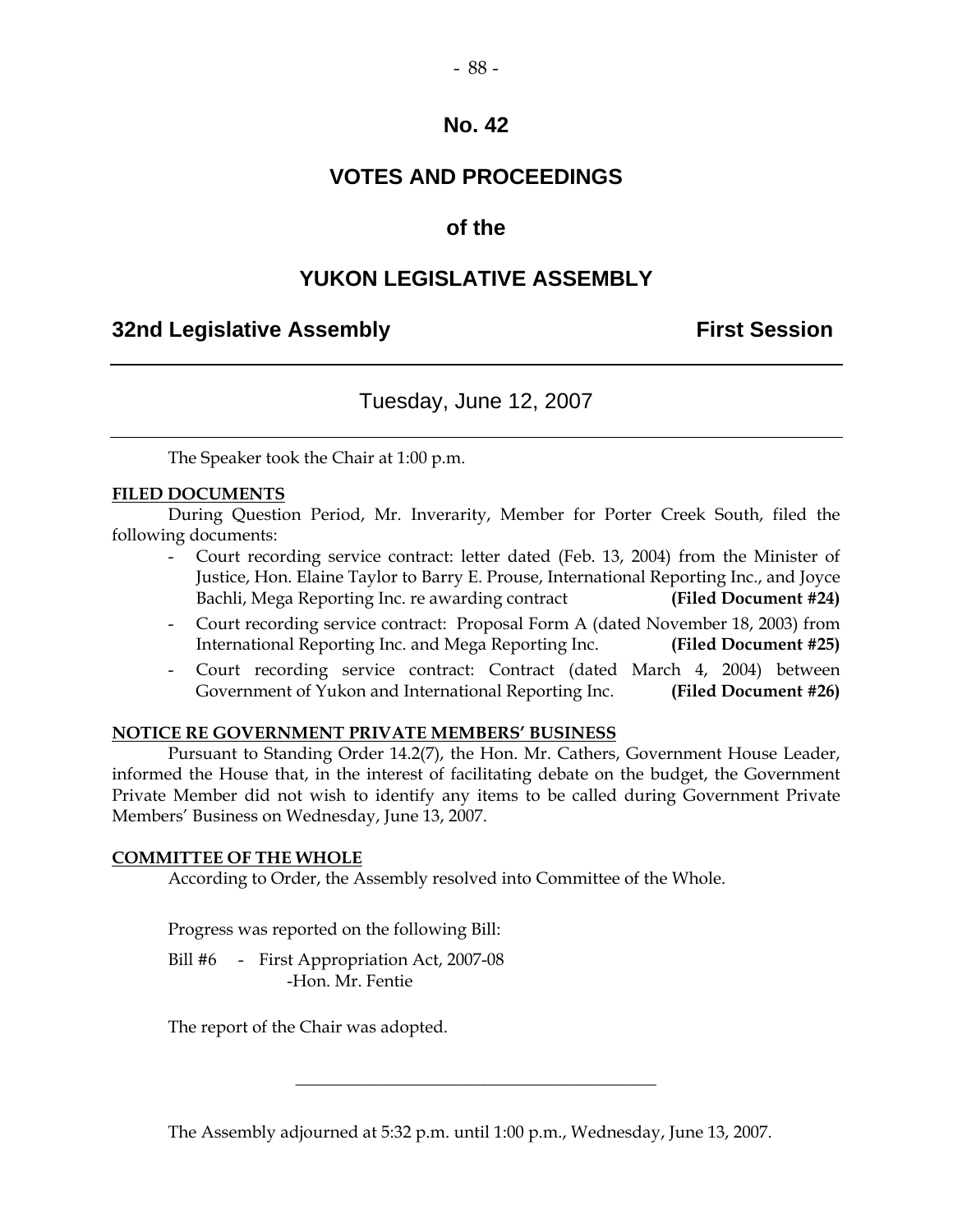# No. 42

# VOTES AND PROCEEDINGS

## of the

# YUKON LEGISLATIVE ASSEMBLY

**32nd Legislative Assembly** **First Session**

---

Tuesday, June 12, 2007

---

The Speaker took the Chair at 1:00 p.m.

**FILED DOCUMENTS**

During Question Period, Mr. Inverarity, Member for Porter Creek South, filed the following documents:

- Court recording service contract: letter dated (Feb. 13, 2004) from the Minister of Justice, Hon. Elaine Taylor to Barry E. Prouse, International Reporting Inc., and Joyce Bachli, Mega Reporting Inc. re awarding contract **(Filed Document #24)**
- Court recording service contract: Proposal Form A (dated November 18, 2003) from International Reporting Inc. and Mega Reporting Inc. **(Filed Document #25)**
- Court recording service contract: Contract (dated March 4, 2004) between Government of Yukon and International Reporting Inc. **(Filed Document #26)**

**NOTICE RE GOVERNMENT PRIVATE MEMBERS' BUSINESS**

Pursuant to Standing Order 14.2(7), the Hon. Mr. Cathers, Government House Leader, informed the House that, in the interest of facilitating debate on the budget, the Government Private Member did not wish to identify any items to be called during Government Private Members' Business on Wednesday, June 13, 2007.

**COMMITTEE OF THE WHOLE**

According to Order, the Assembly resolved into Committee of the Whole.

Progress was reported on the following Bill:

Bill #6 - First Appropriation Act, 2007-08
-Hon. Mr. Fentie

The report of the Chair was adopted.

---

The Assembly adjourned at 5:32 p.m. until 1:00 p.m., Wednesday, June 13, 2007.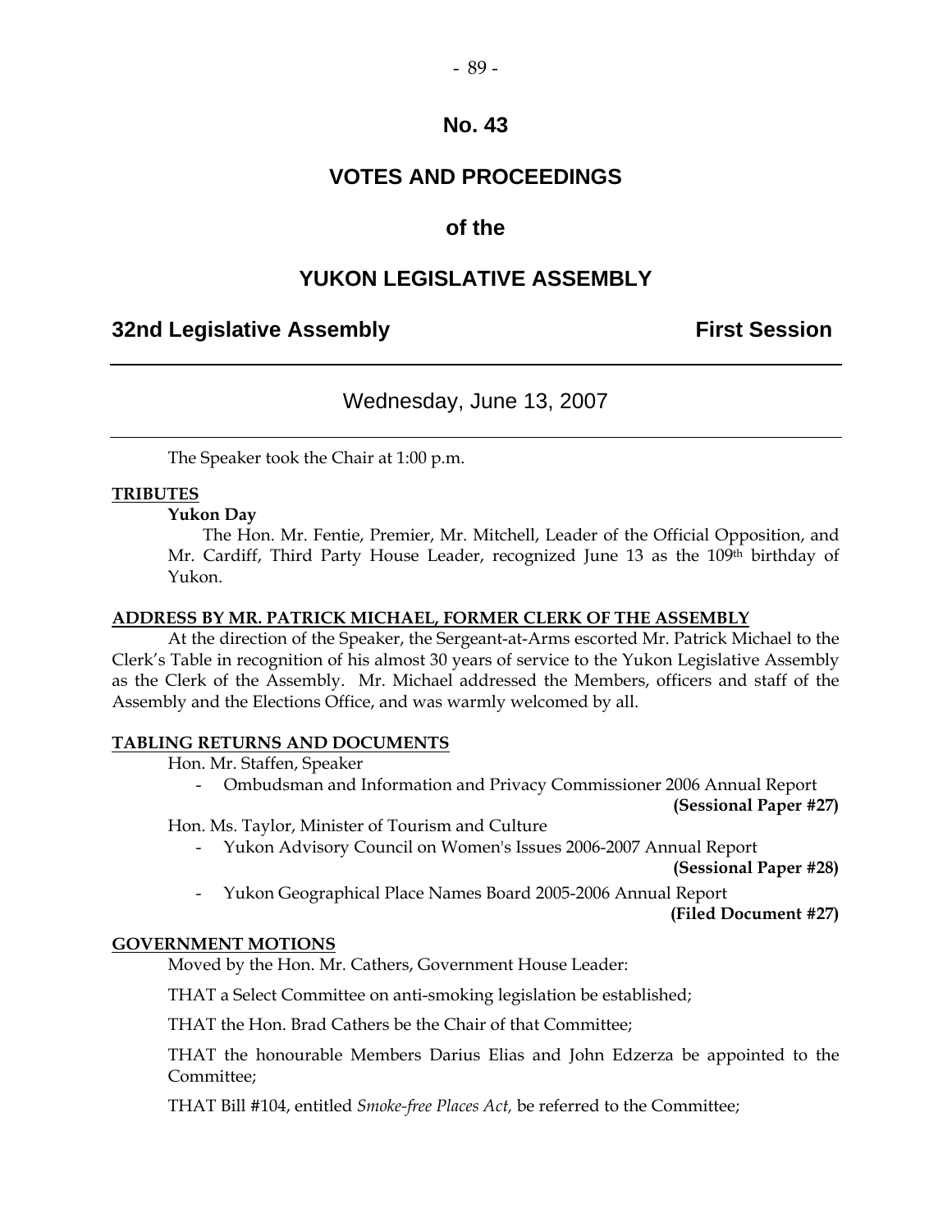# No. 43

# VOTES AND PROCEEDINGS

## of the

# YUKON LEGISLATIVE ASSEMBLY

**32nd Legislative Assembly** **First Session**

---

Wednesday, June 13, 2007

---

The Speaker took the Chair at 1:00 p.m.

**TRIBUTES**

**Yukon Day**

The Hon. Mr. Fentie, Premier, Mr. Mitchell, Leader of the Official Opposition, and Mr. Cardiff, Third Party House Leader, recognized June 13 as the 109th birthday of Yukon.

**ADDRESS BY MR. PATRICK MICHAEL, FORMER CLERK OF THE ASSEMBLY**

At the direction of the Speaker, the Sergeant-at-Arms escorted Mr. Patrick Michael to the Clerk's Table in recognition of his almost 30 years of service to the Yukon Legislative Assembly as the Clerk of the Assembly. Mr. Michael addressed the Members, officers and staff of the Assembly and the Elections Office, and was warmly welcomed by all.

**TABLING RETURNS AND DOCUMENTS**

Hon. Mr. Staffen, Speaker

- Ombudsman and Information and Privacy Commissioner 2006 Annual Report **(Sessional Paper #27)**

Hon. Ms. Taylor, Minister of Tourism and Culture

- Yukon Advisory Council on Women's Issues 2006-2007 Annual Report **(Sessional Paper #28)**
- Yukon Geographical Place Names Board 2005-2006 Annual Report **(Filed Document #27)**

**GOVERNMENT MOTIONS**

Moved by the Hon. Mr. Cathers, Government House Leader:

THAT a Select Committee on anti-smoking legislation be established;

THAT the Hon. Brad Cathers be the Chair of that Committee;

THAT the honourable Members Darius Elias and John Edzerza be appointed to the Committee;

THAT Bill #104, entitled *Smoke-free Places Act,* be referred to the Committee;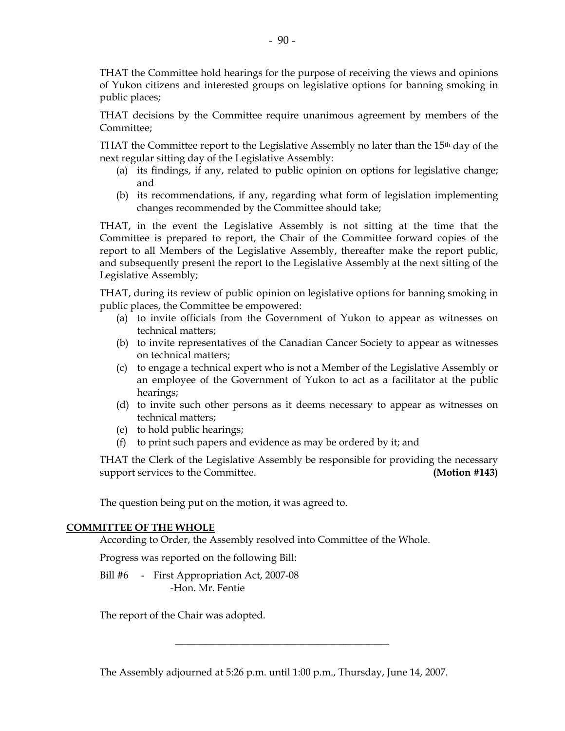THAT the Committee hold hearings for the purpose of receiving the views and opinions of Yukon citizens and interested groups on legislative options for banning smoking in public places;

THAT decisions by the Committee require unanimous agreement by members of the Committee;

THAT the Committee report to the Legislative Assembly no later than the 15th day of the next regular sitting day of the Legislative Assembly:

(a) its findings, if any, related to public opinion on options for legislative change; and

(b) its recommendations, if any, regarding what form of legislation implementing changes recommended by the Committee should take;

THAT, in the event the Legislative Assembly is not sitting at the time that the Committee is prepared to report, the Chair of the Committee forward copies of the report to all Members of the Legislative Assembly, thereafter make the report public, and subsequently present the report to the Legislative Assembly at the next sitting of the Legislative Assembly;

THAT, during its review of public opinion on legislative options for banning smoking in public places, the Committee be empowered:

(a) to invite officials from the Government of Yukon to appear as witnesses on technical matters;

(b) to invite representatives of the Canadian Cancer Society to appear as witnesses on technical matters;

(c) to engage a technical expert who is not a Member of the Legislative Assembly or an employee of the Government of Yukon to act as a facilitator at the public hearings;

(d) to invite such other persons as it deems necessary to appear as witnesses on technical matters;

(e) to hold public hearings;

(f) to print such papers and evidence as may be ordered by it; and

THAT the Clerk of the Legislative Assembly be responsible for providing the necessary support services to the Committee. **(Motion #143)**

The question being put on the motion, it was agreed to.

**COMMITTEE OF THE WHOLE**

According to Order, the Assembly resolved into Committee of the Whole.

Progress was reported on the following Bill:

Bill #6 - First Appropriation Act, 2007-08
-Hon. Mr. Fentie

The report of the Chair was adopted.

---

The Assembly adjourned at 5:26 p.m. until 1:00 p.m., Thursday, June 14, 2007.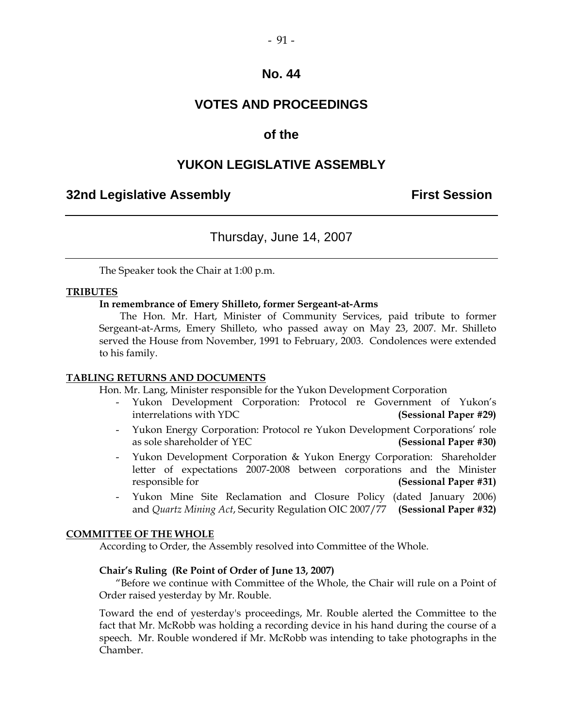# No. 44

# VOTES AND PROCEEDINGS

## of the

# YUKON LEGISLATIVE ASSEMBLY

**32nd Legislative Assembly** **First Session**

---

Thursday, June 14, 2007

---

The Speaker took the Chair at 1:00 p.m.

**TRIBUTES**

**In remembrance of Emery Shilleto, former Sergeant-at-Arms**

The Hon. Mr. Hart, Minister of Community Services, paid tribute to former Sergeant-at-Arms, Emery Shilleto, who passed away on May 23, 2007. Mr. Shilleto served the House from November, 1991 to February, 2003. Condolences were extended to his family.

**TABLING RETURNS AND DOCUMENTS**

Hon. Mr. Lang, Minister responsible for the Yukon Development Corporation

- Yukon Development Corporation: Protocol re Government of Yukon's interrelations with YDC **(Sessional Paper #29)**
- Yukon Energy Corporation: Protocol re Yukon Development Corporations' role as sole shareholder of YEC **(Sessional Paper #30)**
- Yukon Development Corporation & Yukon Energy Corporation: Shareholder letter of expectations 2007-2008 between corporations and the Minister responsible for **(Sessional Paper #31)**
- Yukon Mine Site Reclamation and Closure Policy (dated January 2006) and *Quartz Mining Act*, Security Regulation OIC 2007/77 **(Sessional Paper #32)**

**COMMITTEE OF THE WHOLE**

According to Order, the Assembly resolved into Committee of the Whole.

**Chair's Ruling (Re Point of Order of June 13, 2007)**

"Before we continue with Committee of the Whole, the Chair will rule on a Point of Order raised yesterday by Mr. Rouble.

Toward the end of yesterday's proceedings, Mr. Rouble alerted the Committee to the fact that Mr. McRobb was holding a recording device in his hand during the course of a speech. Mr. Rouble wondered if Mr. McRobb was intending to take photographs in the Chamber.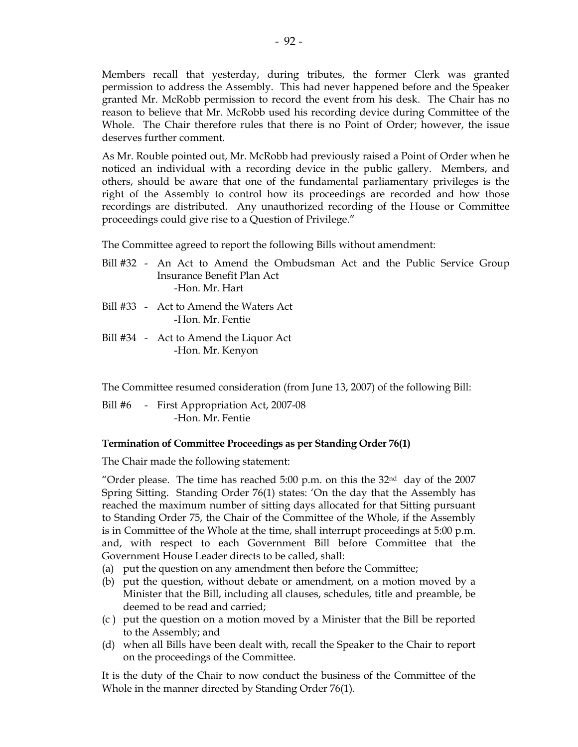Members recall that yesterday, during tributes, the former Clerk was granted permission to address the Assembly. This had never happened before and the Speaker granted Mr. McRobb permission to record the event from his desk. The Chair has no reason to believe that Mr. McRobb used his recording device during Committee of the Whole. The Chair therefore rules that there is no Point of Order; however, the issue deserves further comment.

As Mr. Rouble pointed out, Mr. McRobb had previously raised a Point of Order when he noticed an individual with a recording device in the public gallery. Members, and others, should be aware that one of the fundamental parliamentary privileges is the right of the Assembly to control how its proceedings are recorded and how those recordings are distributed. Any unauthorized recording of the House or Committee proceedings could give rise to a Question of Privilege."

The Committee agreed to report the following Bills without amendment:

Bill #32 - An Act to Amend the Ombudsman Act and the Public Service Group Insurance Benefit Plan Act
-Hon. Mr. Hart

Bill #33 - Act to Amend the Waters Act
-Hon. Mr. Fentie

Bill #34 - Act to Amend the Liquor Act
-Hon. Mr. Kenyon

The Committee resumed consideration (from June 13, 2007) of the following Bill:

Bill #6 - First Appropriation Act, 2007-08
-Hon. Mr. Fentie

**Termination of Committee Proceedings as per Standing Order 76(1)**

The Chair made the following statement:

"Order please. The time has reached 5:00 p.m. on this the 32nd day of the 2007 Spring Sitting. Standing Order 76(1) states: 'On the day that the Assembly has reached the maximum number of sitting days allocated for that Sitting pursuant to Standing Order 75, the Chair of the Committee of the Whole, if the Assembly is in Committee of the Whole at the time, shall interrupt proceedings at 5:00 p.m. and, with respect to each Government Bill before Committee that the Government House Leader directs to be called, shall:

(a) put the question on any amendment then before the Committee;
(b) put the question, without debate or amendment, on a motion moved by a Minister that the Bill, including all clauses, schedules, title and preamble, be deemed to be read and carried;
(c ) put the question on a motion moved by a Minister that the Bill be reported to the Assembly; and
(d) when all Bills have been dealt with, recall the Speaker to the Chair to report on the proceedings of the Committee.

It is the duty of the Chair to now conduct the business of the Committee of the Whole in the manner directed by Standing Order 76(1).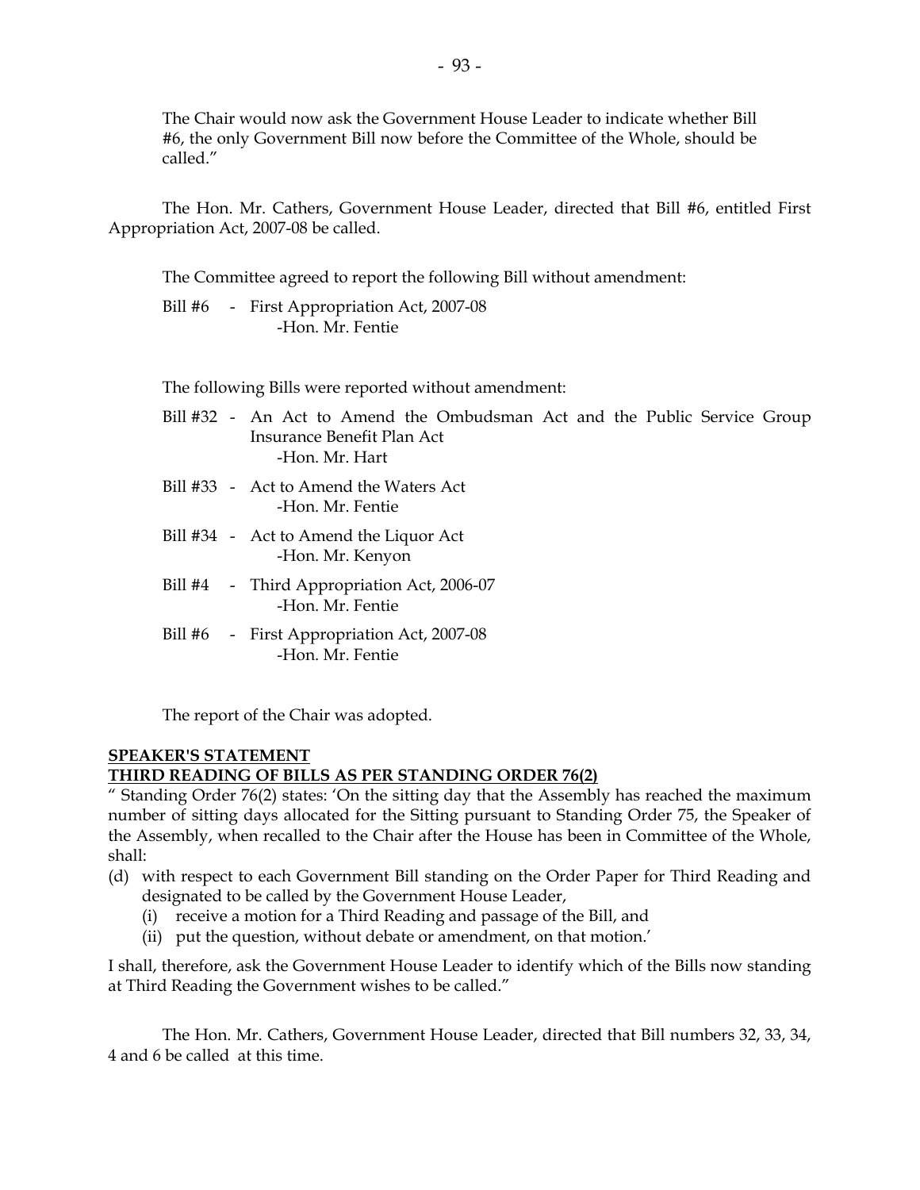The Chair would now ask the Government House Leader to indicate whether Bill #6, the only Government Bill now before the Committee of the Whole, should be called."

The Hon. Mr. Cathers, Government House Leader, directed that Bill #6, entitled First Appropriation Act, 2007-08 be called.

The Committee agreed to report the following Bill without amendment:

Bill #6 - First Appropriation Act, 2007-08
-Hon. Mr. Fentie

The following Bills were reported without amendment:

Bill #32 - An Act to Amend the Ombudsman Act and the Public Service Group Insurance Benefit Plan Act
-Hon. Mr. Hart

Bill #33 - Act to Amend the Waters Act
-Hon. Mr. Fentie

Bill #34 - Act to Amend the Liquor Act
-Hon. Mr. Kenyon

Bill #4 - Third Appropriation Act, 2006-07
-Hon. Mr. Fentie

Bill #6 - First Appropriation Act, 2007-08
-Hon. Mr. Fentie

The report of the Chair was adopted.

**SPEAKER'S STATEMENT**

**THIRD READING OF BILLS AS PER STANDING ORDER 76(2)**

" Standing Order 76(2) states: 'On the sitting day that the Assembly has reached the maximum number of sitting days allocated for the Sitting pursuant to Standing Order 75, the Speaker of the Assembly, when recalled to the Chair after the House has been in Committee of the Whole, shall:

(d) with respect to each Government Bill standing on the Order Paper for Third Reading and designated to be called by the Government House Leader,
   (i) receive a motion for a Third Reading and passage of the Bill, and
   (ii) put the question, without debate or amendment, on that motion.'

I shall, therefore, ask the Government House Leader to identify which of the Bills now standing at Third Reading the Government wishes to be called."

The Hon. Mr. Cathers, Government House Leader, directed that Bill numbers 32, 33, 34, 4 and 6 be called at this time.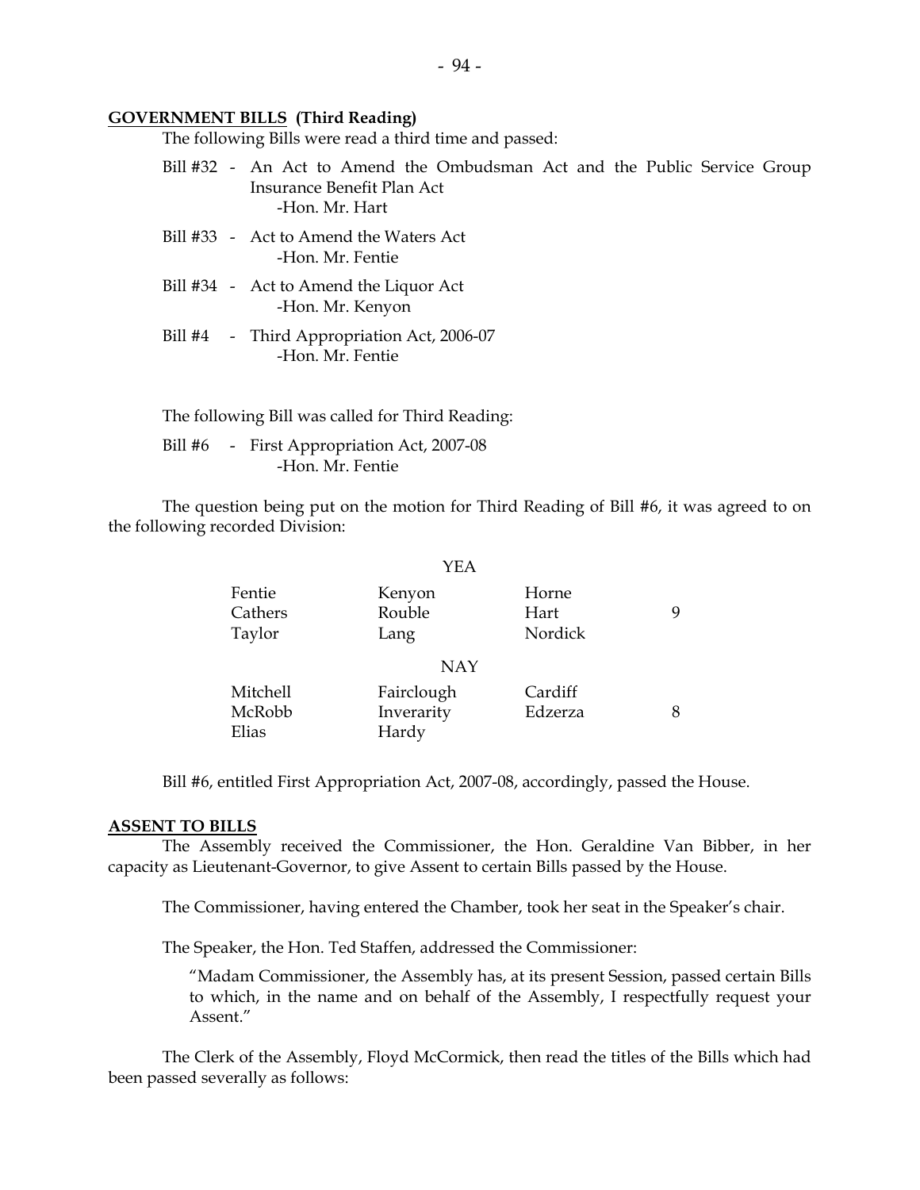**GOVERNMENT BILLS (Third Reading)**

The following Bills were read a third time and passed:

Bill #32 - An Act to Amend the Ombudsman Act and the Public Service Group Insurance Benefit Plan Act
-Hon. Mr. Hart

Bill #33 - Act to Amend the Waters Act
-Hon. Mr. Fentie

Bill #34 - Act to Amend the Liquor Act
-Hon. Mr. Kenyon

Bill #4 - Third Appropriation Act, 2006-07
-Hon. Mr. Fentie

The following Bill was called for Third Reading:

Bill #6 - First Appropriation Act, 2007-08
-Hon. Mr. Fentie

The question being put on the motion for Third Reading of Bill #6, it was agreed to on the following recorded Division:

| | YEA | | |
|---|---|---|---|
| Fentie | Kenyon | Horne | |
| Cathers | Rouble | Hart | 9 |
| Taylor | Lang | Nordick | |
| | **NAY** | | |
| Mitchell | Fairclough | Cardiff | |
| McRobb | Inverarity | Edzerza | 8 |
| Elias | Hardy | | |

Bill #6, entitled First Appropriation Act, 2007-08, accordingly, passed the House.

**ASSENT TO BILLS**

The Assembly received the Commissioner, the Hon. Geraldine Van Bibber, in her capacity as Lieutenant-Governor, to give Assent to certain Bills passed by the House.

The Commissioner, having entered the Chamber, took her seat in the Speaker's chair.

The Speaker, the Hon. Ted Staffen, addressed the Commissioner:

> "Madam Commissioner, the Assembly has, at its present Session, passed certain Bills to which, in the name and on behalf of the Assembly, I respectfully request your Assent."

The Clerk of the Assembly, Floyd McCormick, then read the titles of the Bills which had been passed severally as follows: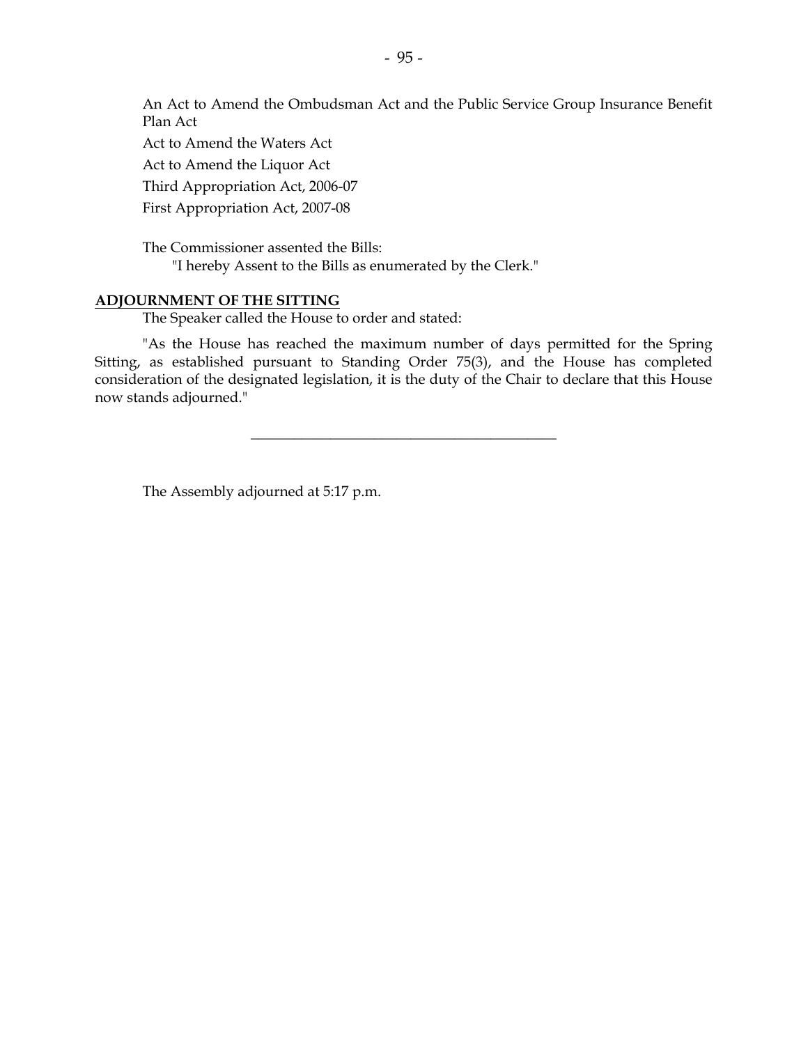An Act to Amend the Ombudsman Act and the Public Service Group Insurance Benefit Plan Act

Act to Amend the Waters Act

Act to Amend the Liquor Act

Third Appropriation Act, 2006-07

First Appropriation Act, 2007-08

The Commissioner assented the Bills:

"I hereby Assent to the Bills as enumerated by the Clerk."

**ADJOURNMENT OF THE SITTING**

The Speaker called the House to order and stated:

"As the House has reached the maximum number of days permitted for the Spring Sitting, as established pursuant to Standing Order 75(3), and the House has completed consideration of the designated legislation, it is the duty of the Chair to declare that this House now stands adjourned."

---

The Assembly adjourned at 5:17 p.m.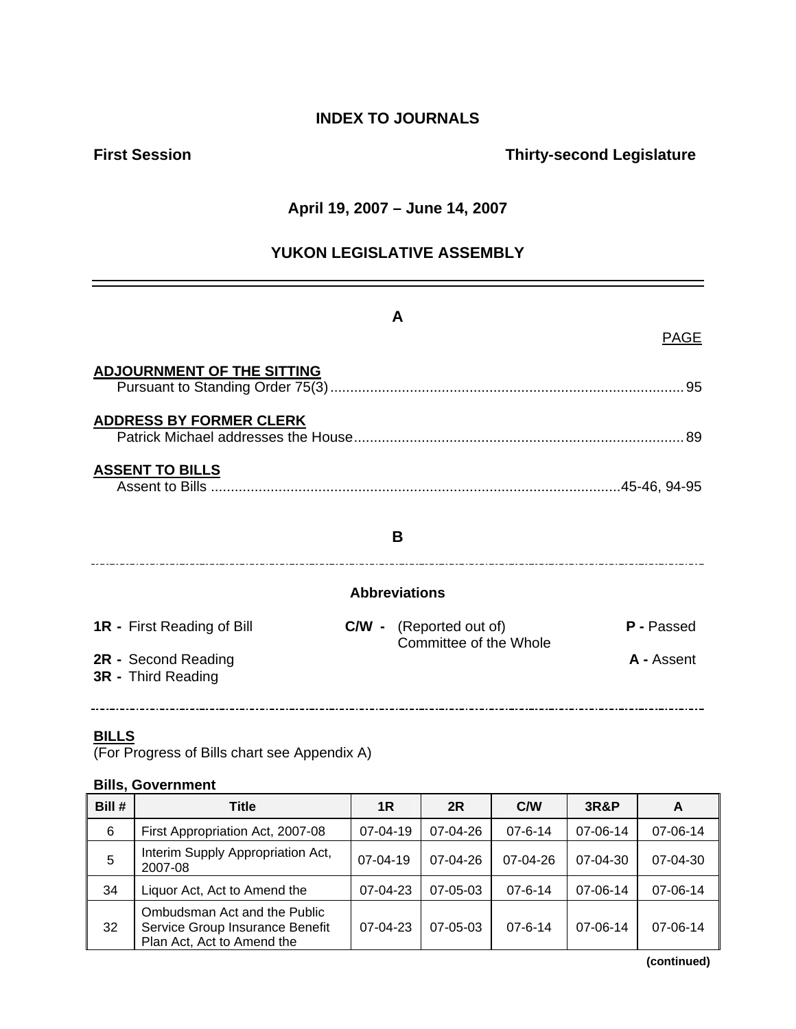# INDEX TO JOURNALS

**First Session** **Thirty-second Legislature**

**April 19, 2007 – June 14, 2007**

**YUKON LEGISLATIVE ASSEMBLY**

---

## A

PAGE

**ADJOURNMENT OF THE SITTING**

Pursuant to Standing Order 75(3) ........................................................................................ 95

**ADDRESS BY FORMER CLERK**

Patrick Michael addresses the House .................................................................................. 89

**ASSENT TO BILLS**

Assent to Bills ......................................................................................................45-46, 94-95

## B

### Abbreviations

**1R -** First Reading of Bill
**2R -** Second Reading
**3R -** Third Reading
**C/W -** (Reported out of) Committee of the Whole
**P -** Passed
**A -** Assent

---

**BILLS**

(For Progress of Bills chart see Appendix A)

**Bills, Government**

| Bill # | Title | 1R | 2R | C/W | 3R&P | A |
|---|---|---|---|---|---|---|
| 6 | First Appropriation Act, 2007-08 | 07-04-19 | 07-04-26 | 07-6-14 | 07-06-14 | 07-06-14 |
| 5 | Interim Supply Appropriation Act, 2007-08 | 07-04-19 | 07-04-26 | 07-04-26 | 07-04-30 | 07-04-30 |
| 34 | Liquor Act, Act to Amend the | 07-04-23 | 07-05-03 | 07-6-14 | 07-06-14 | 07-06-14 |
| 32 | Ombudsman Act and the Public Service Group Insurance Benefit Plan Act, Act to Amend the | 07-04-23 | 07-05-03 | 07-6-14 | 07-06-14 | 07-06-14 |

**(continued)**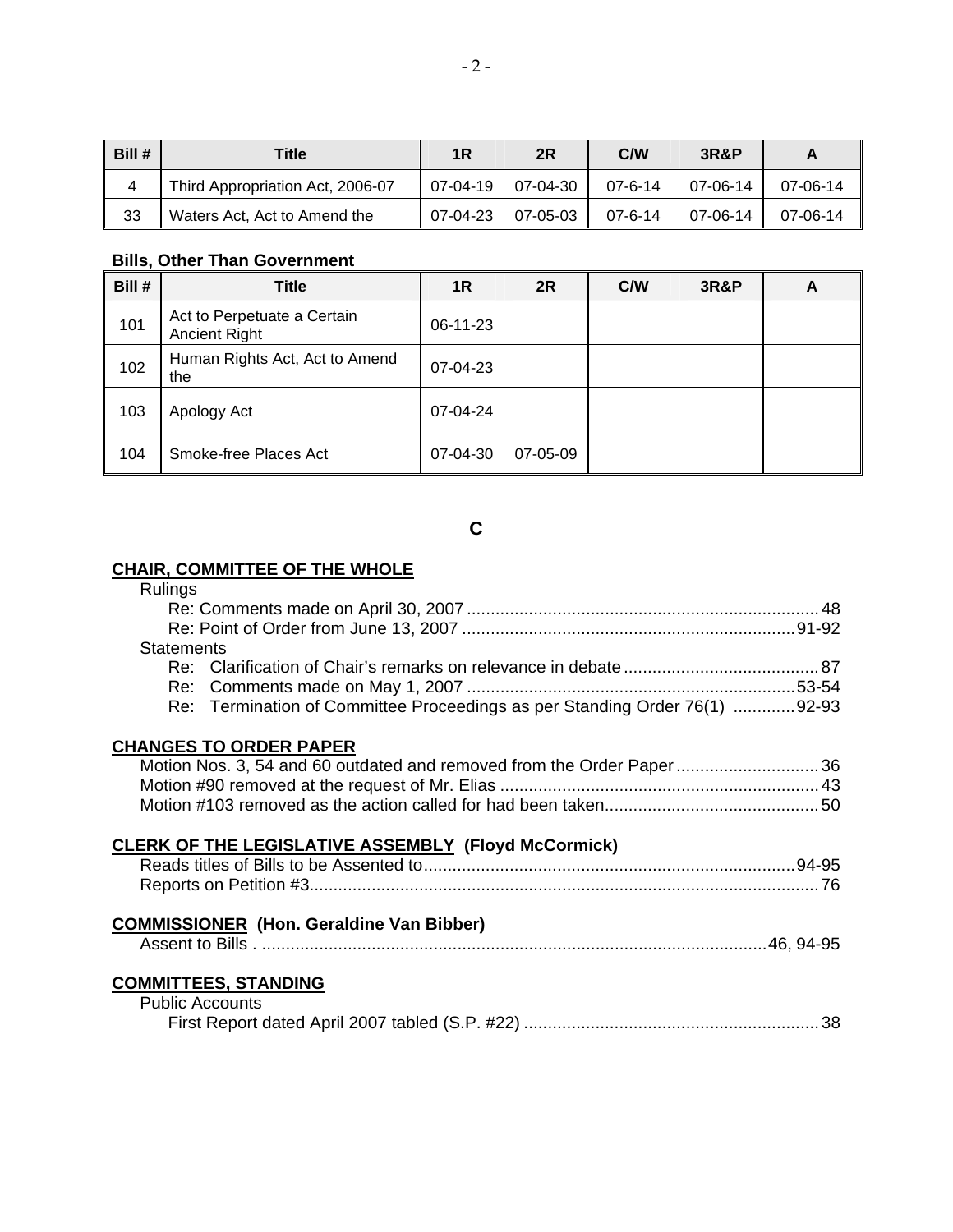| Bill # | Title | 1R | 2R | C/W | 3R&P | A |
|---|---|---|---|---|---|---|
| 4 | Third Appropriation Act, 2006-07 | 07-04-19 | 07-04-30 | 07-6-14 | 07-06-14 | 07-06-14 |
| 33 | Waters Act, Act to Amend the | 07-04-23 | 07-05-03 | 07-6-14 | 07-06-14 | 07-06-14 |

**Bills, Other Than Government**

| Bill # | Title | 1R | 2R | C/W | 3R&P | A |
|---|---|---|---|---|---|---|
| 101 | Act to Perpetuate a Certain Ancient Right | 06-11-23 | | | | |
| 102 | Human Rights Act, Act to Amend the | 07-04-23 | | | | |
| 103 | Apology Act | 07-04-24 | | | | |
| 104 | Smoke-free Places Act | 07-04-30 | 07-05-09 | | | |

## C

**CHAIR, COMMITTEE OF THE WHOLE**

Rulings
- Re: Comments made on April 30, 2007 .......... 48
- Re: Point of Order from June 13, 2007 .......... 91-92

Statements
- Re: Clarification of Chair's remarks on relevance in debate .......... 87
- Re: Comments made on May 1, 2007 .......... 53-54
- Re: Termination of Committee Proceedings as per Standing Order 76(1) .......... 92-93

**CHANGES TO ORDER PAPER**

- Motion Nos. 3, 54 and 60 outdated and removed from the Order Paper .......... 36
- Motion #90 removed at the request of Mr. Elias .......... 43
- Motion #103 removed as the action called for had been taken .......... 50

**CLERK OF THE LEGISLATIVE ASSEMBLY (Floyd McCormick)**

- Reads titles of Bills to be Assented to .......... 94-95
- Reports on Petition #3 .......... 76

**COMMISSIONER (Hon. Geraldine Van Bibber)**

- Assent to Bills .......... 46, 94-95

**COMMITTEES, STANDING**

Public Accounts
- First Report dated April 2007 tabled (S.P. #22) .......... 38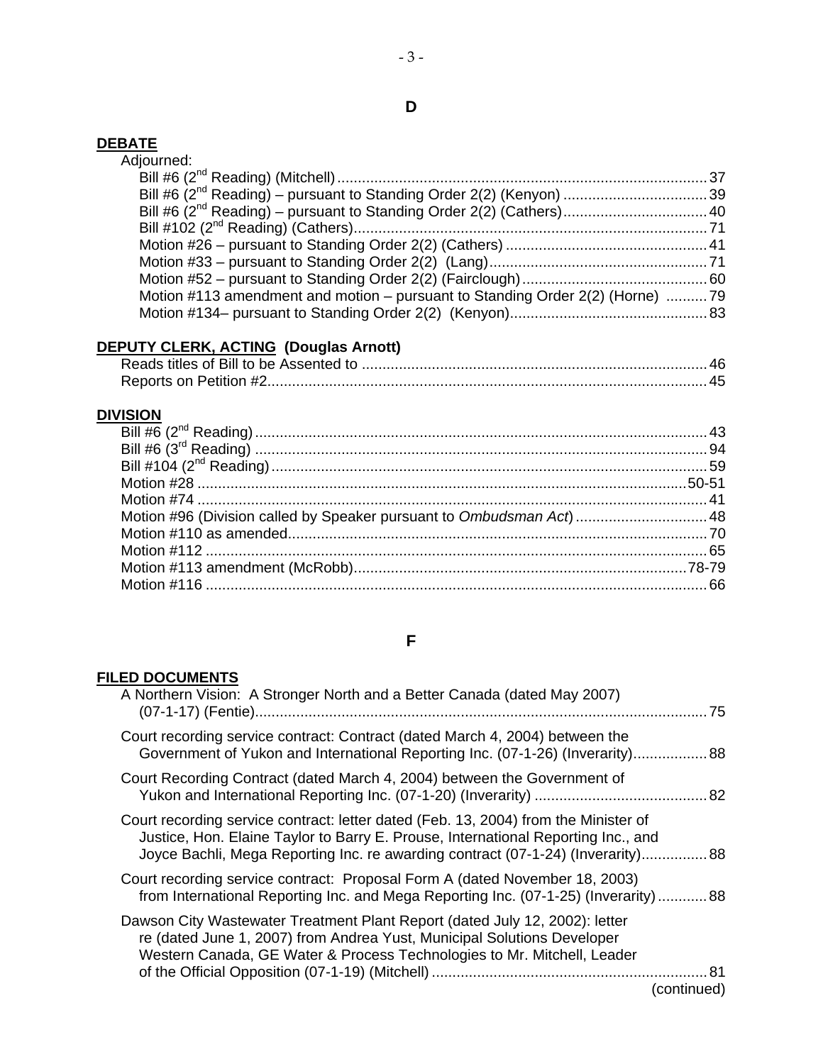## D

**DEBATE**

Adjourned:

- Bill #6 (2nd Reading) (Mitchell) .......... 37
- Bill #6 (2nd Reading) – pursuant to Standing Order 2(2) (Kenyon) .......... 39
- Bill #6 (2nd Reading) – pursuant to Standing Order 2(2) (Cathers) .......... 40
- Bill #102 (2nd Reading) (Cathers) .......... 71
- Motion #26 – pursuant to Standing Order 2(2) (Cathers) .......... 41
- Motion #33 – pursuant to Standing Order 2(2) (Lang) .......... 71
- Motion #52 – pursuant to Standing Order 2(2) (Fairclough) .......... 60
- Motion #113 amendment and motion – pursuant to Standing Order 2(2) (Horne) .......... 79
- Motion #134– pursuant to Standing Order 2(2) (Kenyon) .......... 83

**DEPUTY CLERK, ACTING (Douglas Arnott)**

- Reads titles of Bill to be Assented to .......... 46
- Reports on Petition #2 .......... 45

**DIVISION**

- Bill #6 (2nd Reading) .......... 43
- Bill #6 (3rd Reading) .......... 94
- Bill #104 (2nd Reading) .......... 59
- Motion #28 .......... 50-51
- Motion #74 .......... 41
- Motion #96 (Division called by Speaker pursuant to *Ombudsman Act*) .......... 48
- Motion #110 as amended .......... 70
- Motion #112 .......... 65
- Motion #113 amendment (McRobb) .......... 78-79
- Motion #116 .......... 66

## F

**FILED DOCUMENTS**

- A Northern Vision: A Stronger North and a Better Canada (dated May 2007) (07-1-17) (Fentie) .......... 75
- Court recording service contract: Contract (dated March 4, 2004) between the Government of Yukon and International Reporting Inc. (07-1-26) (Inverarity) .......... 88
- Court Recording Contract (dated March 4, 2004) between the Government of Yukon and International Reporting Inc. (07-1-20) (Inverarity) .......... 82
- Court recording service contract: letter dated (Feb. 13, 2004) from the Minister of Justice, Hon. Elaine Taylor to Barry E. Prouse, International Reporting Inc., and Joyce Bachli, Mega Reporting Inc. re awarding contract (07-1-24) (Inverarity) .......... 88
- Court recording service contract: Proposal Form A (dated November 18, 2003) from International Reporting Inc. and Mega Reporting Inc. (07-1-25) (Inverarity) .......... 88
- Dawson City Wastewater Treatment Plant Report (dated July 12, 2002): letter re (dated June 1, 2007) from Andrea Yust, Municipal Solutions Developer Western Canada, GE Water & Process Technologies to Mr. Mitchell, Leader of the Official Opposition (07-1-19) (Mitchell) .......... 81

(continued)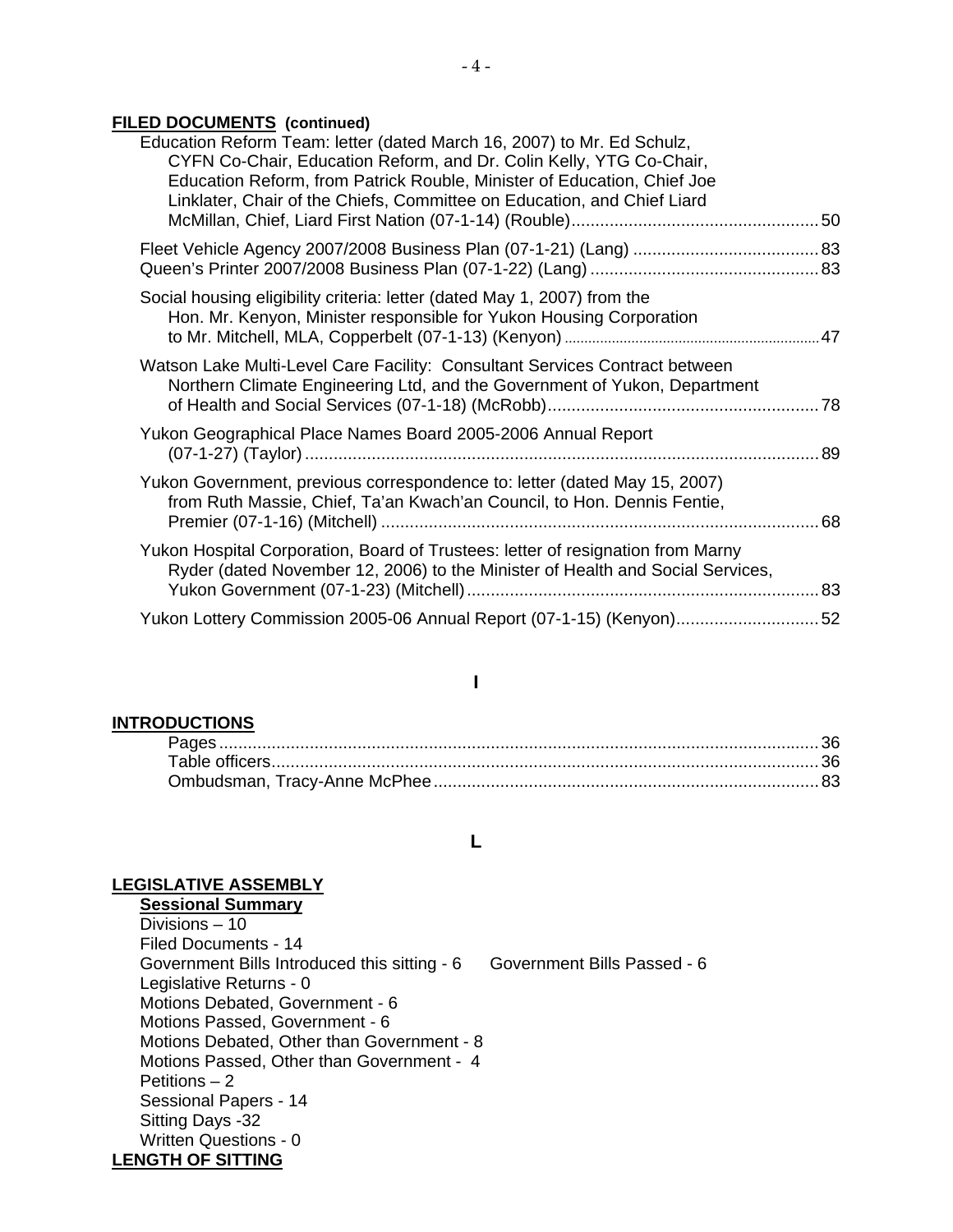**FILED DOCUMENTS (continued)**

Education Reform Team: letter (dated March 16, 2007) to Mr. Ed Schulz, CYFN Co-Chair, Education Reform, and Dr. Colin Kelly, YTG Co-Chair, Education Reform, from Patrick Rouble, Minister of Education, Chief Joe Linklater, Chair of the Chiefs, Committee on Education, and Chief Liard McMillan, Chief, Liard First Nation (07-1-14) (Rouble) .......... 50

Fleet Vehicle Agency 2007/2008 Business Plan (07-1-21) (Lang) .......... 83
Queen's Printer 2007/2008 Business Plan (07-1-22) (Lang) .......... 83

Social housing eligibility criteria: letter (dated May 1, 2007) from the Hon. Mr. Kenyon, Minister responsible for Yukon Housing Corporation to Mr. Mitchell, MLA, Copperbelt (07-1-13) (Kenyon) .......... 47

Watson Lake Multi-Level Care Facility: Consultant Services Contract between Northern Climate Engineering Ltd, and the Government of Yukon, Department of Health and Social Services (07-1-18) (McRobb) .......... 78

Yukon Geographical Place Names Board 2005-2006 Annual Report (07-1-27) (Taylor) .......... 89

Yukon Government, previous correspondence to: letter (dated May 15, 2007) from Ruth Massie, Chief, Ta'an Kwach'an Council, to Hon. Dennis Fentie, Premier (07-1-16) (Mitchell) .......... 68

Yukon Hospital Corporation, Board of Trustees: letter of resignation from Marny Ryder (dated November 12, 2006) to the Minister of Health and Social Services, Yukon Government (07-1-23) (Mitchell) .......... 83

Yukon Lottery Commission 2005-06 Annual Report (07-1-15) (Kenyon) .......... 52

**I**

**INTRODUCTIONS**

Pages .......... 36
Table officers .......... 36
Ombudsman, Tracy-Anne McPhee .......... 83

**L**

**LEGISLATIVE ASSEMBLY**

**Sessional Summary**

Divisions – 10
Filed Documents - 14
Government Bills Introduced this sitting - 6 Government Bills Passed - 6
Legislative Returns - 0
Motions Debated, Government - 6
Motions Passed, Government - 6
Motions Debated, Other than Government - 8
Motions Passed, Other than Government - 4
Petitions – 2
Sessional Papers - 14
Sitting Days -32
Written Questions - 0

**LENGTH OF SITTING**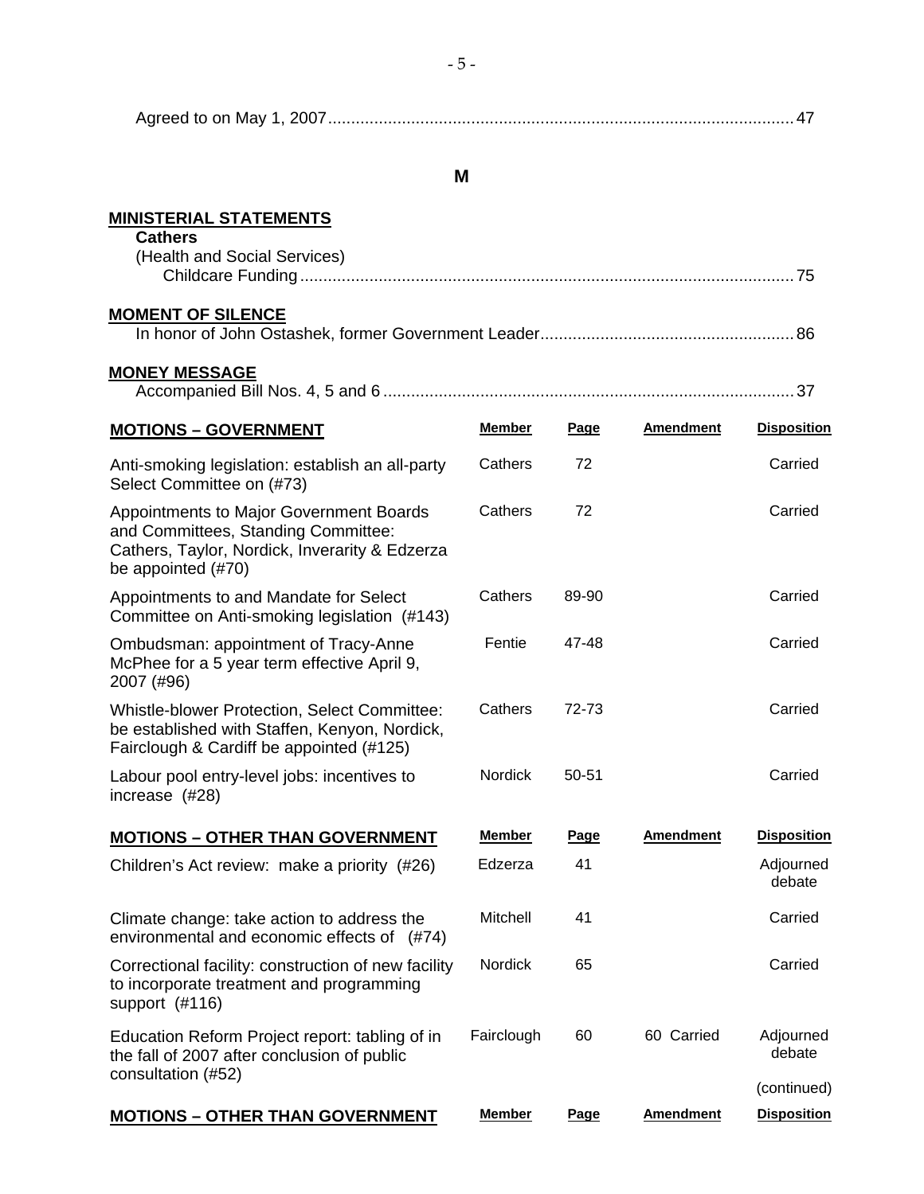Agreed to on May 1, 2007 ..................................................................................................... 47

## M

**MINISTERIAL STATEMENTS**

**Cathers**

(Health and Social Services)

Childcare Funding ........................................................................................................... 75

**MOMENT OF SILENCE**

In honor of John Ostashek, former Government Leader ...................................................... 86

**MONEY MESSAGE**

Accompanied Bill Nos. 4, 5 and 6 ........................................................................................ 37

| MOTIONS – GOVERNMENT | Member | Page | Amendment | Disposition |
|---|---|---|---|---|
| Anti-smoking legislation: establish an all-party Select Committee on (#73) | Cathers | 72 | | Carried |
| Appointments to Major Government Boards and Committees, Standing Committee: Cathers, Taylor, Nordick, Inverarity & Edzerza be appointed (#70) | Cathers | 72 | | Carried |
| Appointments to and Mandate for Select Committee on Anti-smoking legislation (#143) | Cathers | 89-90 | | Carried |
| Ombudsman: appointment of Tracy-Anne McPhee for a 5 year term effective April 9, 2007 (#96) | Fentie | 47-48 | | Carried |
| Whistle-blower Protection, Select Committee: be established with Staffen, Kenyon, Nordick, Fairclough & Cardiff be appointed (#125) | Cathers | 72-73 | | Carried |
| Labour pool entry-level jobs: incentives to increase (#28) | Nordick | 50-51 | | Carried |

| MOTIONS – OTHER THAN GOVERNMENT | Member | Page | Amendment | Disposition |
|---|---|---|---|---|
| Children's Act review: make a priority (#26) | Edzerza | 41 | | Adjourned debate |
| Climate change: take action to address the environmental and economic effects of (#74) | Mitchell | 41 | | Carried |
| Correctional facility: construction of new facility to incorporate treatment and programming support (#116) | Nordick | 65 | | Carried |
| Education Reform Project report: tabling of in the fall of 2007 after conclusion of public consultation (#52) | Fairclough | 60 | 60 Carried | Adjourned debate |

(continued)

| MOTIONS – OTHER THAN GOVERNMENT | Member | Page | Amendment | Disposition |
|---|---|---|---|---|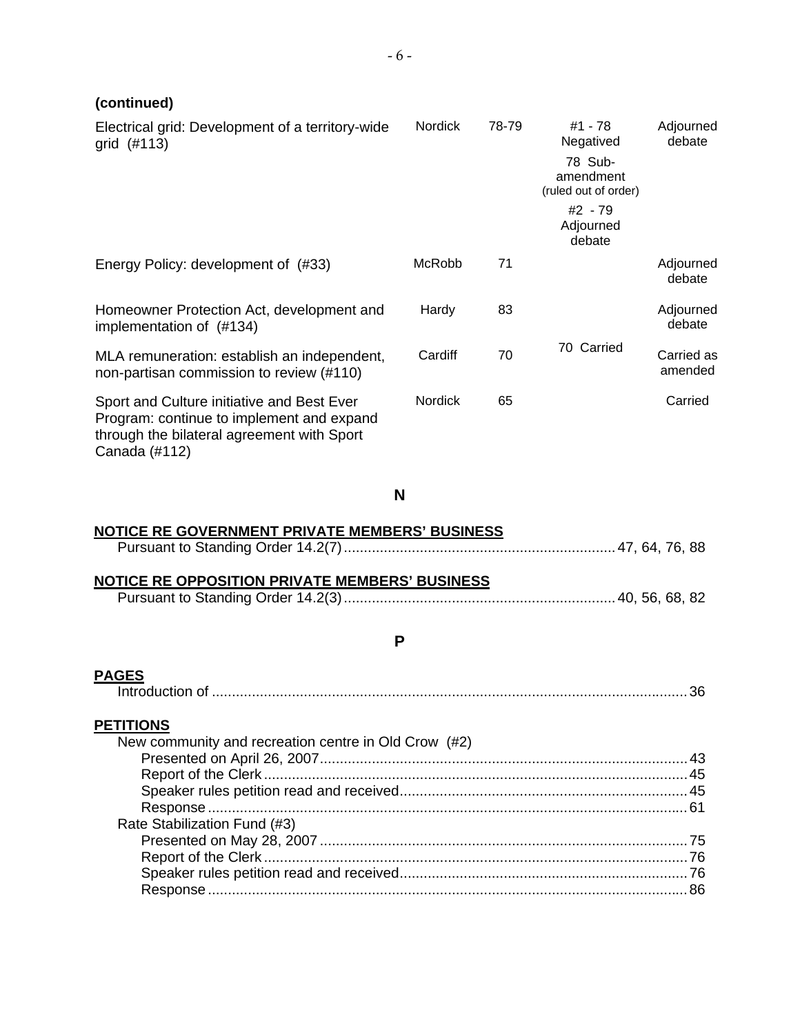**(continued)**

| | | | | |
|---|---|---|---|---|
| Electrical grid: Development of a territory-wide grid (#113) | Nordick | 78-79 | #1 - 78 Negatived<br>78 Sub-amendment (ruled out of order)<br>#2 - 79 Adjourned debate | Adjourned debate |
| Energy Policy: development of (#33) | McRobb | 71 | | Adjourned debate |
| Homeowner Protection Act, development and implementation of (#134) | Hardy | 83 | | Adjourned debate |
| MLA remuneration: establish an independent, non-partisan commission to review (#110) | Cardiff | 70 | 70 Carried | Carried as amended |
| Sport and Culture initiative and Best Ever Program: continue to implement and expand through the bilateral agreement with Sport Canada (#112) | Nordick | 65 | | Carried |

## N

**NOTICE RE GOVERNMENT PRIVATE MEMBERS' BUSINESS**

Pursuant to Standing Order 14.2(7) .................... 47, 64, 76, 88

**NOTICE RE OPPOSITION PRIVATE MEMBERS' BUSINESS**

Pursuant to Standing Order 14.2(3) .................... 40, 56, 68, 82

## P

**PAGES**

Introduction of .................... 36

**PETITIONS**

New community and recreation centre in Old Crow (#2)

- Presented on April 26, 2007 .................... 43
- Report of the Clerk .................... 45
- Speaker rules petition read and received .................... 45
- Response .................... 61

Rate Stabilization Fund (#3)

- Presented on May 28, 2007 .................... 75
- Report of the Clerk .................... 76
- Speaker rules petition read and received .................... 76
- Response .................... 86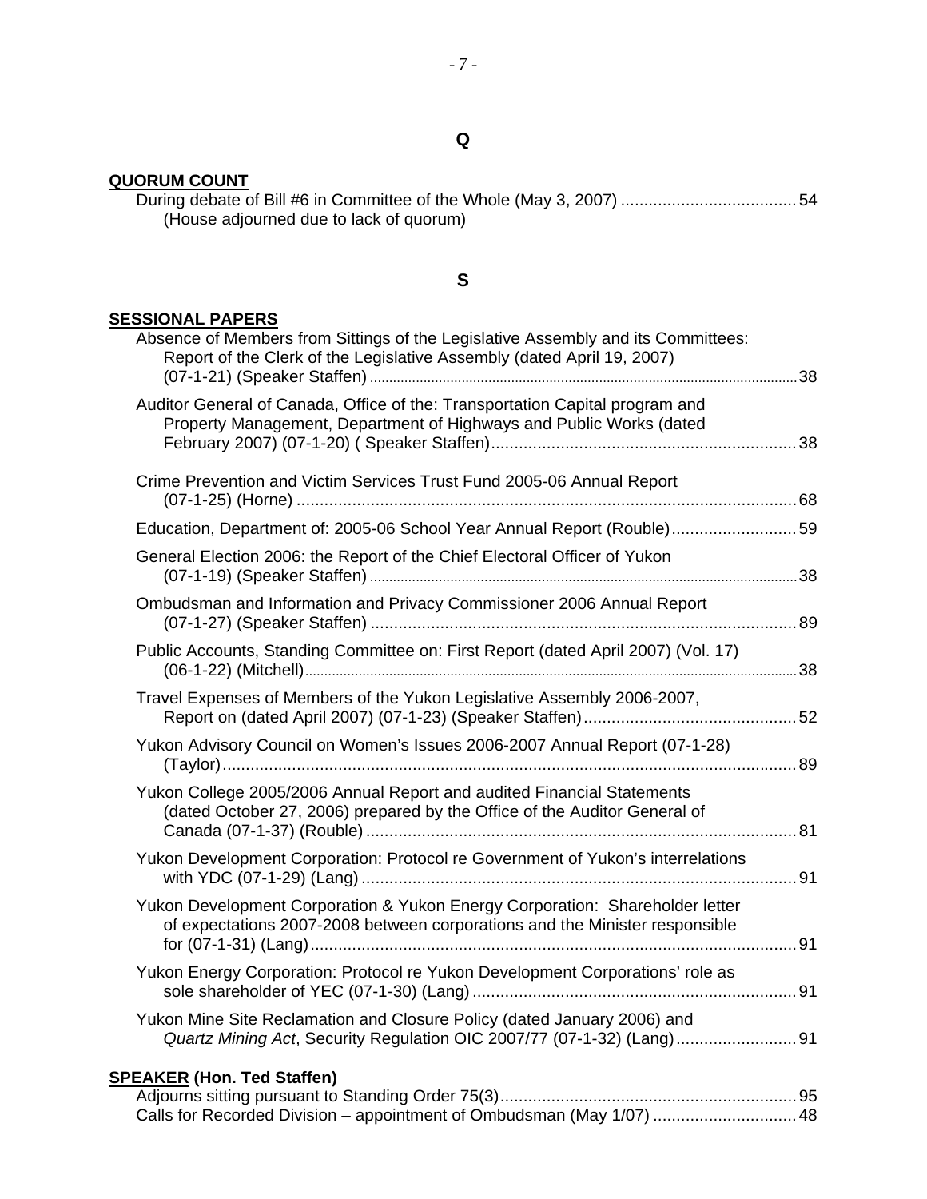## Q

**QUORUM COUNT**

During debate of Bill #6 in Committee of the Whole (May 3, 2007) ...................................... 54
(House adjourned due to lack of quorum)

## S

**SESSIONAL PAPERS**

Absence of Members from Sittings of the Legislative Assembly and its Committees: Report of the Clerk of the Legislative Assembly (dated April 19, 2007) (07-1-21) (Speaker Staffen) .......... 38

Auditor General of Canada, Office of the: Transportation Capital program and Property Management, Department of Highways and Public Works (dated February 2007) (07-1-20) ( Speaker Staffen) .......... 38

Crime Prevention and Victim Services Trust Fund 2005-06 Annual Report (07-1-25) (Horne) .......... 68

Education, Department of: 2005-06 School Year Annual Report (Rouble) .......... 59

General Election 2006: the Report of the Chief Electoral Officer of Yukon (07-1-19) (Speaker Staffen) .......... 38

Ombudsman and Information and Privacy Commissioner 2006 Annual Report (07-1-27) (Speaker Staffen) .......... 89

Public Accounts, Standing Committee on: First Report (dated April 2007) (Vol. 17) (06-1-22) (Mitchell) .......... 38

Travel Expenses of Members of the Yukon Legislative Assembly 2006-2007, Report on (dated April 2007) (07-1-23) (Speaker Staffen) .......... 52

Yukon Advisory Council on Women's Issues 2006-2007 Annual Report (07-1-28) (Taylor) .......... 89

Yukon College 2005/2006 Annual Report and audited Financial Statements (dated October 27, 2006) prepared by the Office of the Auditor General of Canada (07-1-37) (Rouble) .......... 81

Yukon Development Corporation: Protocol re Government of Yukon's interrelations with YDC (07-1-29) (Lang) .......... 91

Yukon Development Corporation & Yukon Energy Corporation: Shareholder letter of expectations 2007-2008 between corporations and the Minister responsible for (07-1-31) (Lang) .......... 91

Yukon Energy Corporation: Protocol re Yukon Development Corporations' role as sole shareholder of YEC (07-1-30) (Lang) .......... 91

Yukon Mine Site Reclamation and Closure Policy (dated January 2006) and *Quartz Mining Act*, Security Regulation OIC 2007/77 (07-1-32) (Lang) .......... 91

**SPEAKER (Hon. Ted Staffen)**

Adjourns sitting pursuant to Standing Order 75(3) .......... 95
Calls for Recorded Division – appointment of Ombudsman (May 1/07) .......... 48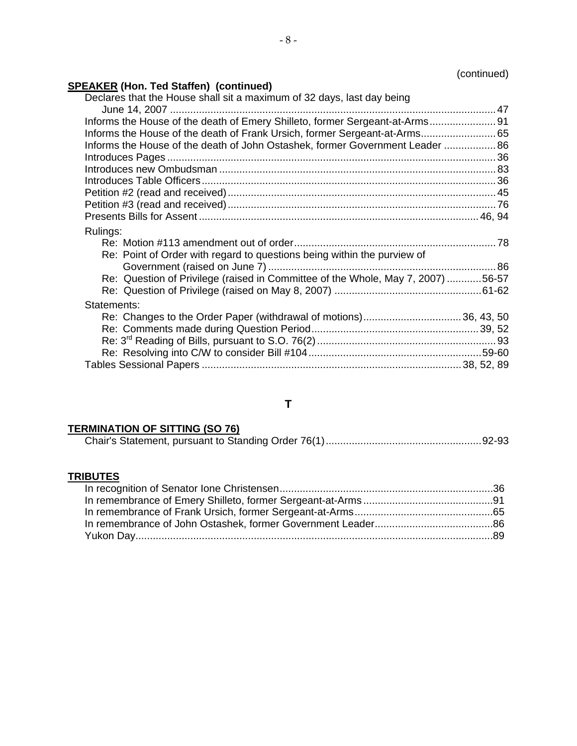(continued)

**SPEAKER (Hon. Ted Staffen) (continued)**

Declares that the House shall sit a maximum of 32 days, last day being June 14, 2007 ... 47
Informs the House of the death of Emery Shilleto, former Sergeant-at-Arms ... 91
Informs the House of the death of Frank Ursich, former Sergeant-at-Arms ... 65
Informs the House of the death of John Ostashek, former Government Leader ... 86
Introduces Pages ... 36
Introduces new Ombudsman ... 83
Introduces Table Officers ... 36
Petition #2 (read and received) ... 45
Petition #3 (read and received) ... 76
Presents Bills for Assent ... 46, 94

Rulings:
- Re: Motion #113 amendment out of order ... 78
- Re: Point of Order with regard to questions being within the purview of Government (raised on June 7) ... 86
- Re: Question of Privilege (raised in Committee of the Whole, May 7, 2007) ... 56-57
- Re: Question of Privilege (raised on May 8, 2007) ... 61-62

Statements:
- Re: Changes to the Order Paper (withdrawal of motions) ... 36, 43, 50
- Re: Comments made during Question Period ... 39, 52
- Re: 3rd Reading of Bills, pursuant to S.O. 76(2) ... 93
- Re: Resolving into C/W to consider Bill #104 ... 59-60

Tables Sessional Papers ... 38, 52, 89

## T

**TERMINATION OF SITTING (SO 76)**

Chair's Statement, pursuant to Standing Order 76(1) ... 92-93

**TRIBUTES**

In recognition of Senator Ione Christensen ... 36
In remembrance of Emery Shilleto, former Sergeant-at-Arms ... 91
In remembrance of Frank Ursich, former Sergeant-at-Arms ... 65
In remembrance of John Ostashek, former Government Leader ... 86
Yukon Day ... 89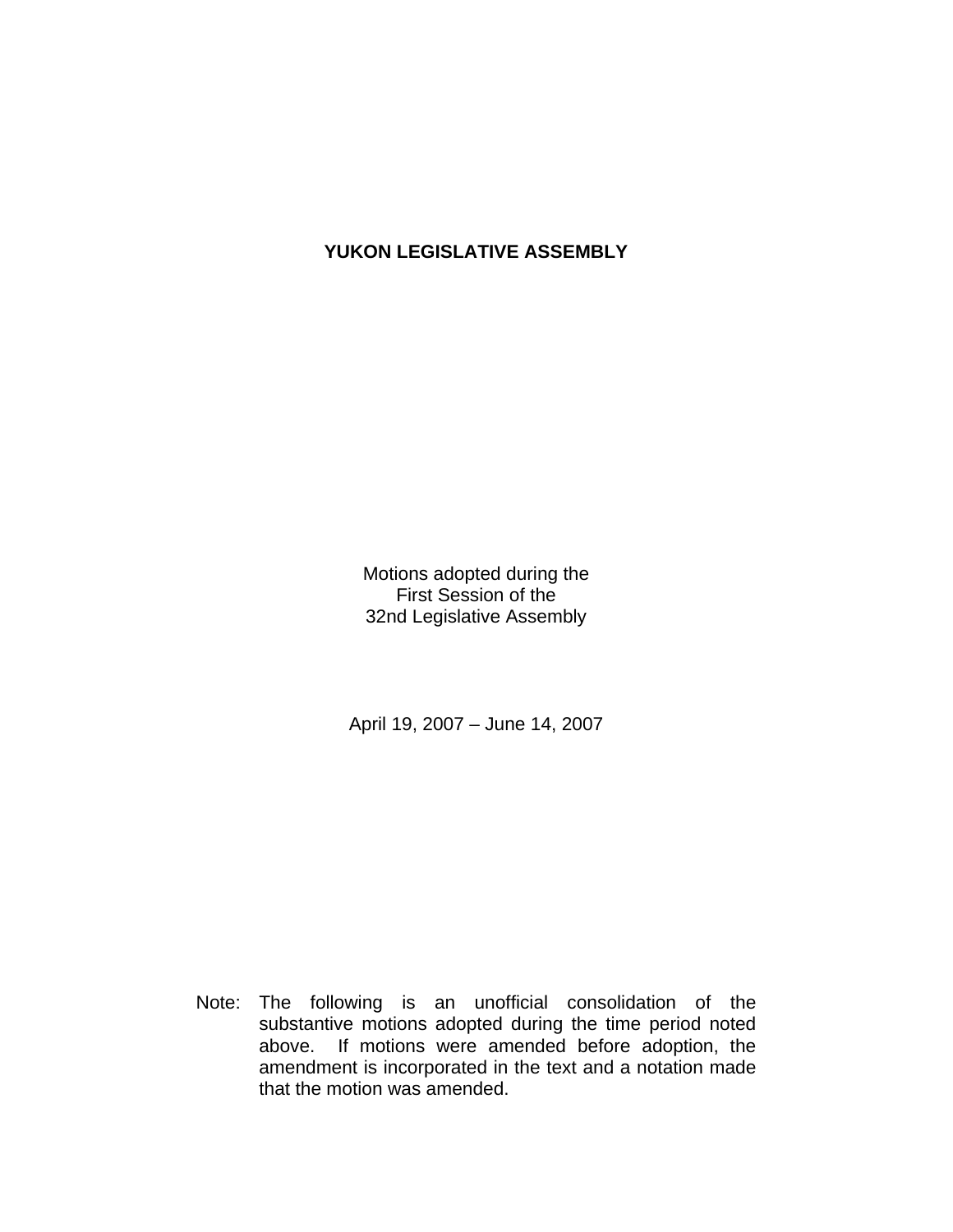# YUKON LEGISLATIVE ASSEMBLY

Motions adopted during the
First Session of the
32nd Legislative Assembly

April 19, 2007 – June 14, 2007

Note: The following is an unofficial consolidation of the substantive motions adopted during the time period noted above. If motions were amended before adoption, the amendment is incorporated in the text and a notation made that the motion was amended.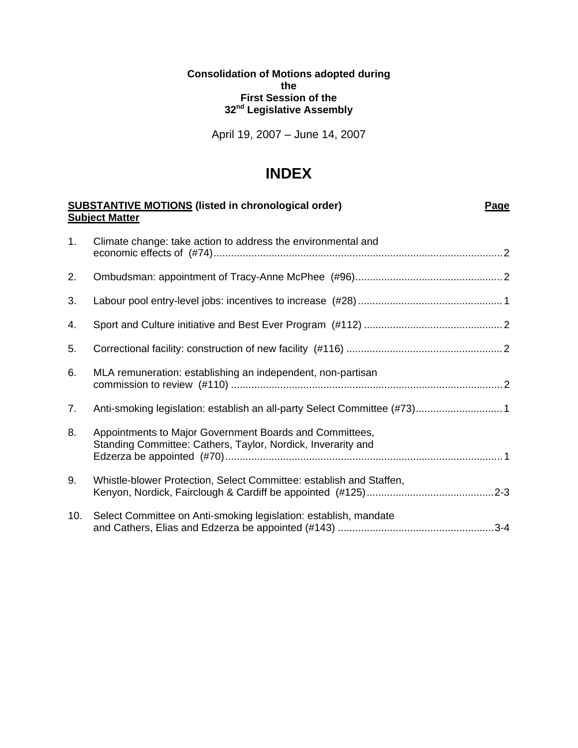**Consolidation of Motions adopted during the First Session of the 32nd Legislative Assembly**

April 19, 2007 – June 14, 2007

# INDEX

**SUBSTANTIVE MOTIONS (listed in chronological order)** — **Page**

**Subject Matter**

1. Climate change: take action to address the environmental and economic effects of (#74) .......... 2
2. Ombudsman: appointment of Tracy-Anne McPhee (#96) .......... 2
3. Labour pool entry-level jobs: incentives to increase (#28) .......... 1
4. Sport and Culture initiative and Best Ever Program (#112) .......... 2
5. Correctional facility: construction of new facility (#116) .......... 2
6. MLA remuneration: establishing an independent, non-partisan commission to review (#110) .......... 2
7. Anti-smoking legislation: establish an all-party Select Committee (#73) .......... 1
8. Appointments to Major Government Boards and Committees, Standing Committee: Cathers, Taylor, Nordick, Inverarity and Edzerza be appointed (#70) .......... 1
9. Whistle-blower Protection, Select Committee: establish and Staffen, Kenyon, Nordick, Fairclough & Cardiff be appointed (#125) .......... 2-3
10. Select Committee on Anti-smoking legislation: establish, mandate and Cathers, Elias and Edzerza be appointed (#143) .......... 3-4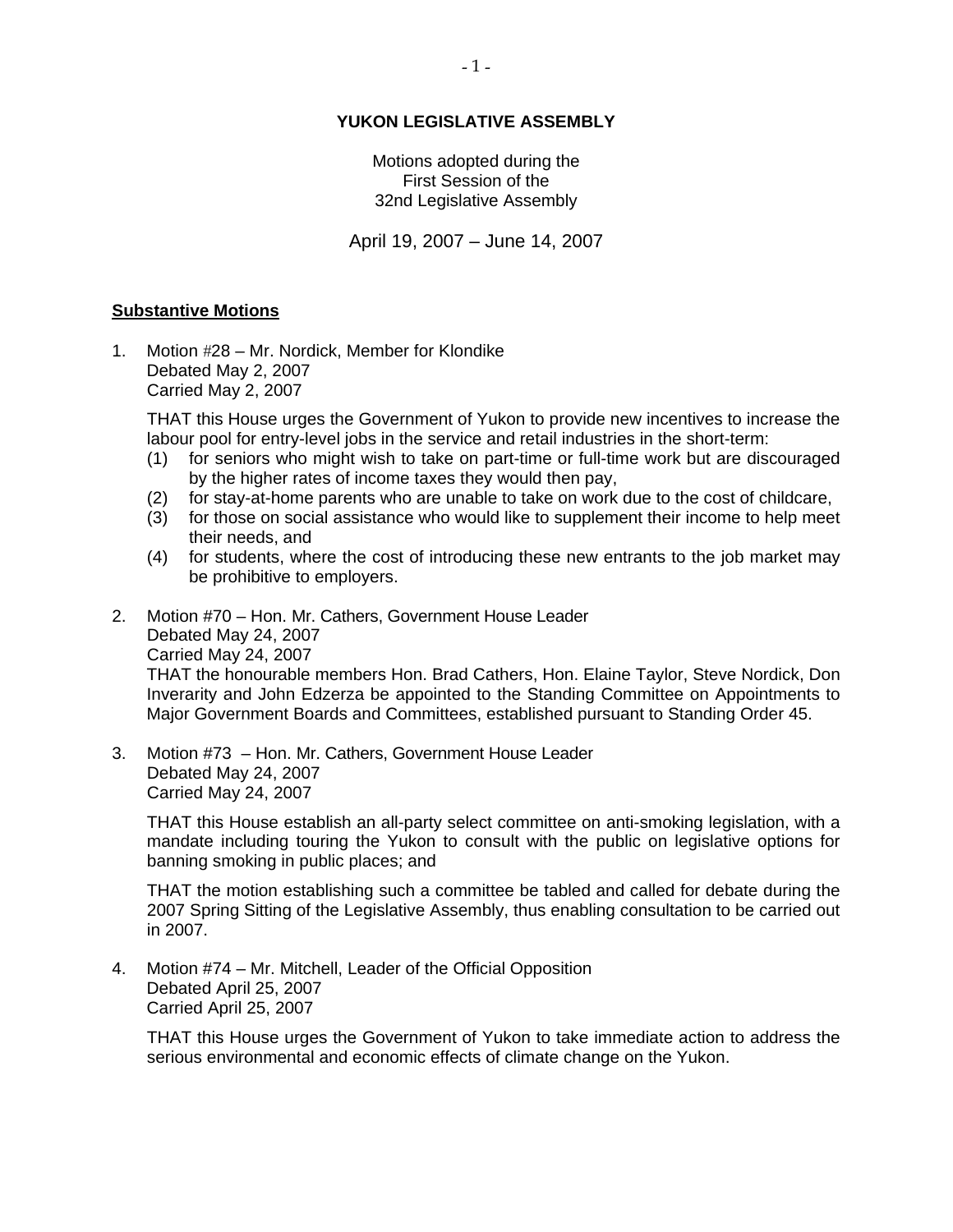**YUKON LEGISLATIVE ASSEMBLY**

Motions adopted during the
First Session of the
32nd Legislative Assembly

April 19, 2007 – June 14, 2007

**Substantive Motions**

1. Motion #28 – Mr. Nordick, Member for Klondike
   Debated May 2, 2007
   Carried May 2, 2007

   THAT this House urges the Government of Yukon to provide new incentives to increase the labour pool for entry-level jobs in the service and retail industries in the short-term:
   (1) for seniors who might wish to take on part-time or full-time work but are discouraged by the higher rates of income taxes they would then pay,
   (2) for stay-at-home parents who are unable to take on work due to the cost of childcare,
   (3) for those on social assistance who would like to supplement their income to help meet their needs, and
   (4) for students, where the cost of introducing these new entrants to the job market may be prohibitive to employers.

2. Motion #70 – Hon. Mr. Cathers, Government House Leader
   Debated May 24, 2007
   Carried May 24, 2007
   THAT the honourable members Hon. Brad Cathers, Hon. Elaine Taylor, Steve Nordick, Don Inverarity and John Edzerza be appointed to the Standing Committee on Appointments to Major Government Boards and Committees, established pursuant to Standing Order 45.

3. Motion #73 – Hon. Mr. Cathers, Government House Leader
   Debated May 24, 2007
   Carried May 24, 2007

   THAT this House establish an all-party select committee on anti-smoking legislation, with a mandate including touring the Yukon to consult with the public on legislative options for banning smoking in public places; and

   THAT the motion establishing such a committee be tabled and called for debate during the 2007 Spring Sitting of the Legislative Assembly, thus enabling consultation to be carried out in 2007.

4. Motion #74 – Mr. Mitchell, Leader of the Official Opposition
   Debated April 25, 2007
   Carried April 25, 2007

   THAT this House urges the Government of Yukon to take immediate action to address the serious environmental and economic effects of climate change on the Yukon.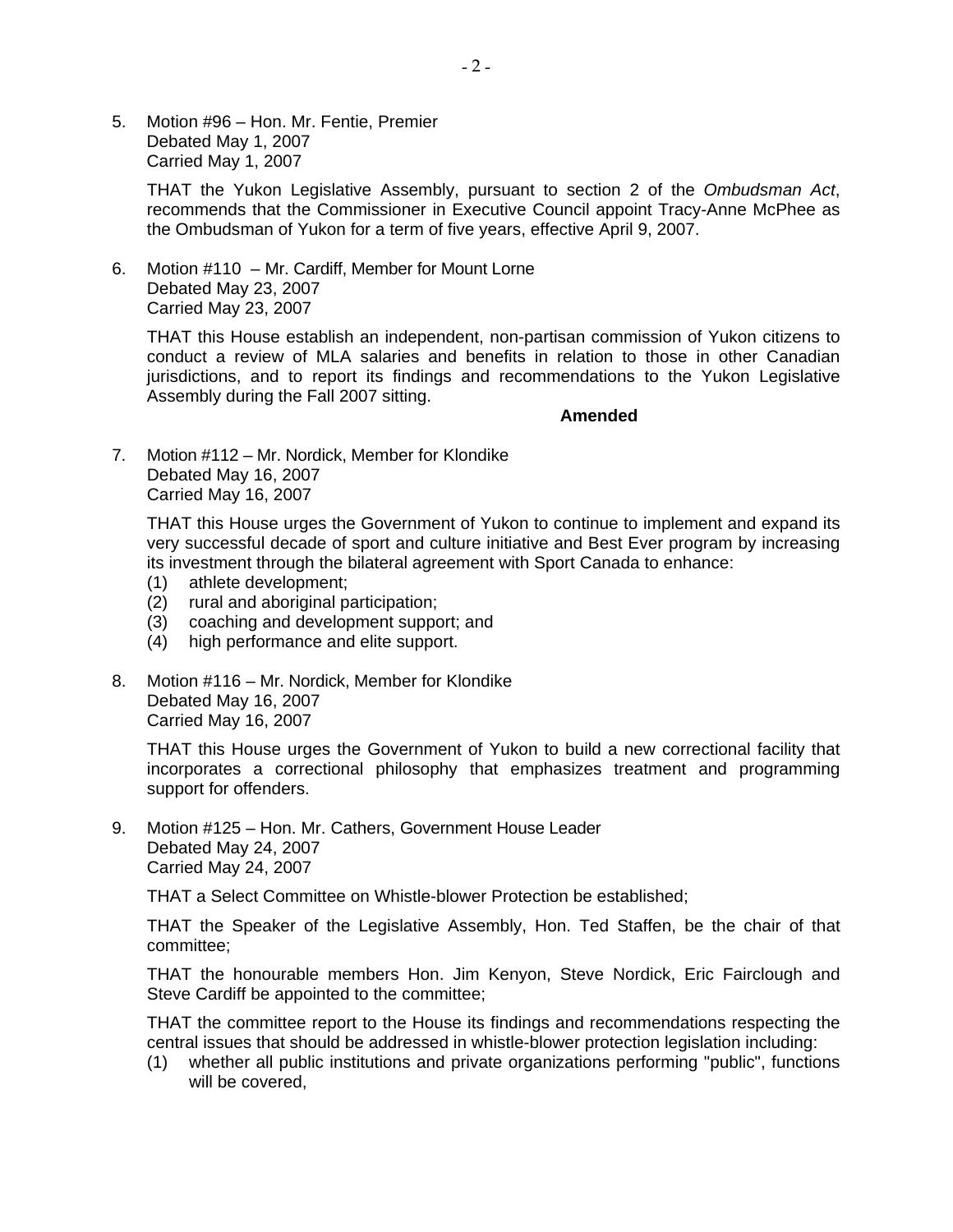5. Motion #96 – Hon. Mr. Fentie, Premier
   Debated May 1, 2007
   Carried May 1, 2007

   THAT the Yukon Legislative Assembly, pursuant to section 2 of the *Ombudsman Act*, recommends that the Commissioner in Executive Council appoint Tracy-Anne McPhee as the Ombudsman of Yukon for a term of five years, effective April 9, 2007.

6. Motion #110 – Mr. Cardiff, Member for Mount Lorne
   Debated May 23, 2007
   Carried May 23, 2007

   THAT this House establish an independent, non-partisan commission of Yukon citizens to conduct a review of MLA salaries and benefits in relation to those in other Canadian jurisdictions, and to report its findings and recommendations to the Yukon Legislative Assembly during the Fall 2007 sitting.

   **Amended**

7. Motion #112 – Mr. Nordick, Member for Klondike
   Debated May 16, 2007
   Carried May 16, 2007

   THAT this House urges the Government of Yukon to continue to implement and expand its very successful decade of sport and culture initiative and Best Ever program by increasing its investment through the bilateral agreement with Sport Canada to enhance:
   (1) athlete development;
   (2) rural and aboriginal participation;
   (3) coaching and development support; and
   (4) high performance and elite support.

8. Motion #116 – Mr. Nordick, Member for Klondike
   Debated May 16, 2007
   Carried May 16, 2007

   THAT this House urges the Government of Yukon to build a new correctional facility that incorporates a correctional philosophy that emphasizes treatment and programming support for offenders.

9. Motion #125 – Hon. Mr. Cathers, Government House Leader
   Debated May 24, 2007
   Carried May 24, 2007

   THAT a Select Committee on Whistle-blower Protection be established;

   THAT the Speaker of the Legislative Assembly, Hon. Ted Staffen, be the chair of that committee;

   THAT the honourable members Hon. Jim Kenyon, Steve Nordick, Eric Fairclough and Steve Cardiff be appointed to the committee;

   THAT the committee report to the House its findings and recommendations respecting the central issues that should be addressed in whistle-blower protection legislation including:
   (1) whether all public institutions and private organizations performing "public", functions will be covered,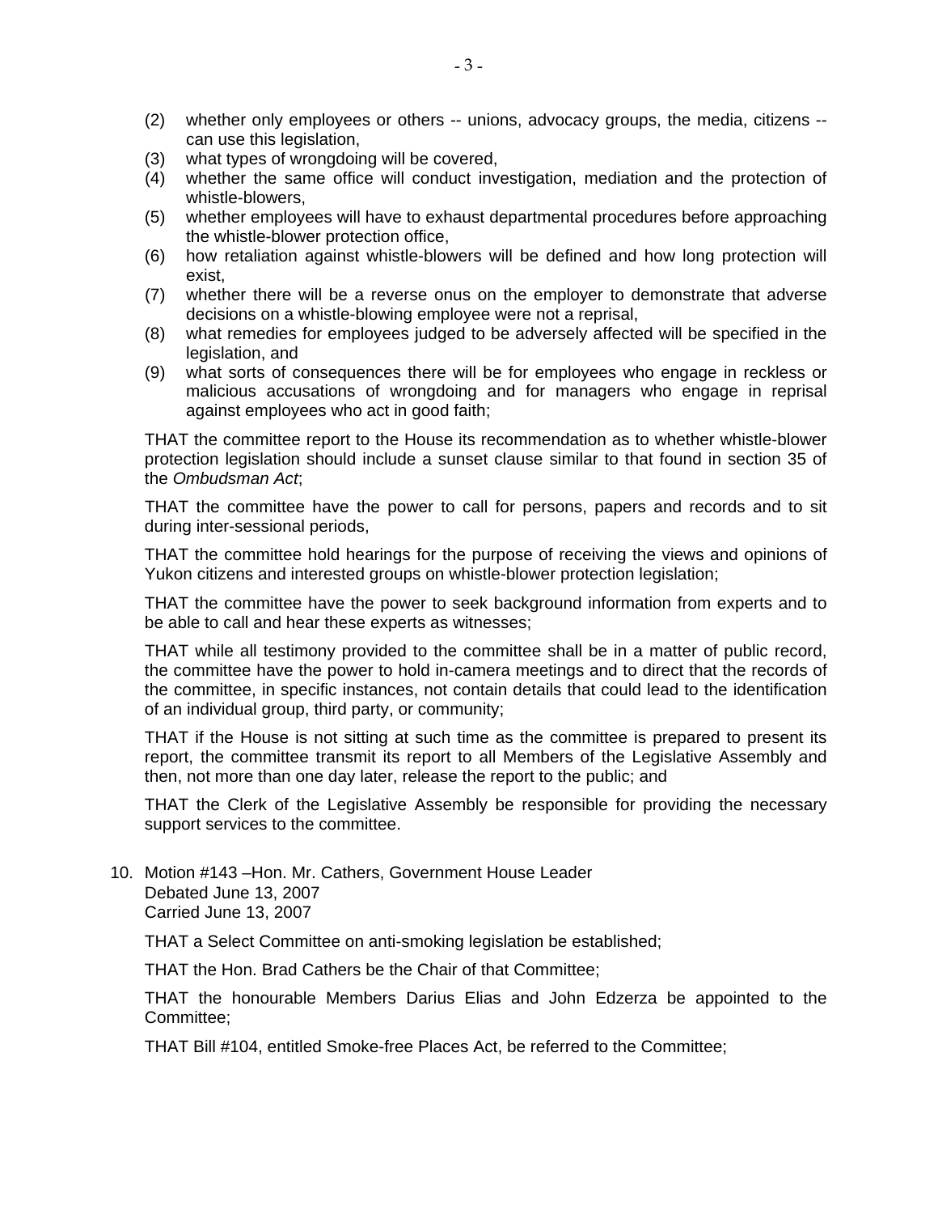(2) whether only employees or others -- unions, advocacy groups, the media, citizens -- can use this legislation,
(3) what types of wrongdoing will be covered,
(4) whether the same office will conduct investigation, mediation and the protection of whistle-blowers,
(5) whether employees will have to exhaust departmental procedures before approaching the whistle-blower protection office,
(6) how retaliation against whistle-blowers will be defined and how long protection will exist,
(7) whether there will be a reverse onus on the employer to demonstrate that adverse decisions on a whistle-blowing employee were not a reprisal,
(8) what remedies for employees judged to be adversely affected will be specified in the legislation, and
(9) what sorts of consequences there will be for employees who engage in reckless or malicious accusations of wrongdoing and for managers who engage in reprisal against employees who act in good faith;

THAT the committee report to the House its recommendation as to whether whistle-blower protection legislation should include a sunset clause similar to that found in section 35 of the *Ombudsman Act*;

THAT the committee have the power to call for persons, papers and records and to sit during inter-sessional periods,

THAT the committee hold hearings for the purpose of receiving the views and opinions of Yukon citizens and interested groups on whistle-blower protection legislation;

THAT the committee have the power to seek background information from experts and to be able to call and hear these experts as witnesses;

THAT while all testimony provided to the committee shall be in a matter of public record, the committee have the power to hold in-camera meetings and to direct that the records of the committee, in specific instances, not contain details that could lead to the identification of an individual group, third party, or community;

THAT if the House is not sitting at such time as the committee is prepared to present its report, the committee transmit its report to all Members of the Legislative Assembly and then, not more than one day later, release the report to the public; and

THAT the Clerk of the Legislative Assembly be responsible for providing the necessary support services to the committee.

10. Motion #143 –Hon. Mr. Cathers, Government House Leader
Debated June 13, 2007
Carried June 13, 2007

THAT a Select Committee on anti-smoking legislation be established;

THAT the Hon. Brad Cathers be the Chair of that Committee;

THAT the honourable Members Darius Elias and John Edzerza be appointed to the Committee;

THAT Bill #104, entitled Smoke-free Places Act, be referred to the Committee;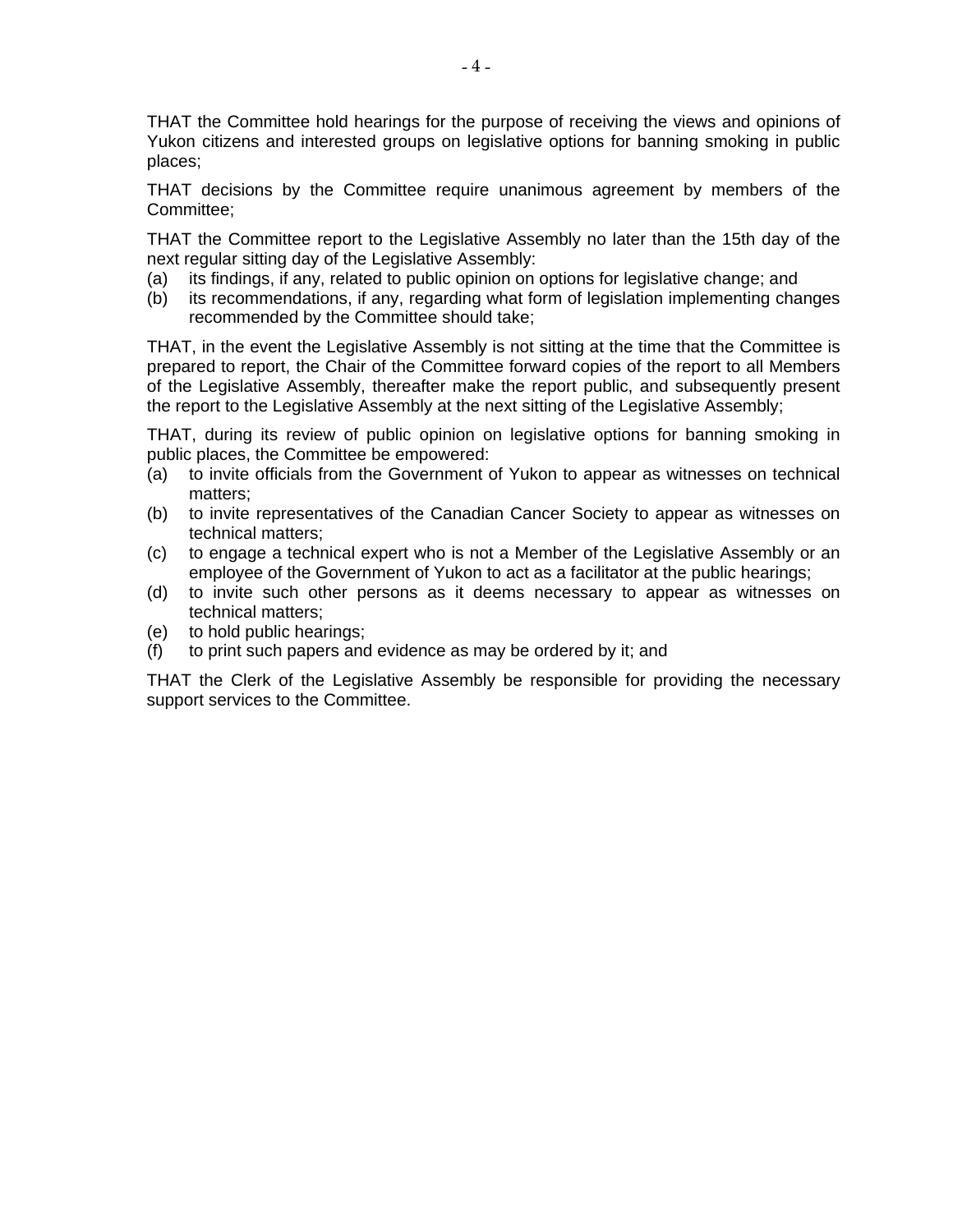THAT the Committee hold hearings for the purpose of receiving the views and opinions of Yukon citizens and interested groups on legislative options for banning smoking in public places;

THAT decisions by the Committee require unanimous agreement by members of the Committee;

THAT the Committee report to the Legislative Assembly no later than the 15th day of the next regular sitting day of the Legislative Assembly:

(a) its findings, if any, related to public opinion on options for legislative change; and
(b) its recommendations, if any, regarding what form of legislation implementing changes recommended by the Committee should take;

THAT, in the event the Legislative Assembly is not sitting at the time that the Committee is prepared to report, the Chair of the Committee forward copies of the report to all Members of the Legislative Assembly, thereafter make the report public, and subsequently present the report to the Legislative Assembly at the next sitting of the Legislative Assembly;

THAT, during its review of public opinion on legislative options for banning smoking in public places, the Committee be empowered:

(a) to invite officials from the Government of Yukon to appear as witnesses on technical matters;
(b) to invite representatives of the Canadian Cancer Society to appear as witnesses on technical matters;
(c) to engage a technical expert who is not a Member of the Legislative Assembly or an employee of the Government of Yukon to act as a facilitator at the public hearings;
(d) to invite such other persons as it deems necessary to appear as witnesses on technical matters;
(e) to hold public hearings;
(f) to print such papers and evidence as may be ordered by it; and

THAT the Clerk of the Legislative Assembly be responsible for providing the necessary support services to the Committee.